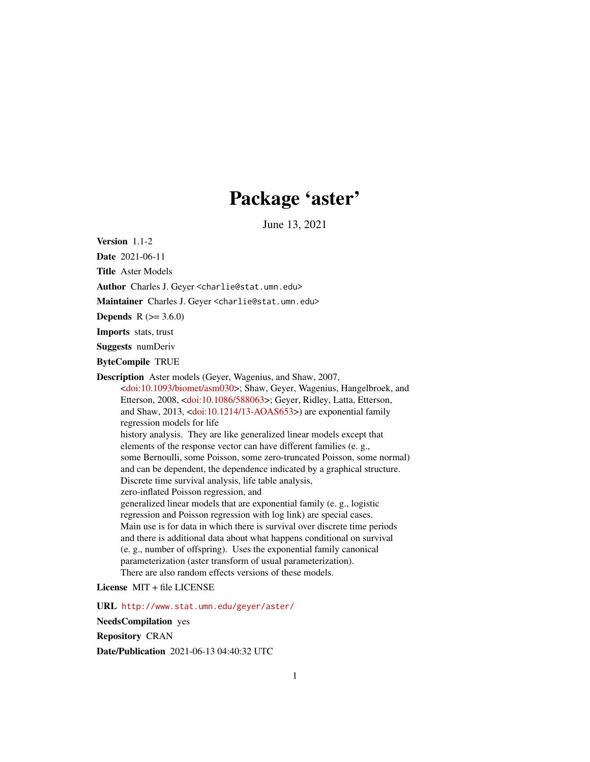# Package 'aster'

June 13, 2021

**Version** 1.1-2

**Date** 2021-06-11

**Title** Aster Models

**Author** Charles J. Geyer <charlie@stat.umn.edu>

**Maintainer** Charles J. Geyer <charlie@stat.umn.edu>

**Depends** R (>= 3.6.0)

**Imports** stats, trust

**Suggests** numDeriv

**ByteCompile** TRUE

**Description** Aster models (Geyer, Wagenius, and Shaw, 2007, <doi:10.1093/biomet/asm030>; Shaw, Geyer, Wagenius, Hangelbroek, and Etterson, 2008, <doi:10.1086/588063>; Geyer, Ridley, Latta, Etterson, and Shaw, 2013, <doi:10.1214/13-AOAS653>) are exponential family regression models for life history analysis. They are like generalized linear models except that elements of the response vector can have different families (e. g., some Bernoulli, some Poisson, some zero-truncated Poisson, some normal) and can be dependent, the dependence indicated by a graphical structure. Discrete time survival analysis, life table analysis, zero-inflated Poisson regression, and generalized linear models that are exponential family (e. g., logistic regression and Poisson regression with log link) are special cases. Main use is for data in which there is survival over discrete time periods and there is additional data about what happens conditional on survival (e. g., number of offspring). Uses the exponential family canonical parameterization (aster transform of usual parameterization). There are also random effects versions of these models.

**License** MIT + file LICENSE

**URL** http://www.stat.umn.edu/geyer/aster/

**NeedsCompilation** yes

**Repository** CRAN

**Date/Publication** 2021-06-13 04:40:32 UTC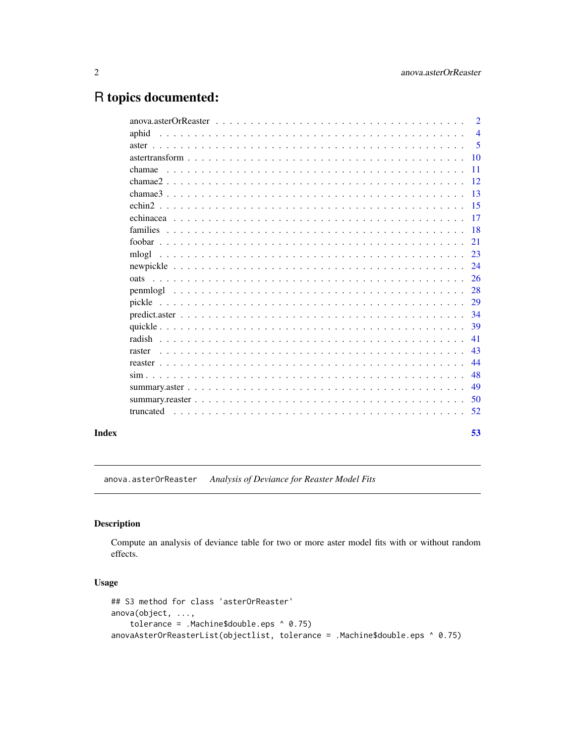# R topics documented:

| | |
|---|---|
| anova.asterOrReaster | 2 |
| aphid | 4 |
| aster | 5 |
| astertransform | 10 |
| chamae | 11 |
| chamae2 | 12 |
| chamae3 | 13 |
| echin2 | 15 |
| echinacea | 17 |
| families | 18 |
| foobar | 21 |
| mlogl | 23 |
| newpickle | 24 |
| oats | 26 |
| penmlogl | 28 |
| pickle | 29 |
| predict.aster | 34 |
| quickle | 39 |
| radish | 41 |
| raster | 43 |
| reaster | 44 |
| sim | 48 |
| summary.aster | 49 |
| summary.reaster | 50 |
| truncated | 52 |

**Index** **53**

---

anova.asterOrReaster    *Analysis of Deviance for Reaster Model Fits*

---

## Description

Compute an analysis of deviance table for two or more aster model fits with or without random effects.

## Usage

```
## S3 method for class 'asterOrReaster'
anova(object, ...,
    tolerance = .Machine$double.eps ^ 0.75)
anovaAsterOrReasterList(objectlist, tolerance = .Machine$double.eps ^ 0.75)
```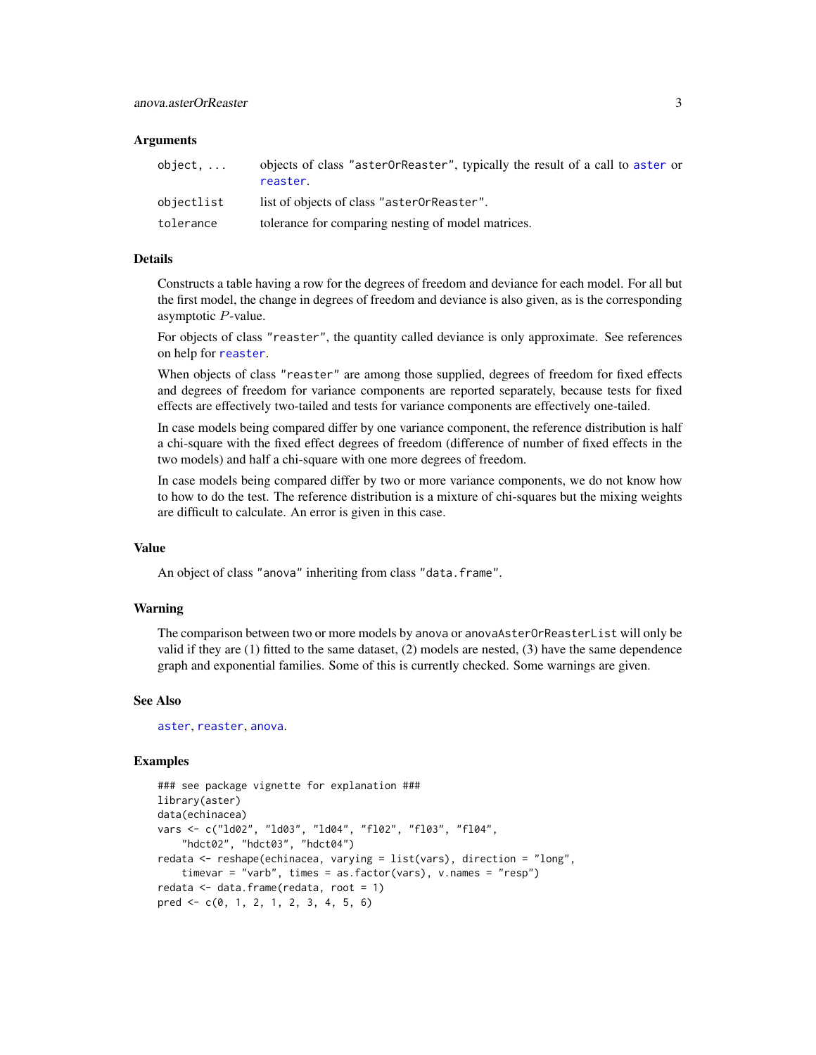## Arguments

| | |
|---|---|
| `object, ...` | objects of class `"asterOrReaster"`, typically the result of a call to `aster` or `reaster`. |
| `objectlist` | list of objects of class `"asterOrReaster"`. |
| `tolerance` | tolerance for comparing nesting of model matrices. |

## Details

Constructs a table having a row for the degrees of freedom and deviance for each model. For all but the first model, the change in degrees of freedom and deviance is also given, as is the corresponding asymptotic $P$-value.

For objects of class `"reaster"`, the quantity called deviance is only approximate. See references on help for `reaster`.

When objects of class `"reaster"` are among those supplied, degrees of freedom for fixed effects and degrees of freedom for variance components are reported separately, because tests for fixed effects are effectively two-tailed and tests for variance components are effectively one-tailed.

In case models being compared differ by one variance component, the reference distribution is half a chi-square with the fixed effect degrees of freedom (difference of number of fixed effects in the two models) and half a chi-square with one more degrees of freedom.

In case models being compared differ by two or more variance components, we do not know how to how to do the test. The reference distribution is a mixture of chi-squares but the mixing weights are difficult to calculate. An error is given in this case.

## Value

An object of class `"anova"` inheriting from class `"data.frame"`.

## Warning

The comparison between two or more models by `anova` or `anovaAsterOrReasterList` will only be valid if they are (1) fitted to the same dataset, (2) models are nested, (3) have the same dependence graph and exponential families. Some of this is currently checked. Some warnings are given.

## See Also

`aster`, `reaster`, `anova`.

## Examples

```
### see package vignette for explanation ###
library(aster)
data(echinacea)
vars <- c("ld02", "ld03", "ld04", "fl02", "fl03", "fl04",
    "hdct02", "hdct03", "hdct04")
redata <- reshape(echinacea, varying = list(vars), direction = "long",
    timevar = "varb", times = as.factor(vars), v.names = "resp")
redata <- data.frame(redata, root = 1)
pred <- c(0, 1, 2, 1, 2, 3, 4, 5, 6)
```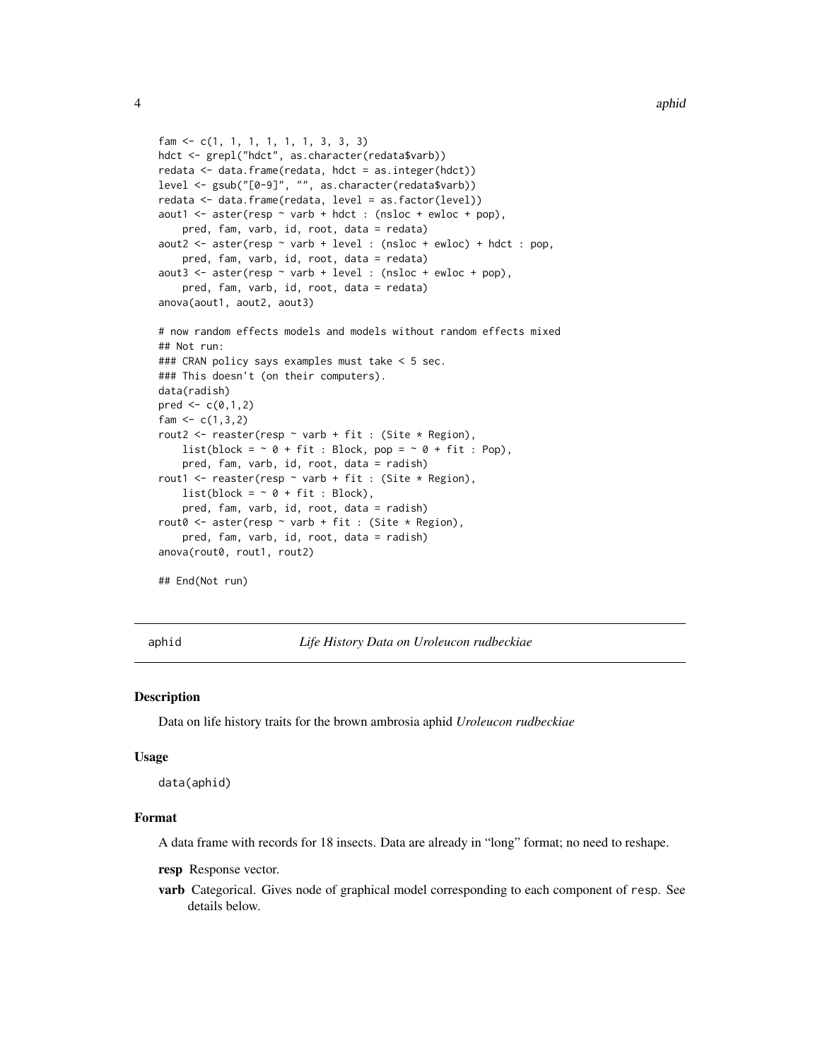```
fam <- c(1, 1, 1, 1, 1, 1, 3, 3, 3)
hdct <- grepl("hdct", as.character(redata$varb))
redata <- data.frame(redata, hdct = as.integer(hdct))
level <- gsub("[0-9]", "", as.character(redata$varb))
redata <- data.frame(redata, level = as.factor(level))
aout1 <- aster(resp ~ varb + hdct : (nsloc + ewloc + pop),
    pred, fam, varb, id, root, data = redata)
aout2 <- aster(resp ~ varb + level : (nsloc + ewloc) + hdct : pop,
    pred, fam, varb, id, root, data = redata)
aout3 <- aster(resp ~ varb + level : (nsloc + ewloc + pop),
    pred, fam, varb, id, root, data = redata)
anova(aout1, aout2, aout3)

# now random effects models and models without random effects mixed
## Not run:
### CRAN policy says examples must take < 5 sec.
### This doesn't (on their computers).
data(radish)
pred <- c(0,1,2)
fam <- c(1,3,2)
rout2 <- reaster(resp ~ varb + fit : (Site * Region),
    list(block = ~ 0 + fit : Block, pop = ~ 0 + fit : Pop),
    pred, fam, varb, id, root, data = radish)
rout1 <- reaster(resp ~ varb + fit : (Site * Region),
    list(block = ~ 0 + fit : Block),
    pred, fam, varb, id, root, data = radish)
rout0 <- aster(resp ~ varb + fit : (Site * Region),
    pred, fam, varb, id, root, data = radish)
anova(rout0, rout1, rout2)

## End(Not run)
```

## aphid — *Life History Data on Uroleucon rudbeckiae*

### Description

Data on life history traits for the brown ambrosia aphid *Uroleucon rudbeckiae*

### Usage

```
data(aphid)
```

### Format

A data frame with records for 18 insects. Data are already in "long" format; no need to reshape.

**resp** Response vector.

**varb** Categorical. Gives node of graphical model corresponding to each component of `resp`. See details below.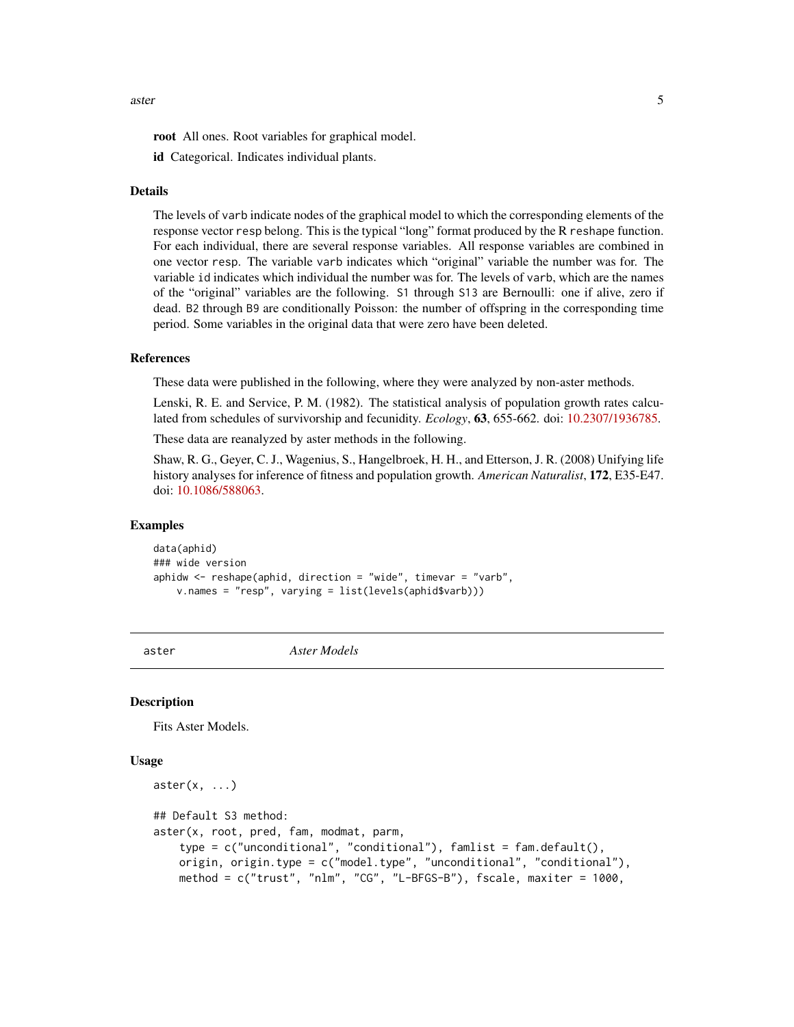**root** All ones. Root variables for graphical model.

**id** Categorical. Indicates individual plants.

### Details

The levels of `varb` indicate nodes of the graphical model to which the corresponding elements of the response vector `resp` belong. This is the typical "long" format produced by the R `reshape` function. For each individual, there are several response variables. All response variables are combined in one vector `resp`. The variable `varb` indicates which "original" variable the number was for. The variable `id` indicates which individual the number was for. The levels of `varb`, which are the names of the "original" variables are the following. `S1` through `S13` are Bernoulli: one if alive, zero if dead. `B2` through `B9` are conditionally Poisson: the number of offspring in the corresponding time period. Some variables in the original data that were zero have been deleted.

### References

These data were published in the following, where they were analyzed by non-aster methods.

Lenski, R. E. and Service, P. M. (1982). The statistical analysis of population growth rates calculated from schedules of survivorship and fecunidity. *Ecology*, **63**, 655-662. doi: 10.2307/1936785.

These data are reanalyzed by aster methods in the following.

Shaw, R. G., Geyer, C. J., Wagenius, S., Hangelbroek, H. H., and Etterson, J. R. (2008) Unifying life history analyses for inference of fitness and population growth. *American Naturalist*, **172**, E35-E47. doi: 10.1086/588063.

### Examples

```
data(aphid)
### wide version
aphidw <- reshape(aphid, direction = "wide", timevar = "varb",
    v.names = "resp", varying = list(levels(aphid$varb)))
```

---

## aster — *Aster Models*

### Description

Fits Aster Models.

### Usage

```
aster(x, ...)

## Default S3 method:
aster(x, root, pred, fam, modmat, parm,
    type = c("unconditional", "conditional"), famlist = fam.default(),
    origin, origin.type = c("model.type", "unconditional", "conditional"),
    method = c("trust", "nlm", "CG", "L-BFGS-B"), fscale, maxiter = 1000,
```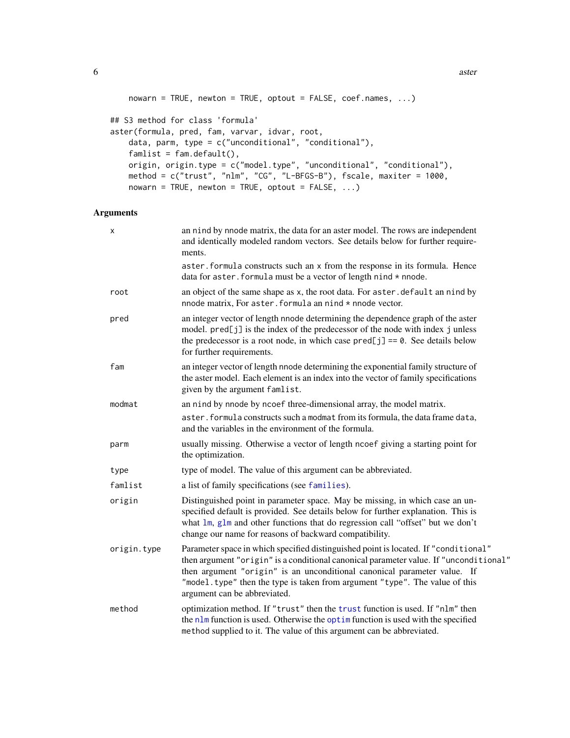```
    nowarn = TRUE, newton = TRUE, optout = FALSE, coef.names, ...)

## S3 method for class 'formula'
aster(formula, pred, fam, varvar, idvar, root,
    data, parm, type = c("unconditional", "conditional"),
    famlist = fam.default(),
    origin, origin.type = c("model.type", "unconditional", "conditional"),
    method = c("trust", "nlm", "CG", "L-BFGS-B"), fscale, maxiter = 1000,
    nowarn = TRUE, newton = TRUE, optout = FALSE, ...)
```

## Arguments

| | |
|---|---|
| `x` | an `nind` by `nnode` matrix, the data for an aster model. The rows are independent and identically modeled random vectors. See details below for further requirements. <br> `aster.formula` constructs such an `x` from the response in its formula. Hence data for `aster.formula` must be a vector of length `nind * nnode`. |
| `root` | an object of the same shape as `x`, the root data. For `aster.default` an `nind` by `nnode` matrix, For `aster.formula` an `nind * nnode` vector. |
| `pred` | an integer vector of length `nnode` determining the dependence graph of the aster model. `pred[j]` is the index of the predecessor of the node with index `j` unless the predecessor is a root node, in which case `pred[j] == 0`. See details below for further requirements. |
| `fam` | an integer vector of length `nnode` determining the exponential family structure of the aster model. Each element is an index into the vector of family specifications given by the argument `famlist`. |
| `modmat` | an `nind` by `nnode` by `ncoef` three-dimensional array, the model matrix. <br> `aster.formula` constructs such a `modmat` from its formula, the data frame `data`, and the variables in the environment of the formula. |
| `parm` | usually missing. Otherwise a vector of length `ncoef` giving a starting point for the optimization. |
| `type` | type of model. The value of this argument can be abbreviated. |
| `famlist` | a list of family specifications (see `families`). |
| `origin` | Distinguished point in parameter space. May be missing, in which case an unspecified default is provided. See details below for further explanation. This is what `lm`, `glm` and other functions that do regression call “offset” but we don’t change our name for reasons of backward compatibility. |
| `origin.type` | Parameter space in which specified distinguished point is located. If `"conditional"` then argument `"origin"` is a conditional canonical parameter value. If `"unconditional"` then argument `"origin"` is an unconditional canonical parameter value. If `"model.type"` then the type is taken from argument `"type"`. The value of this argument can be abbreviated. |
| `method` | optimization method. If `"trust"` then the `trust` function is used. If `"nlm"` then the `nlm` function is used. Otherwise the `optim` function is used with the specified `method` supplied to it. The value of this argument can be abbreviated. |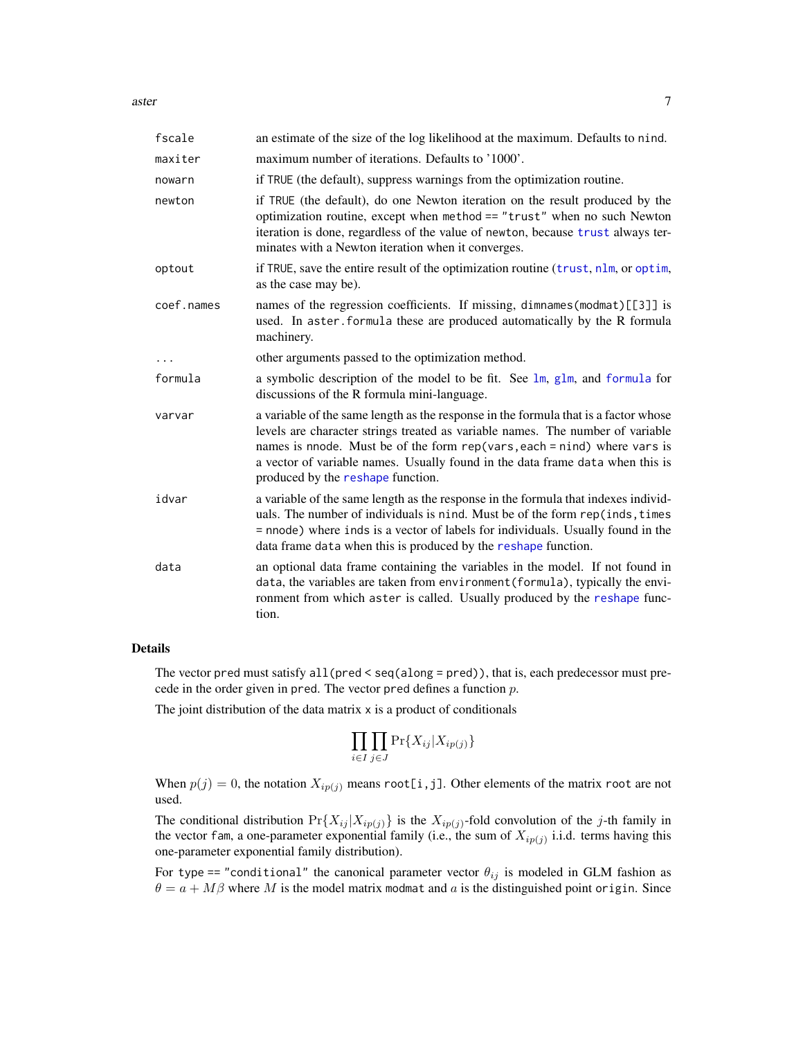| | |
|---|---|
| `fscale` | an estimate of the size of the log likelihood at the maximum. Defaults to `nind`. |
| `maxiter` | maximum number of iterations. Defaults to '1000'. |
| `nowarn` | if `TRUE` (the default), suppress warnings from the optimization routine. |
| `newton` | if `TRUE` (the default), do one Newton iteration on the result produced by the optimization routine, except when `method == "trust"` when no such Newton iteration is done, regardless of the value of `newton`, because `trust` always terminates with a Newton iteration when it converges. |
| `optout` | if `TRUE`, save the entire result of the optimization routine (`trust`, `nlm`, or `optim`, as the case may be). |
| `coef.names` | names of the regression coefficients. If missing, `dimnames(modmat)[[3]]` is used. In `aster.formula` these are produced automatically by the R formula machinery. |
| `...` | other arguments passed to the optimization method. |
| `formula` | a symbolic description of the model to be fit. See `lm`, `glm`, and `formula` for discussions of the R formula mini-language. |
| `varvar` | a variable of the same length as the response in the formula that is a factor whose levels are character strings treated as variable names. The number of variable names is `nnode`. Must be of the form `rep(vars,each = nind)` where `vars` is a vector of variable names. Usually found in the data frame `data` when this is produced by the `reshape` function. |
| `idvar` | a variable of the same length as the response in the formula that indexes individuals. The number of individuals is `nind`. Must be of the form `rep(inds,times = nnode)` where `inds` is a vector of labels for individuals. Usually found in the data frame `data` when this is produced by the `reshape` function. |
| `data` | an optional data frame containing the variables in the model. If not found in `data`, the variables are taken from `environment(formula)`, typically the environment from which `aster` is called. Usually produced by the `reshape` function. |

## Details

The vector `pred` must satisfy `all(pred < seq(along = pred))`, that is, each predecessor must precede in the order given in `pred`. The vector `pred` defines a function $p$.

The joint distribution of the data matrix `x` is a product of conditionals

$$\prod_{i \in I} \prod_{j \in J} \Pr\{X_{ij} | X_{ip(j)}\}$$

When $p(j) = 0$, the notation $X_{ip(j)}$ means `root[i,j]`. Other elements of the matrix `root` are not used.

The conditional distribution $\Pr\{X_{ij} | X_{ip(j)}\}$ is the $X_{ip(j)}$-fold convolution of the $j$-th family in the vector `fam`, a one-parameter exponential family (i.e., the sum of $X_{ip(j)}$ i.i.d. terms having this one-parameter exponential family distribution).

For `type == "conditional"` the canonical parameter vector $\theta_{ij}$ is modeled in GLM fashion as $\theta = a + M\beta$ where $M$ is the model matrix `modmat` and $a$ is the distinguished point `origin`. Since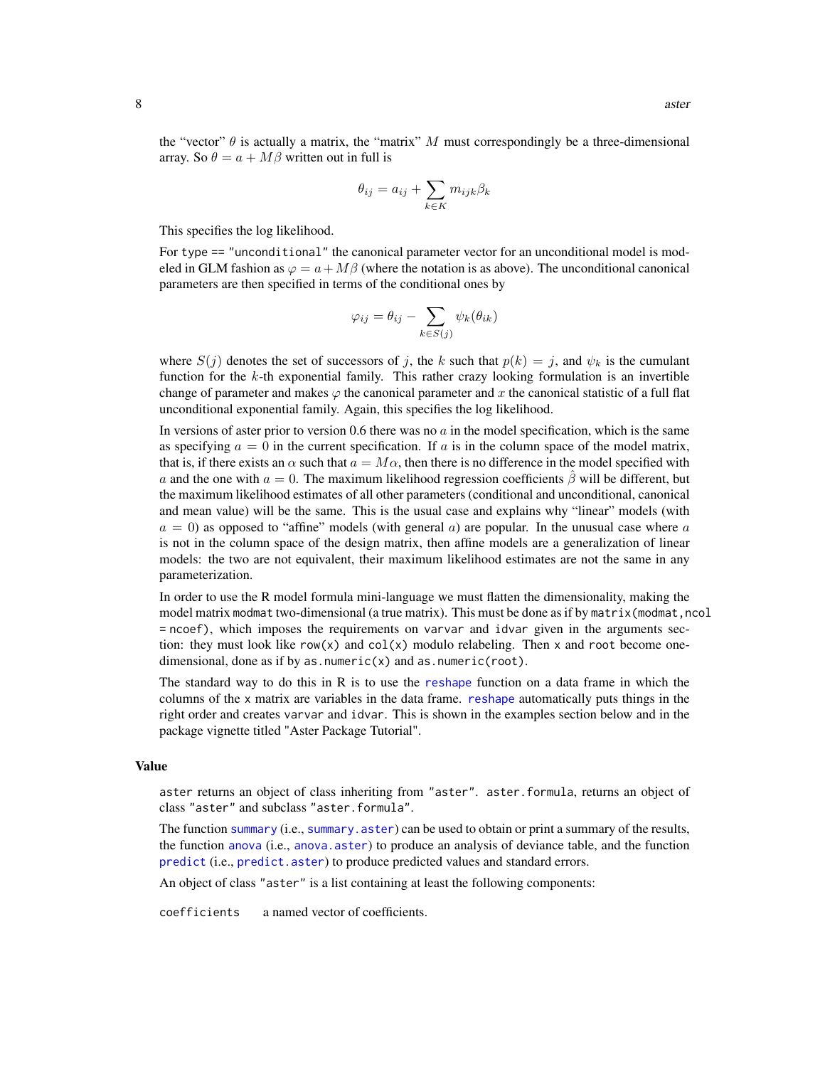the "vector" $\theta$ is actually a matrix, the "matrix" $M$ must correspondingly be a three-dimensional array. So $\theta = a + M\beta$ written out in full is

$$\theta_{ij} = a_{ij} + \sum_{k \in K} m_{ijk} \beta_k$$

This specifies the log likelihood.

For `type == "unconditional"` the canonical parameter vector for an unconditional model is modeled in GLM fashion as $\varphi = a + M\beta$ (where the notation is as above). The unconditional canonical parameters are then specified in terms of the conditional ones by

$$\varphi_{ij} = \theta_{ij} - \sum_{k \in S(j)} \psi_k(\theta_{ik})$$

where $S(j)$ denotes the set of successors of $j$, the $k$ such that $p(k) = j$, and $\psi_k$ is the cumulant function for the $k$-th exponential family. This rather crazy looking formulation is an invertible change of parameter and makes $\varphi$ the canonical parameter and $x$ the canonical statistic of a full flat unconditional exponential family. Again, this specifies the log likelihood.

In versions of aster prior to version 0.6 there was no $a$ in the model specification, which is the same as specifying $a = 0$ in the current specification. If $a$ is in the column space of the model matrix, that is, if there exists an $\alpha$ such that $a = M\alpha$, then there is no difference in the model specified with $a$ and the one with $a = 0$. The maximum likelihood regression coefficients $\hat{\beta}$ will be different, but the maximum likelihood estimates of all other parameters (conditional and unconditional, canonical and mean value) will be the same. This is the usual case and explains why "linear" models (with $a = 0$) as opposed to "affine" models (with general $a$) are popular. In the unusual case where $a$ is not in the column space of the design matrix, then affine models are a generalization of linear models: the two are not equivalent, their maximum likelihood estimates are not the same in any parameterization.

In order to use the R model formula mini-language we must flatten the dimensionality, making the model matrix `modmat` two-dimensional (a true matrix). This must be done as if by `matrix(modmat,ncol = ncoef)`, which imposes the requirements on `varvar` and `idvar` given in the arguments section: they must look like `row(x)` and `col(x)` modulo relabeling. Then `x` and `root` become one-dimensional, done as if by `as.numeric(x)` and `as.numeric(root)`.

The standard way to do this in R is to use the `reshape` function on a data frame in which the columns of the `x` matrix are variables in the data frame. `reshape` automatically puts things in the right order and creates `varvar` and `idvar`. This is shown in the examples section below and in the package vignette titled "Aster Package Tutorial".

## Value

`aster` returns an object of class inheriting from `"aster"`. `aster.formula`, returns an object of class `"aster"` and subclass `"aster.formula"`.

The function `summary` (i.e., `summary.aster`) can be used to obtain or print a summary of the results, the function `anova` (i.e., `anova.aster`) to produce an analysis of deviance table, and the function `predict` (i.e., `predict.aster`) to produce predicted values and standard errors.

An object of class `"aster"` is a list containing at least the following components:

`coefficients` a named vector of coefficients.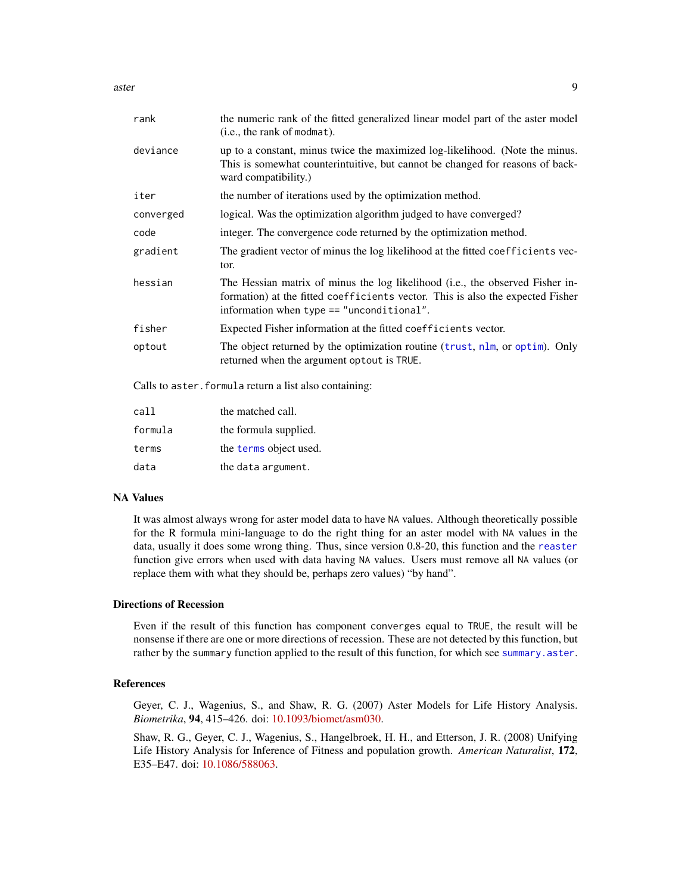| | |
|---|---|
| `rank` | the numeric rank of the fitted generalized linear model part of the aster model (i.e., the rank of `modmat`). |
| `deviance` | up to a constant, minus twice the maximized log-likelihood. (Note the minus. This is somewhat counterintuitive, but cannot be changed for reasons of backward compatibility.) |
| `iter` | the number of iterations used by the optimization method. |
| `converged` | logical. Was the optimization algorithm judged to have converged? |
| `code` | integer. The convergence code returned by the optimization method. |
| `gradient` | The gradient vector of minus the log likelihood at the fitted `coefficients` vector. |
| `hessian` | The Hessian matrix of minus the log likelihood (i.e., the observed Fisher information) at the fitted `coefficients` vector. This is also the expected Fisher information when `type == "unconditional"`. |
| `fisher` | Expected Fisher information at the fitted `coefficients` vector. |
| `optout` | The object returned by the optimization routine (`trust`, `nlm`, or `optim`). Only returned when the argument `optout` is `TRUE`. |

Calls to `aster.formula` return a list also containing:

| | |
|---|---|
| `call` | the matched call. |
| `formula` | the formula supplied. |
| `terms` | the `terms` object used. |
| `data` | the `data` argument. |

## NA Values

It was almost always wrong for aster model data to have `NA` values. Although theoretically possible for the R formula mini-language to do the right thing for an aster model with `NA` values in the data, usually it does some wrong thing. Thus, since version 0.8-20, this function and the `reaster` function give errors when used with data having `NA` values. Users must remove all `NA` values (or replace them with what they should be, perhaps zero values) "by hand".

## Directions of Recession

Even if the result of this function has component `converges` equal to `TRUE`, the result will be nonsense if there are one or more directions of recession. These are not detected by this function, but rather by the `summary` function applied to the result of this function, for which see `summary.aster`.

## References

Geyer, C. J., Wagenius, S., and Shaw, R. G. (2007) Aster Models for Life History Analysis. *Biometrika*, **94**, 415–426. doi: 10.1093/biomet/asm030.

Shaw, R. G., Geyer, C. J., Wagenius, S., Hangelbroek, H. H., and Etterson, J. R. (2008) Unifying Life History Analysis for Inference of Fitness and population growth. *American Naturalist*, **172**, E35–E47. doi: 10.1086/588063.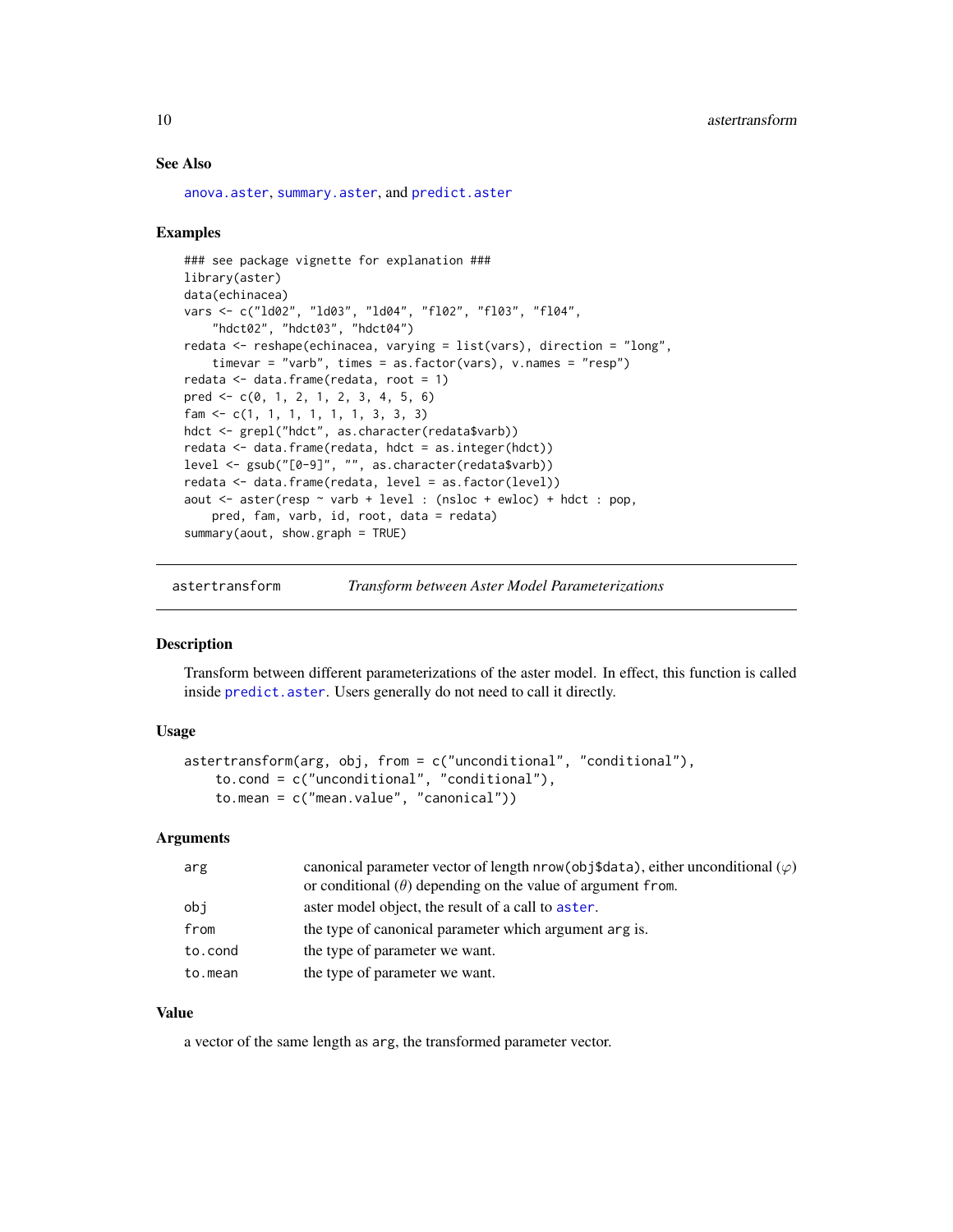## See Also

anova.aster, summary.aster, and predict.aster

## Examples

```
### see package vignette for explanation ###
library(aster)
data(echinacea)
vars <- c("ld02", "ld03", "ld04", "fl02", "fl03", "fl04",
    "hdct02", "hdct03", "hdct04")
redata <- reshape(echinacea, varying = list(vars), direction = "long",
    timevar = "varb", times = as.factor(vars), v.names = "resp")
redata <- data.frame(redata, root = 1)
pred <- c(0, 1, 2, 1, 2, 3, 4, 5, 6)
fam <- c(1, 1, 1, 1, 1, 1, 3, 3, 3)
hdct <- grepl("hdct", as.character(redata$varb))
redata <- data.frame(redata, hdct = as.integer(hdct))
level <- gsub("[0-9]", "", as.character(redata$varb))
redata <- data.frame(redata, level = as.factor(level))
aout <- aster(resp ~ varb + level : (nsloc + ewloc) + hdct : pop,
    pred, fam, varb, id, root, data = redata)
summary(aout, show.graph = TRUE)
```

---

# astertransform — *Transform between Aster Model Parameterizations*

## Description

Transform between different parameterizations of the aster model. In effect, this function is called inside predict.aster. Users generally do not need to call it directly.

## Usage

```
astertransform(arg, obj, from = c("unconditional", "conditional"),
    to.cond = c("unconditional", "conditional"),
    to.mean = c("mean.value", "canonical"))
```

## Arguments

| | |
|---|---|
| `arg` | canonical parameter vector of length `nrow(obj$data)`, either unconditional ($\varphi$) or conditional ($\theta$) depending on the value of argument `from`. |
| `obj` | aster model object, the result of a call to aster. |
| `from` | the type of canonical parameter which argument `arg` is. |
| `to.cond` | the type of parameter we want. |
| `to.mean` | the type of parameter we want. |

## Value

a vector of the same length as `arg`, the transformed parameter vector.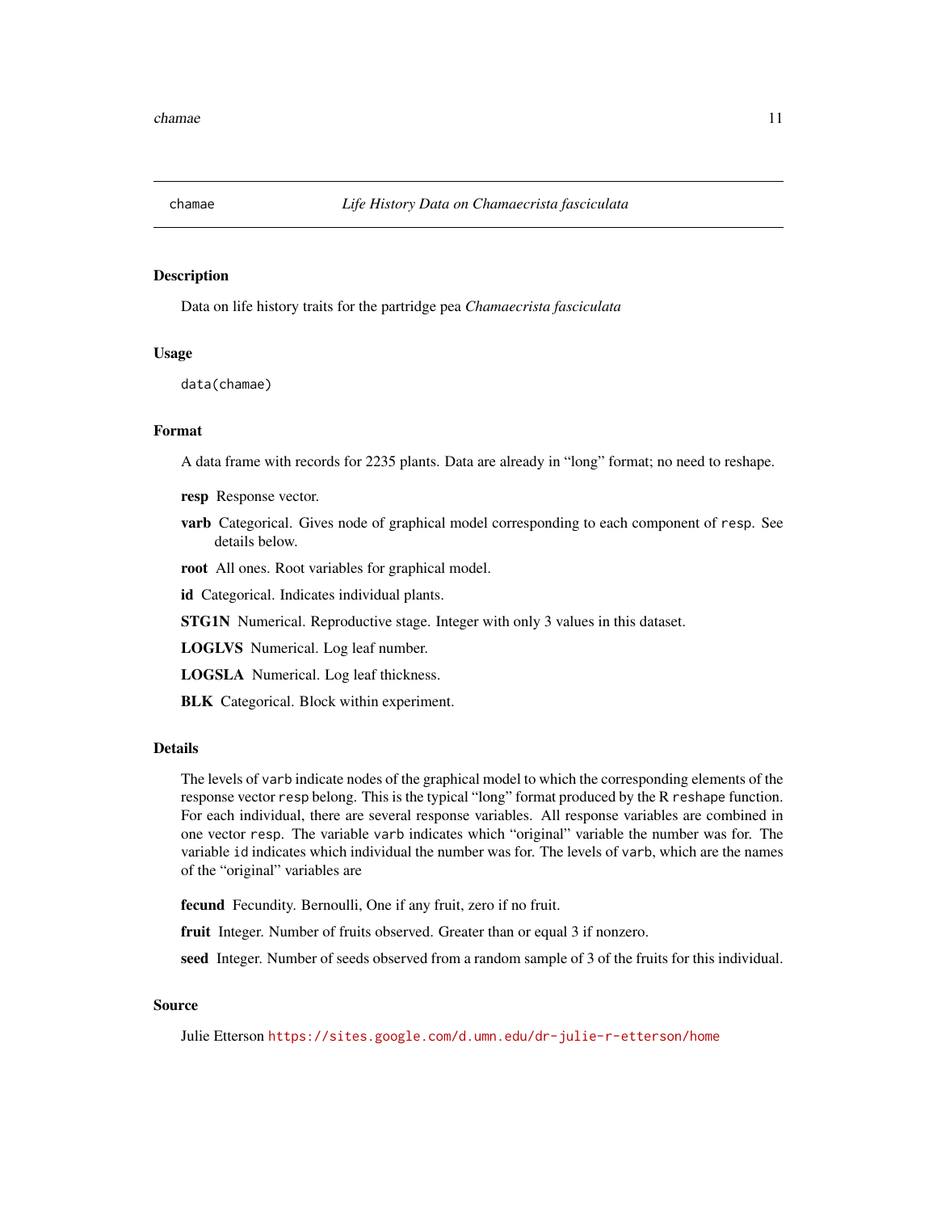## chamae — *Life History Data on Chamaecrista fasciculata*

### Description

Data on life history traits for the partridge pea *Chamaecrista fasciculata*

### Usage

```
data(chamae)
```

### Format

A data frame with records for 2235 plants. Data are already in "long" format; no need to reshape.

**resp** Response vector.

**varb** Categorical. Gives node of graphical model corresponding to each component of `resp`. See details below.

**root** All ones. Root variables for graphical model.

**id** Categorical. Indicates individual plants.

**STG1N** Numerical. Reproductive stage. Integer with only 3 values in this dataset.

**LOGLVS** Numerical. Log leaf number.

**LOGSLA** Numerical. Log leaf thickness.

**BLK** Categorical. Block within experiment.

### Details

The levels of `varb` indicate nodes of the graphical model to which the corresponding elements of the response vector `resp` belong. This is the typical "long" format produced by the R `reshape` function. For each individual, there are several response variables. All response variables are combined in one vector `resp`. The variable `varb` indicates which "original" variable the number was for. The variable `id` indicates which individual the number was for. The levels of `varb`, which are the names of the "original" variables are

**fecund** Fecundity. Bernoulli, One if any fruit, zero if no fruit.

**fruit** Integer. Number of fruits observed. Greater than or equal 3 if nonzero.

**seed** Integer. Number of seeds observed from a random sample of 3 of the fruits for this individual.

### Source

Julie Etterson https://sites.google.com/d.umn.edu/dr-julie-r-etterson/home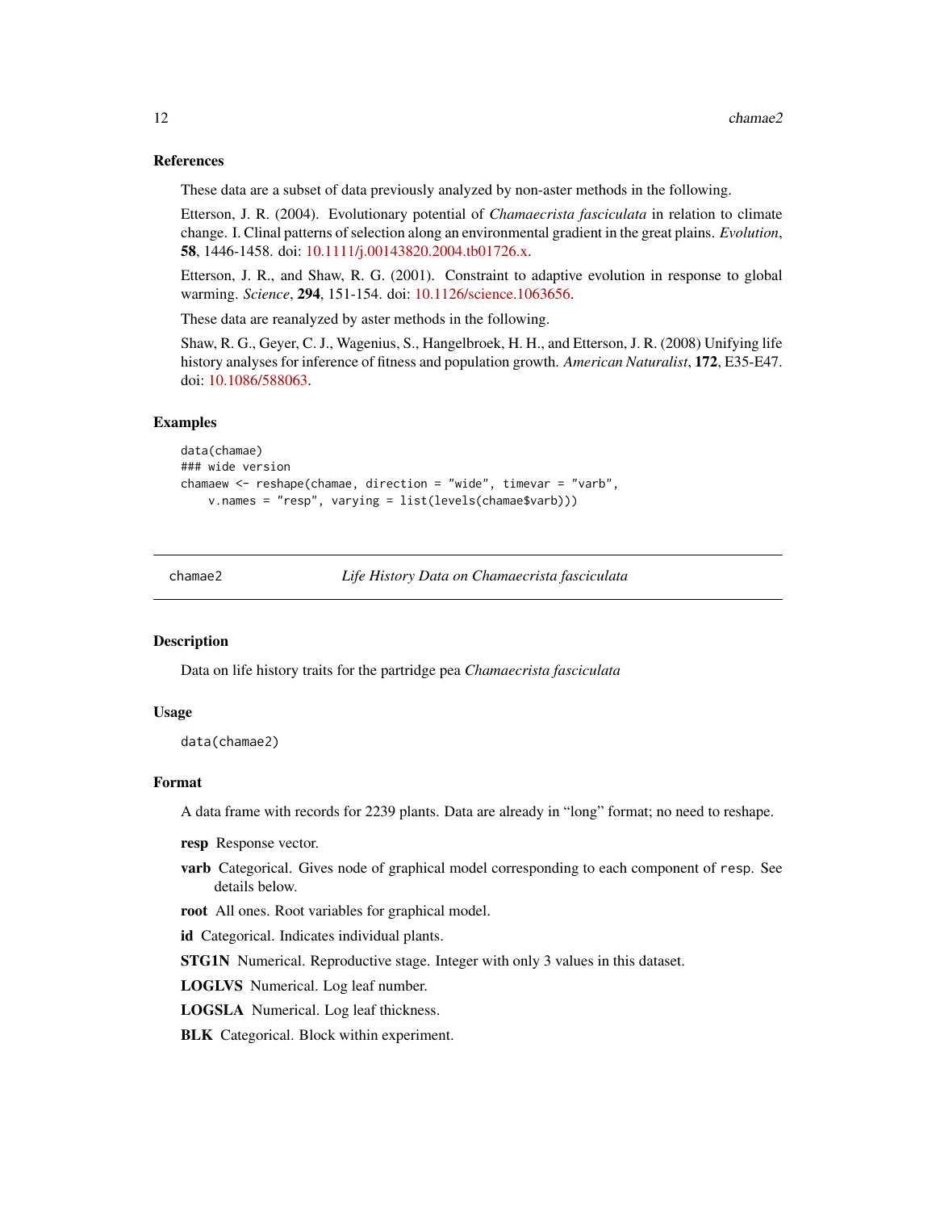### References

These data are a subset of data previously analyzed by non-aster methods in the following.

Etterson, J. R. (2004). Evolutionary potential of *Chamaecrista fasciculata* in relation to climate change. I. Clinal patterns of selection along an environmental gradient in the great plains. *Evolution*, **58**, 1446-1458. doi: 10.1111/j.00143820.2004.tb01726.x.

Etterson, J. R., and Shaw, R. G. (2001). Constraint to adaptive evolution in response to global warming. *Science*, **294**, 151-154. doi: 10.1126/science.1063656.

These data are reanalyzed by aster methods in the following.

Shaw, R. G., Geyer, C. J., Wagenius, S., Hangelbroek, H. H., and Etterson, J. R. (2008) Unifying life history analyses for inference of fitness and population growth. *American Naturalist*, **172**, E35-E47. doi: 10.1086/588063.

### Examples

```
data(chamae)
### wide version
chamaew <- reshape(chamae, direction = "wide", timevar = "varb",
    v.names = "resp", varying = list(levels(chamae$varb)))
```

---

## chamae2 — *Life History Data on Chamaecrista fasciculata*

### Description

Data on life history traits for the partridge pea *Chamaecrista fasciculata*

### Usage

```
data(chamae2)
```

### Format

A data frame with records for 2239 plants. Data are already in "long" format; no need to reshape.

- **resp** Response vector.
- **varb** Categorical. Gives node of graphical model corresponding to each component of `resp`. See details below.
- **root** All ones. Root variables for graphical model.
- **id** Categorical. Indicates individual plants.
- **STG1N** Numerical. Reproductive stage. Integer with only 3 values in this dataset.
- **LOGLVS** Numerical. Log leaf number.
- **LOGSLA** Numerical. Log leaf thickness.
- **BLK** Categorical. Block within experiment.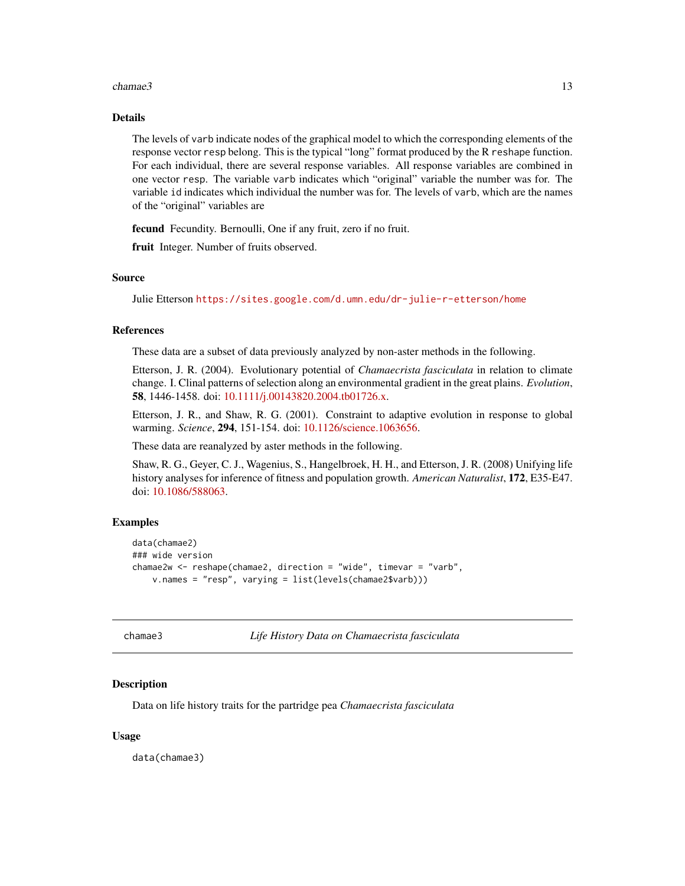## Details

The levels of `varb` indicate nodes of the graphical model to which the corresponding elements of the response vector `resp` belong. This is the typical "long" format produced by the R `reshape` function. For each individual, there are several response variables. All response variables are combined in one vector `resp`. The variable `varb` indicates which "original" variable the number was for. The variable `id` indicates which individual the number was for. The levels of `varb`, which are the names of the "original" variables are

**fecund** Fecundity. Bernoulli, One if any fruit, zero if no fruit.

**fruit** Integer. Number of fruits observed.

## Source

Julie Etterson https://sites.google.com/d.umn.edu/dr-julie-r-etterson/home

## References

These data are a subset of data previously analyzed by non-aster methods in the following.

Etterson, J. R. (2004). Evolutionary potential of *Chamaecrista fasciculata* in relation to climate change. I. Clinal patterns of selection along an environmental gradient in the great plains. *Evolution*, **58**, 1446-1458. doi: 10.1111/j.00143820.2004.tb01726.x.

Etterson, J. R., and Shaw, R. G. (2001). Constraint to adaptive evolution in response to global warming. *Science*, **294**, 151-154. doi: 10.1126/science.1063656.

These data are reanalyzed by aster methods in the following.

Shaw, R. G., Geyer, C. J., Wagenius, S., Hangelbroek, H. H., and Etterson, J. R. (2008) Unifying life history analyses for inference of fitness and population growth. *American Naturalist*, **172**, E35-E47. doi: 10.1086/588063.

## Examples

```
data(chamae2)
### wide version
chamae2w <- reshape(chamae2, direction = "wide", timevar = "varb",
    v.names = "resp", varying = list(levels(chamae2$varb)))
```

---

# chamae3 — *Life History Data on Chamaecrista fasciculata*

## Description

Data on life history traits for the partridge pea *Chamaecrista fasciculata*

## Usage

```
data(chamae3)
```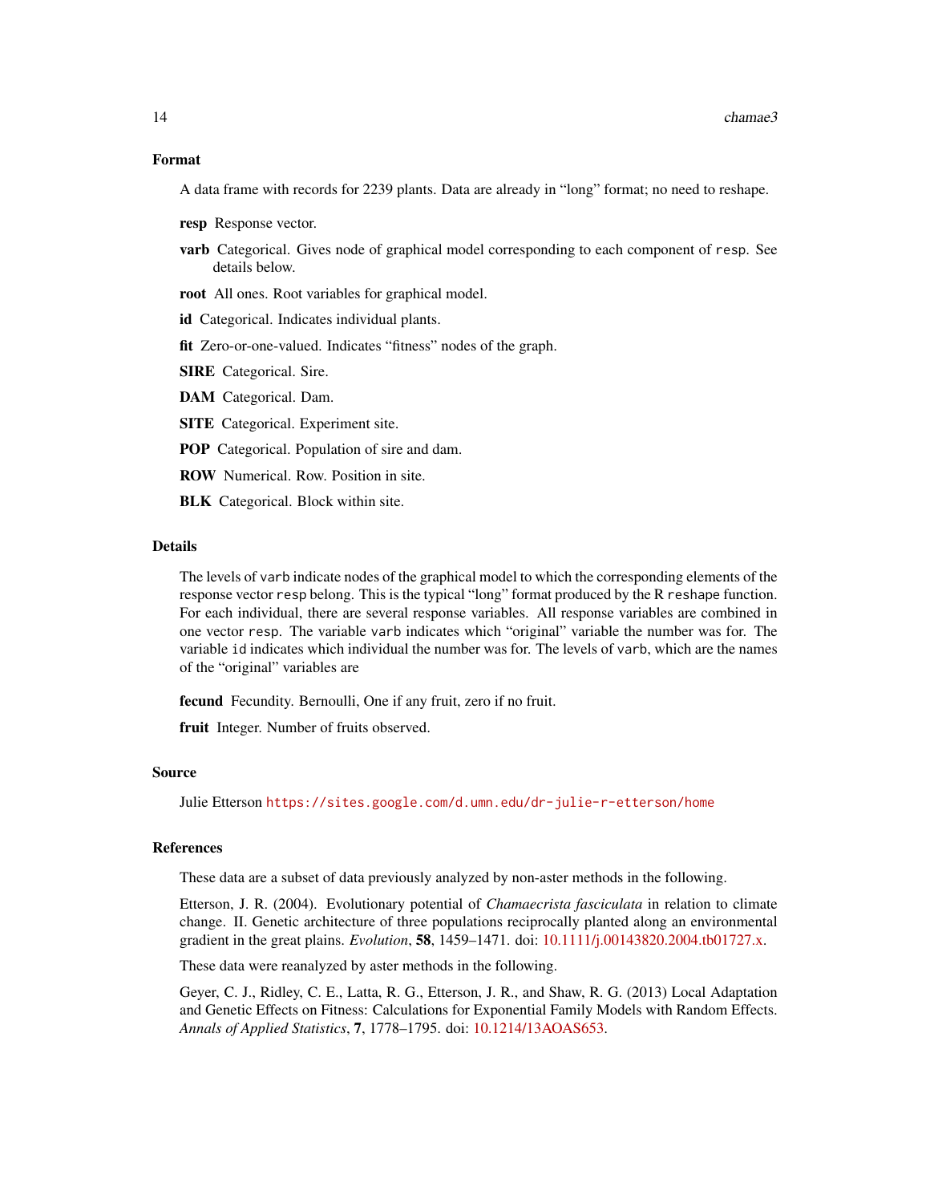### Format

A data frame with records for 2239 plants. Data are already in "long" format; no need to reshape.

**resp** Response vector.

**varb** Categorical. Gives node of graphical model corresponding to each component of `resp`. See details below.

**root** All ones. Root variables for graphical model.

**id** Categorical. Indicates individual plants.

**fit** Zero-or-one-valued. Indicates "fitness" nodes of the graph.

**SIRE** Categorical. Sire.

**DAM** Categorical. Dam.

**SITE** Categorical. Experiment site.

**POP** Categorical. Population of sire and dam.

**ROW** Numerical. Row. Position in site.

**BLK** Categorical. Block within site.

### Details

The levels of `varb` indicate nodes of the graphical model to which the corresponding elements of the response vector `resp` belong. This is the typical "long" format produced by the R `reshape` function. For each individual, there are several response variables. All response variables are combined in one vector `resp`. The variable `varb` indicates which "original" variable the number was for. The variable `id` indicates which individual the number was for. The levels of `varb`, which are the names of the "original" variables are

**fecund** Fecundity. Bernoulli, One if any fruit, zero if no fruit.

**fruit** Integer. Number of fruits observed.

### Source

Julie Etterson https://sites.google.com/d.umn.edu/dr-julie-r-etterson/home

### References

These data are a subset of data previously analyzed by non-aster methods in the following.

Etterson, J. R. (2004). Evolutionary potential of *Chamaecrista fasciculata* in relation to climate change. II. Genetic architecture of three populations reciprocally planted along an environmental gradient in the great plains. *Evolution*, **58**, 1459–1471. doi: 10.1111/j.00143820.2004.tb01727.x.

These data were reanalyzed by aster methods in the following.

Geyer, C. J., Ridley, C. E., Latta, R. G., Etterson, J. R., and Shaw, R. G. (2013) Local Adaptation and Genetic Effects on Fitness: Calculations for Exponential Family Models with Random Effects. *Annals of Applied Statistics*, **7**, 1778–1795. doi: 10.1214/13AOAS653.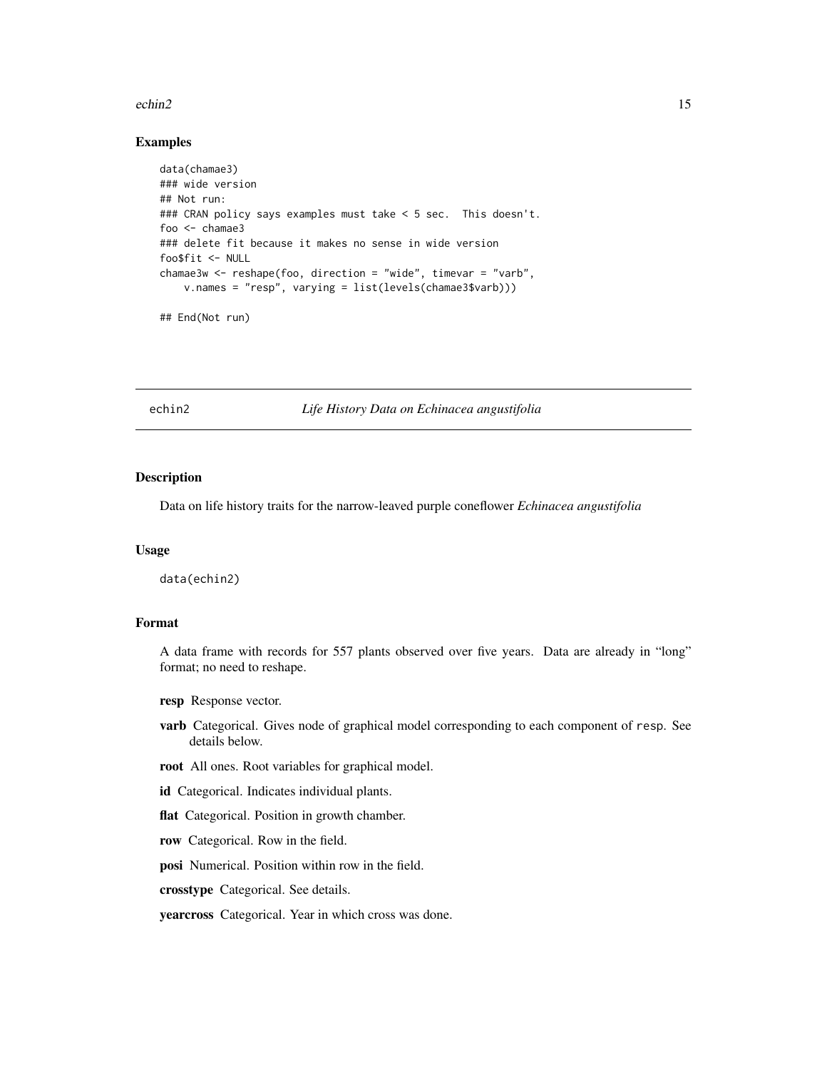### Examples

```
data(chamae3)
### wide version
## Not run:
### CRAN policy says examples must take < 5 sec.  This doesn't.
foo <- chamae3
### delete fit because it makes no sense in wide version
foo$fit <- NULL
chamae3w <- reshape(foo, direction = "wide", timevar = "varb",
    v.names = "resp", varying = list(levels(chamae3$varb)))

## End(Not run)
```

---

## echin2 — *Life History Data on Echinacea angustifolia*

### Description

Data on life history traits for the narrow-leaved purple coneflower *Echinacea angustifolia*

### Usage

```
data(echin2)
```

### Format

A data frame with records for 557 plants observed over five years. Data are already in "long" format; no need to reshape.

- **resp** Response vector.
- **varb** Categorical. Gives node of graphical model corresponding to each component of `resp`. See details below.
- **root** All ones. Root variables for graphical model.
- **id** Categorical. Indicates individual plants.
- **flat** Categorical. Position in growth chamber.
- **row** Categorical. Row in the field.
- **posi** Numerical. Position within row in the field.
- **crosstype** Categorical. See details.
- **yearcross** Categorical. Year in which cross was done.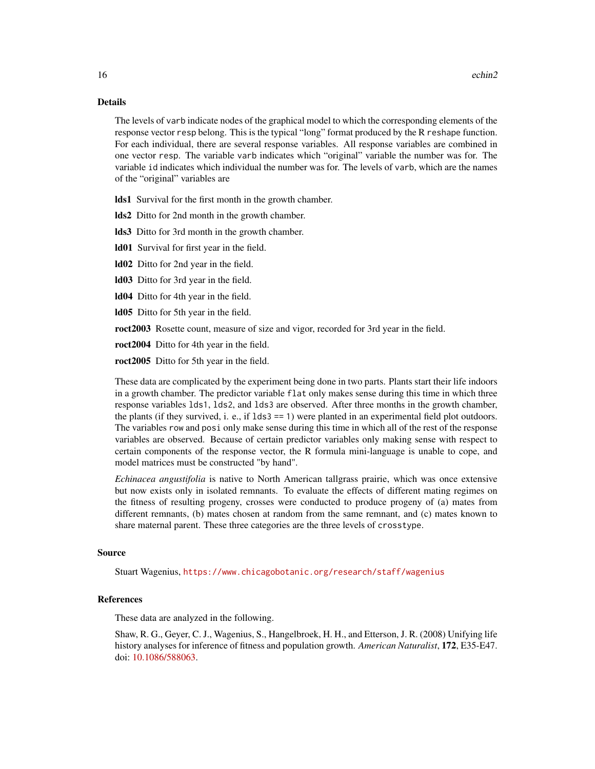## Details

The levels of varb indicate nodes of the graphical model to which the corresponding elements of the response vector resp belong. This is the typical "long" format produced by the R reshape function. For each individual, there are several response variables. All response variables are combined in one vector resp. The variable varb indicates which "original" variable the number was for. The variable id indicates which individual the number was for. The levels of varb, which are the names of the "original" variables are

- **lds1** Survival for the first month in the growth chamber.
- **lds2** Ditto for 2nd month in the growth chamber.
- **lds3** Ditto for 3rd month in the growth chamber.
- **ld01** Survival for first year in the field.
- **ld02** Ditto for 2nd year in the field.
- **ld03** Ditto for 3rd year in the field.
- **ld04** Ditto for 4th year in the field.
- **ld05** Ditto for 5th year in the field.
- **roct2003** Rosette count, measure of size and vigor, recorded for 3rd year in the field.
- **roct2004** Ditto for 4th year in the field.
- **roct2005** Ditto for 5th year in the field.

These data are complicated by the experiment being done in two parts. Plants start their life indoors in a growth chamber. The predictor variable flat only makes sense during this time in which three response variables lds1, lds2, and lds3 are observed. After three months in the growth chamber, the plants (if they survived, i. e., if lds3 == 1) were planted in an experimental field plot outdoors. The variables row and posi only make sense during this time in which all of the rest of the response variables are observed. Because of certain predictor variables only making sense with respect to certain components of the response vector, the R formula mini-language is unable to cope, and model matrices must be constructed "by hand".

*Echinacea angustifolia* is native to North American tallgrass prairie, which was once extensive but now exists only in isolated remnants. To evaluate the effects of different mating regimes on the fitness of resulting progeny, crosses were conducted to produce progeny of (a) mates from different remnants, (b) mates chosen at random from the same remnant, and (c) mates known to share maternal parent. These three categories are the three levels of crosstype.

## Source

Stuart Wagenius, https://www.chicagobotanic.org/research/staff/wagenius

## References

These data are analyzed in the following.

Shaw, R. G., Geyer, C. J., Wagenius, S., Hangelbroek, H. H., and Etterson, J. R. (2008) Unifying life history analyses for inference of fitness and population growth. *American Naturalist*, **172**, E35-E47. doi: 10.1086/588063.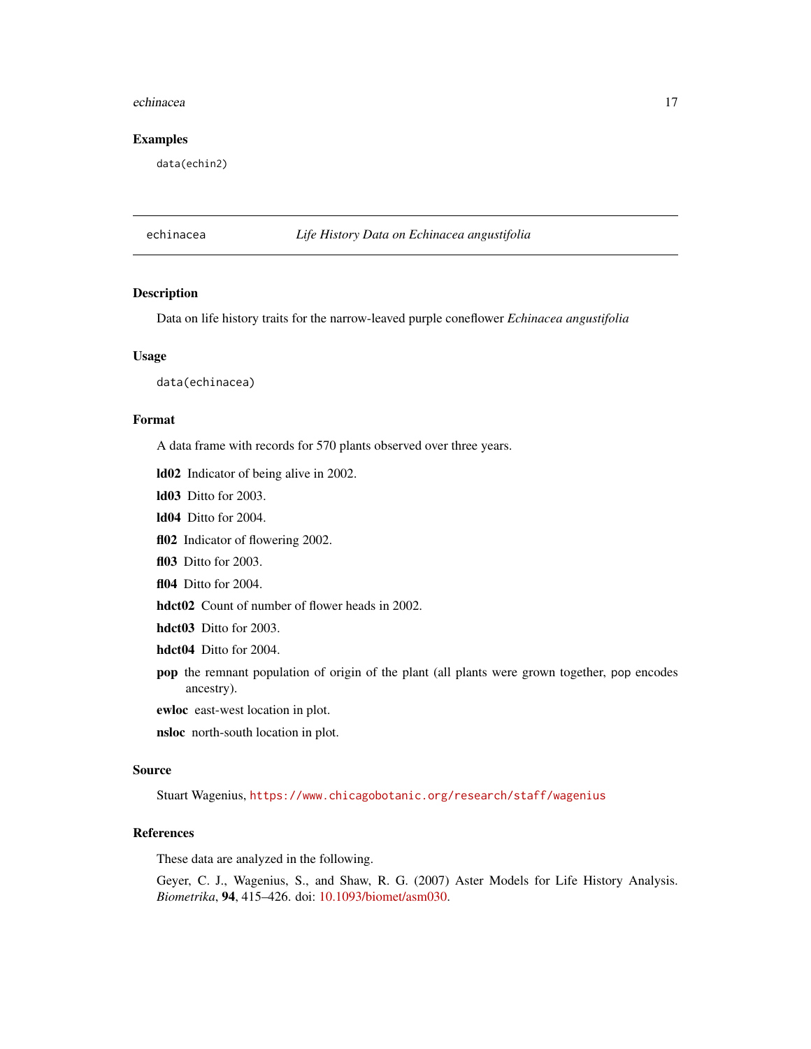### Examples

```
data(echin2)
```

---

## echinacea — *Life History Data on Echinacea angustifolia*

---

### Description

Data on life history traits for the narrow-leaved purple coneflower *Echinacea angustifolia*

### Usage

```
data(echinacea)
```

### Format

A data frame with records for 570 plants observed over three years.

**ld02** Indicator of being alive in 2002.

**ld03** Ditto for 2003.

**ld04** Ditto for 2004.

**fl02** Indicator of flowering 2002.

**fl03** Ditto for 2003.

**fl04** Ditto for 2004.

**hdct02** Count of number of flower heads in 2002.

**hdct03** Ditto for 2003.

**hdct04** Ditto for 2004.

**pop** the remnant population of origin of the plant (all plants were grown together, pop encodes ancestry).

**ewloc** east-west location in plot.

**nsloc** north-south location in plot.

### Source

Stuart Wagenius, https://www.chicagobotanic.org/research/staff/wagenius

### References

These data are analyzed in the following.

Geyer, C. J., Wagenius, S., and Shaw, R. G. (2007) Aster Models for Life History Analysis. *Biometrika*, **94**, 415–426. doi: 10.1093/biomet/asm030.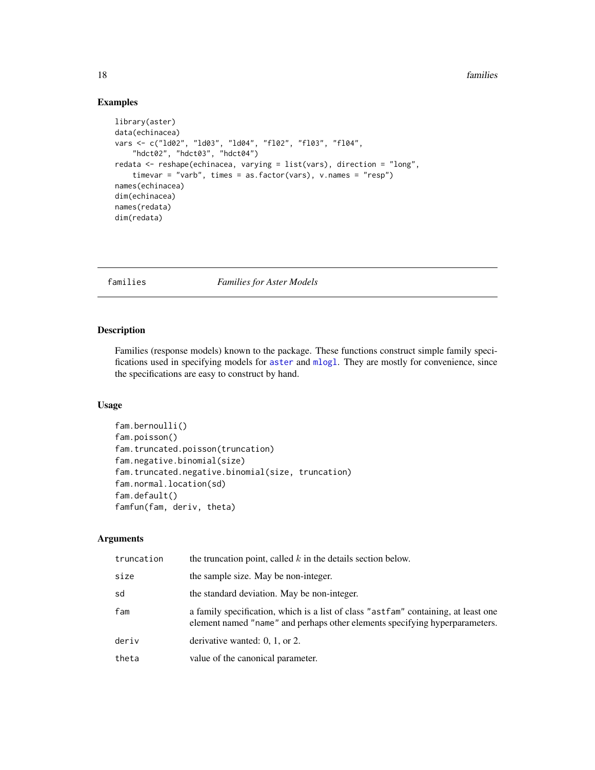## Examples

```
library(aster)
data(echinacea)
vars <- c("ld02", "ld03", "ld04", "fl02", "fl03", "fl04",
    "hdct02", "hdct03", "hdct04")
redata <- reshape(echinacea, varying = list(vars), direction = "long",
    timevar = "varb", times = as.factor(vars), v.names = "resp")
names(echinacea)
dim(echinacea)
names(redata)
dim(redata)
```

---

# families — *Families for Aster Models*

---

## Description

Families (response models) known to the package. These functions construct simple family specifications used in specifying models for `aster` and `mlogl`. They are mostly for convenience, since the specifications are easy to construct by hand.

## Usage

```
fam.bernoulli()
fam.poisson()
fam.truncated.poisson(truncation)
fam.negative.binomial(size)
fam.truncated.negative.binomial(size, truncation)
fam.normal.location(sd)
fam.default()
famfun(fam, deriv, theta)
```

## Arguments

| | |
|---|---|
| `truncation` | the truncation point, called $k$ in the details section below. |
| `size` | the sample size. May be non-integer. |
| `sd` | the standard deviation. May be non-integer. |
| `fam` | a family specification, which is a list of class `"astfam"` containing, at least one element named `"name"` and perhaps other elements specifying hyperparameters. |
| `deriv` | derivative wanted: 0, 1, or 2. |
| `theta` | value of the canonical parameter. |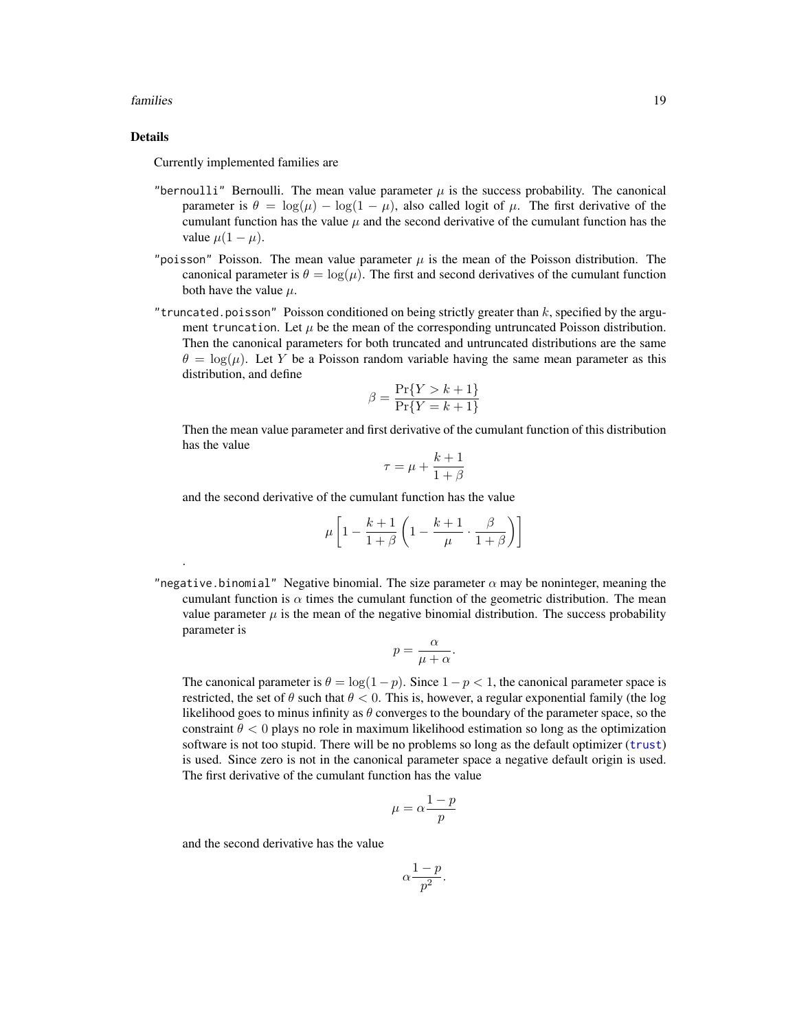### Details

Currently implemented families are

"bernoulli" Bernoulli. The mean value parameter $\mu$ is the success probability. The canonical parameter is $\theta = \log(\mu) - \log(1 - \mu)$, also called logit of $\mu$. The first derivative of the cumulant function has the value $\mu$ and the second derivative of the cumulant function has the value $\mu(1 - \mu)$.

"poisson" Poisson. The mean value parameter $\mu$ is the mean of the Poisson distribution. The canonical parameter is $\theta = \log(\mu)$. The first and second derivatives of the cumulant function both have the value $\mu$.

"truncated.poisson" Poisson conditioned on being strictly greater than $k$, specified by the argument truncation. Let $\mu$ be the mean of the corresponding untruncated Poisson distribution. Then the canonical parameters for both truncated and untruncated distributions are the same $\theta = \log(\mu)$. Let $Y$ be a Poisson random variable having the same mean parameter as this distribution, and define

$$\beta = \frac{\Pr\{Y > k + 1\}}{\Pr\{Y = k + 1\}}$$

Then the mean value parameter and first derivative of the cumulant function of this distribution has the value

$$\tau = \mu + \frac{k + 1}{1 + \beta}$$

and the second derivative of the cumulant function has the value

$$\mu \left[ 1 - \frac{k + 1}{1 + \beta} \left( 1 - \frac{k + 1}{\mu} \cdot \frac{\beta}{1 + \beta} \right) \right]$$

.

"negative.binomial" Negative binomial. The size parameter $\alpha$ may be noninteger, meaning the cumulant function is $\alpha$ times the cumulant function of the geometric distribution. The mean value parameter $\mu$ is the mean of the negative binomial distribution. The success probability parameter is

$$p = \frac{\alpha}{\mu + \alpha}.$$

The canonical parameter is $\theta = \log(1 - p)$. Since $1 - p < 1$, the canonical parameter space is restricted, the set of $\theta$ such that $\theta < 0$. This is, however, a regular exponential family (the log likelihood goes to minus infinity as $\theta$ converges to the boundary of the parameter space, so the constraint $\theta < 0$ plays no role in maximum likelihood estimation so long as the optimization software is not too stupid. There will be no problems so long as the default optimizer (trust) is used. Since zero is not in the canonical parameter space a negative default origin is used. The first derivative of the cumulant function has the value

$$\mu = \alpha \frac{1 - p}{p}$$

and the second derivative has the value

$$\alpha \frac{1 - p}{p^2}.$$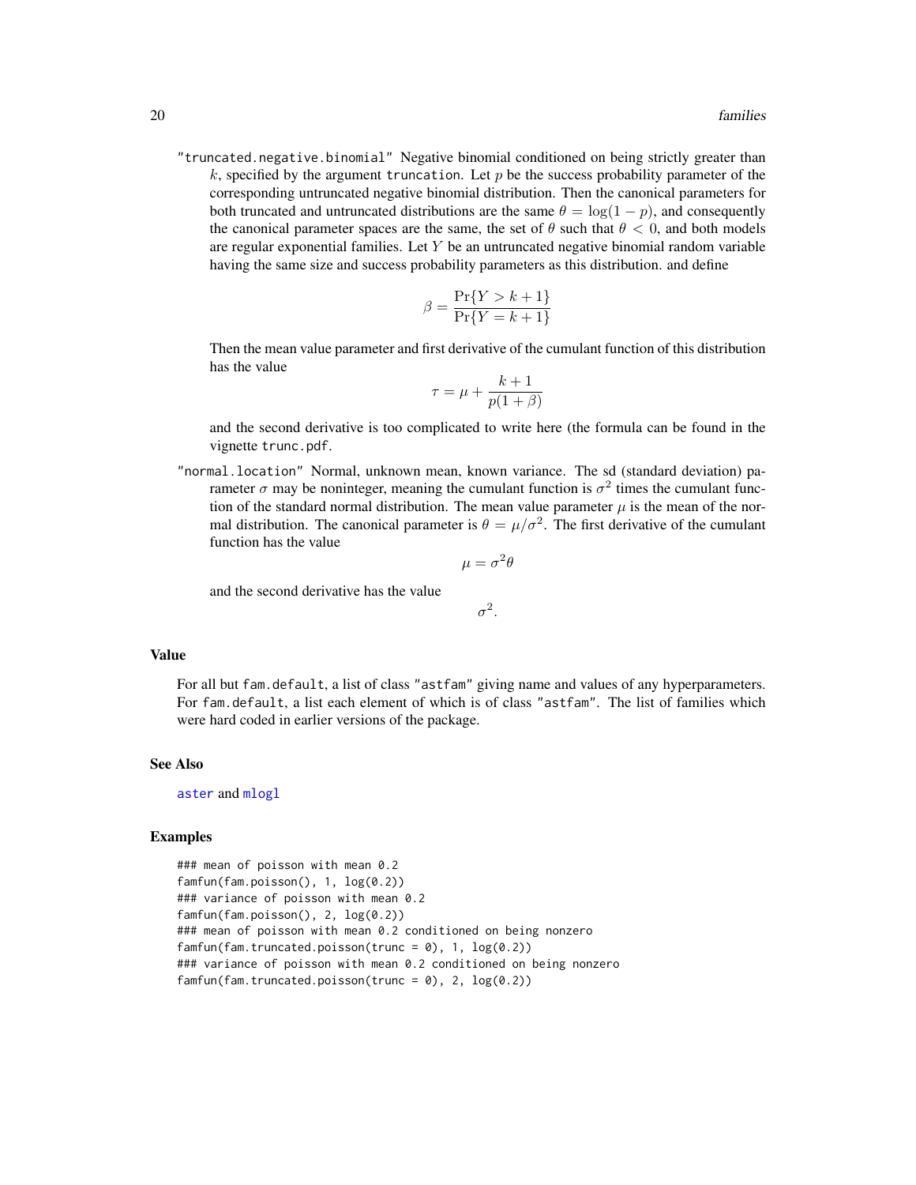"truncated.negative.binomial" Negative binomial conditioned on being strictly greater than $k$, specified by the argument truncation. Let $p$ be the success probability parameter of the corresponding untruncated negative binomial distribution. Then the canonical parameters for both truncated and untruncated distributions are the same $\theta = \log(1 - p)$, and consequently the canonical parameter spaces are the same, the set of $\theta$ such that $\theta < 0$, and both models are regular exponential families. Let $Y$ be an untruncated negative binomial random variable having the same size and success probability parameters as this distribution. and define

$$\beta = \frac{\Pr\{Y > k + 1\}}{\Pr\{Y = k + 1\}}$$

Then the mean value parameter and first derivative of the cumulant function of this distribution has the value

$$\tau = \mu + \frac{k + 1}{p(1 + \beta)}$$

and the second derivative is too complicated to write here (the formula can be found in the vignette trunc.pdf.

"normal.location" Normal, unknown mean, known variance. The sd (standard deviation) parameter $\sigma$ may be noninteger, meaning the cumulant function is $\sigma^2$ times the cumulant function of the standard normal distribution. The mean value parameter $\mu$ is the mean of the normal distribution. The canonical parameter is $\theta = \mu/\sigma^2$. The first derivative of the cumulant function has the value

$$\mu = \sigma^2 \theta$$

and the second derivative has the value

$$\sigma^2.$$

## Value

For all but fam.default, a list of class "astfam" giving name and values of any hyperparameters. For fam.default, a list each element of which is of class "astfam". The list of families which were hard coded in earlier versions of the package.

## See Also

aster and mlogl

## Examples

```
### mean of poisson with mean 0.2
famfun(fam.poisson(), 1, log(0.2))
### variance of poisson with mean 0.2
famfun(fam.poisson(), 2, log(0.2))
### mean of poisson with mean 0.2 conditioned on being nonzero
famfun(fam.truncated.poisson(trunc = 0), 1, log(0.2))
### variance of poisson with mean 0.2 conditioned on being nonzero
famfun(fam.truncated.poisson(trunc = 0), 2, log(0.2))
```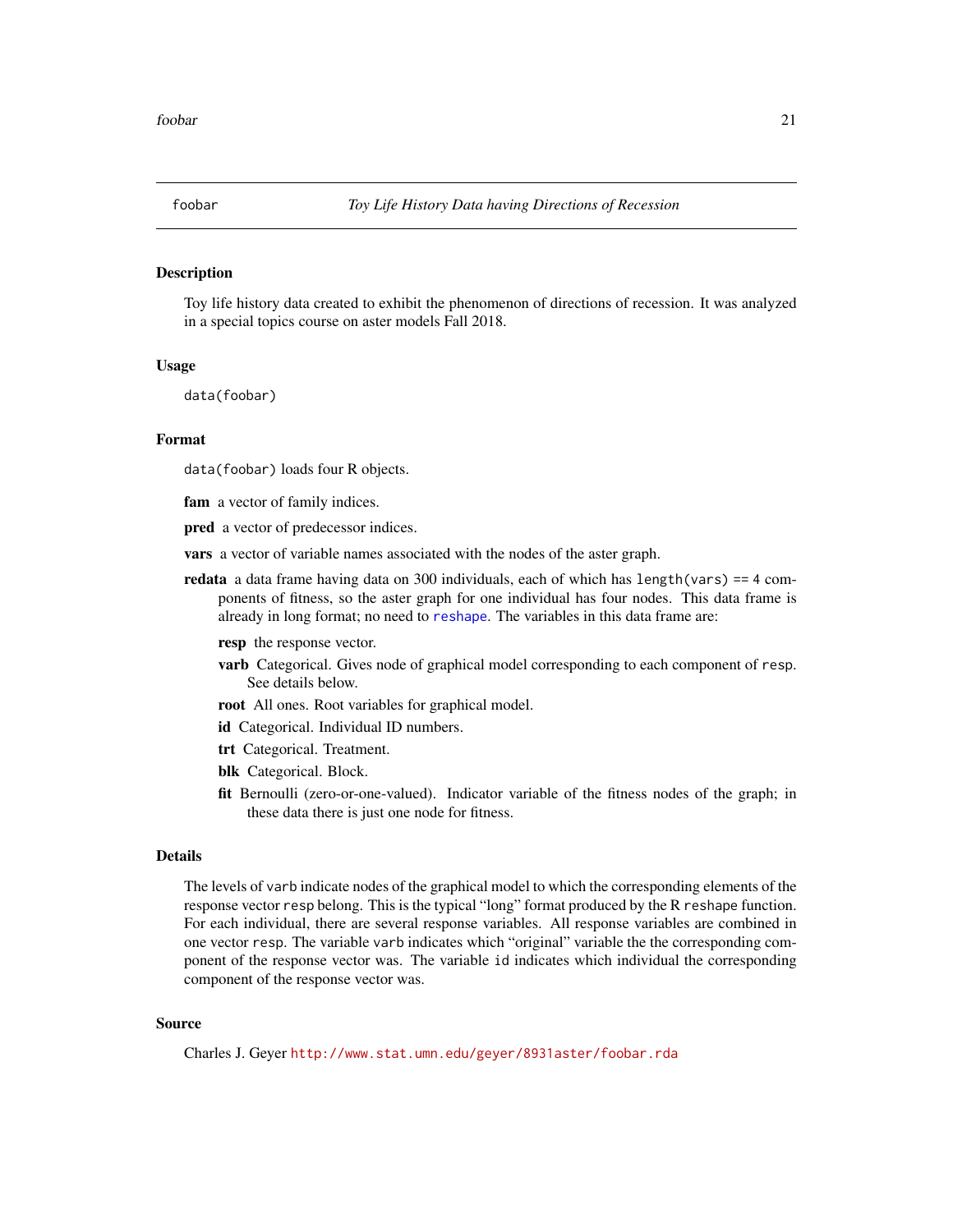foobar *Toy Life History Data having Directions of Recession*

### Description

Toy life history data created to exhibit the phenomenon of directions of recession. It was analyzed in a special topics course on aster models Fall 2018.

### Usage

```
data(foobar)
```

### Format

`data(foobar)` loads four R objects.

**fam** a vector of family indices.

**pred** a vector of predecessor indices.

**vars** a vector of variable names associated with the nodes of the aster graph.

**redata** a data frame having data on 300 individuals, each of which has `length(vars) == 4` components of fitness, so the aster graph for one individual has four nodes. This data frame is already in long format; no need to `reshape`. The variables in this data frame are:

- **resp** the response vector.
- **varb** Categorical. Gives node of graphical model corresponding to each component of `resp`. See details below.
- **root** All ones. Root variables for graphical model.
- **id** Categorical. Individual ID numbers.
- **trt** Categorical. Treatment.
- **blk** Categorical. Block.
- **fit** Bernoulli (zero-or-one-valued). Indicator variable of the fitness nodes of the graph; in these data there is just one node for fitness.

### Details

The levels of `varb` indicate nodes of the graphical model to which the corresponding elements of the response vector `resp` belong. This is the typical "long" format produced by the R `reshape` function. For each individual, there are several response variables. All response variables are combined in one vector `resp`. The variable `varb` indicates which "original" variable the the corresponding component of the response vector was. The variable `id` indicates which individual the corresponding component of the response vector was.

### Source

Charles J. Geyer `http://www.stat.umn.edu/geyer/8931aster/foobar.rda`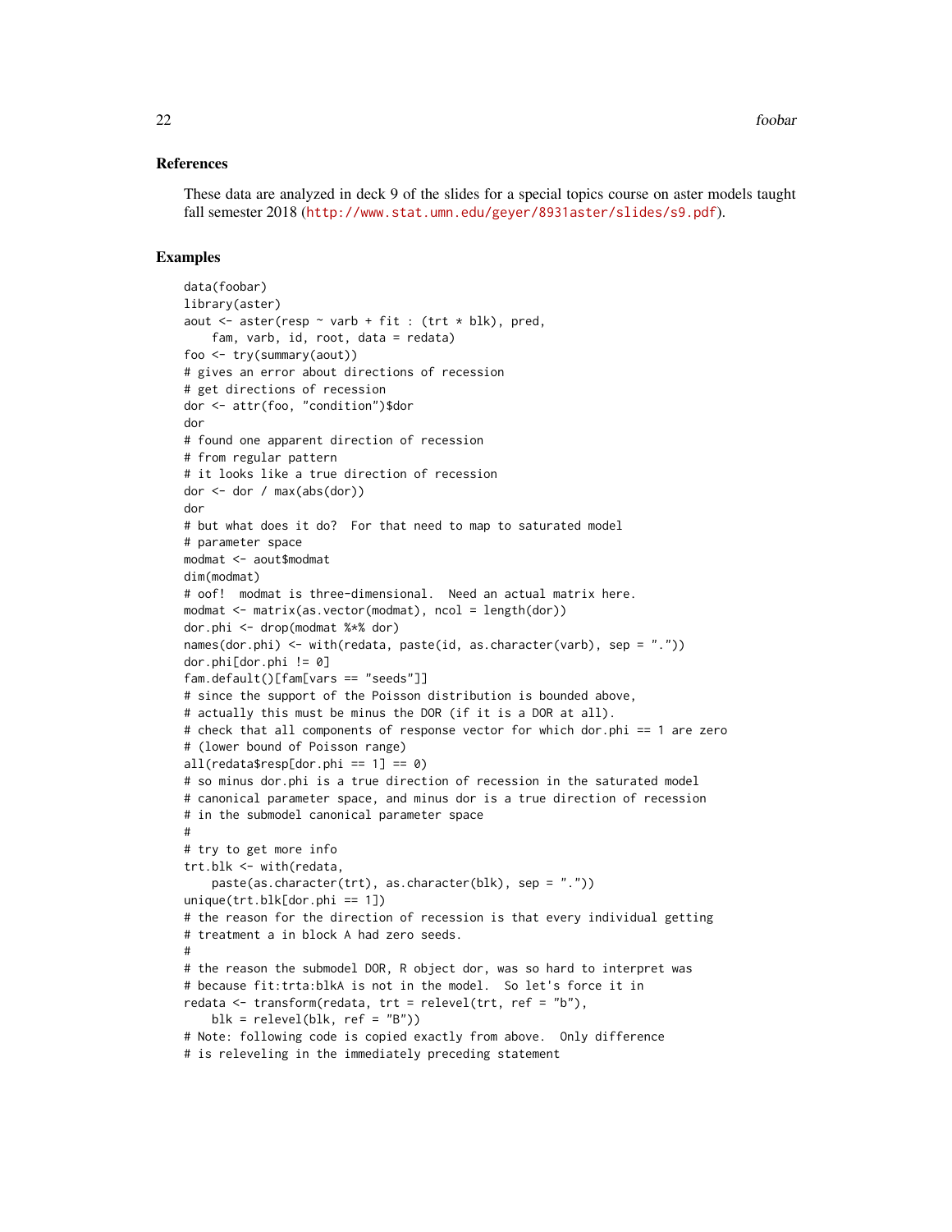## References

These data are analyzed in deck 9 of the slides for a special topics course on aster models taught fall semester 2018 (http://www.stat.umn.edu/geyer/8931aster/slides/s9.pdf).

## Examples

```
data(foobar)
library(aster)
aout <- aster(resp ~ varb + fit : (trt * blk), pred,
    fam, varb, id, root, data = redata)
foo <- try(summary(aout))
# gives an error about directions of recession
# get directions of recession
dor <- attr(foo, "condition")$dor
dor
# found one apparent direction of recession
# from regular pattern
# it looks like a true direction of recession
dor <- dor / max(abs(dor))
dor
# but what does it do?  For that need to map to saturated model
# parameter space
modmat <- aout$modmat
dim(modmat)
# oof!  modmat is three-dimensional.  Need an actual matrix here.
modmat <- matrix(as.vector(modmat), ncol = length(dor))
dor.phi <- drop(modmat %*% dor)
names(dor.phi) <- with(redata, paste(id, as.character(varb), sep = "."))
dor.phi[dor.phi != 0]
fam.default()[fam[vars == "seeds"]]
# since the support of the Poisson distribution is bounded above,
# actually this must be minus the DOR (if it is a DOR at all).
# check that all components of response vector for which dor.phi == 1 are zero
# (lower bound of Poisson range)
all(redata$resp[dor.phi == 1] == 0)
# so minus dor.phi is a true direction of recession in the saturated model
# canonical parameter space, and minus dor is a true direction of recession
# in the submodel canonical parameter space
#
# try to get more info
trt.blk <- with(redata,
    paste(as.character(trt), as.character(blk), sep = "."))
unique(trt.blk[dor.phi == 1])
# the reason for the direction of recession is that every individual getting
# treatment a in block A had zero seeds.
#
# the reason the submodel DOR, R object dor, was so hard to interpret was
# because fit:trta:blkA is not in the model.  So let's force it in
redata <- transform(redata, trt = relevel(trt, ref = "b"),
    blk = relevel(blk, ref = "B"))
# Note: following code is copied exactly from above.  Only difference
# is releveling in the immediately preceding statement
```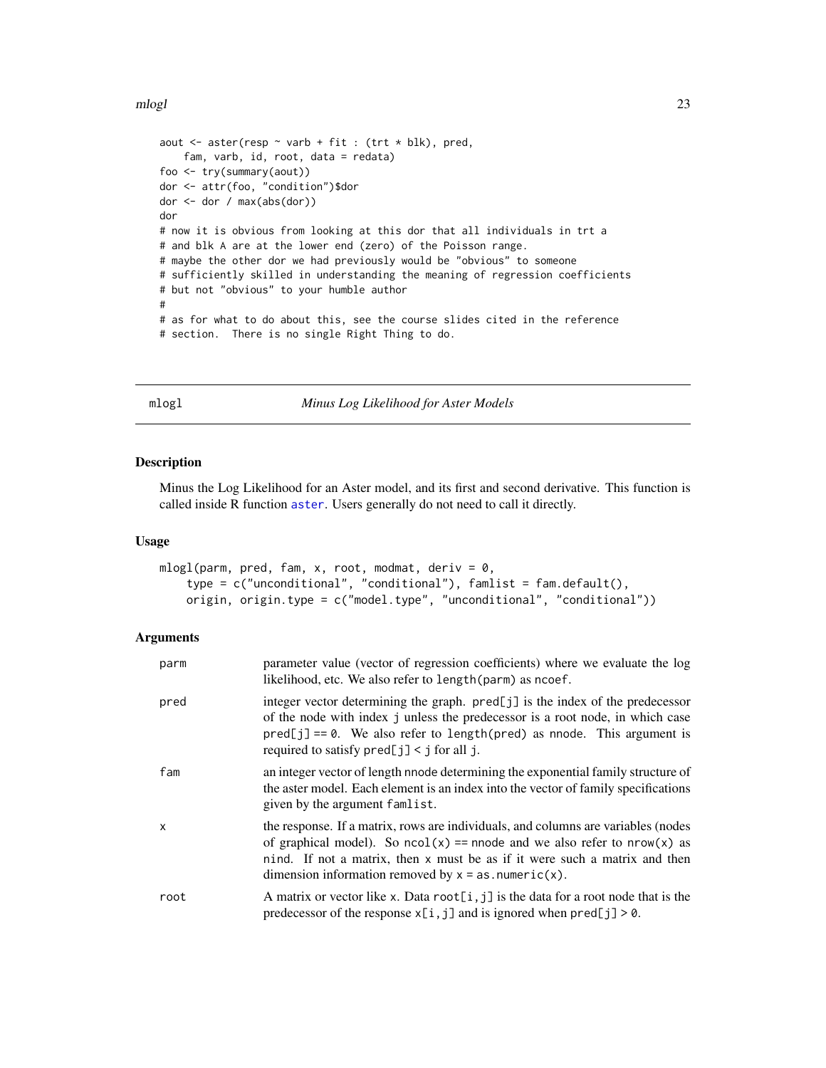```
aout <- aster(resp ~ varb + fit : (trt * blk), pred,
    fam, varb, id, root, data = redata)
foo <- try(summary(aout))
dor <- attr(foo, "condition")$dor
dor <- dor / max(abs(dor))
dor
# now it is obvious from looking at this dor that all individuals in trt a
# and blk A are at the lower end (zero) of the Poisson range.
# maybe the other dor we had previously would be "obvious" to someone
# sufficiently skilled in understanding the meaning of regression coefficients
# but not "obvious" to your humble author
#
# as for what to do about this, see the course slides cited in the reference
# section.  There is no single Right Thing to do.
```

---

## mlogl — *Minus Log Likelihood for Aster Models*

### Description

Minus the Log Likelihood for an Aster model, and its first and second derivative. This function is called inside R function `aster`. Users generally do not need to call it directly.

### Usage

```
mlogl(parm, pred, fam, x, root, modmat, deriv = 0,
    type = c("unconditional", "conditional"), famlist = fam.default(),
    origin, origin.type = c("model.type", "unconditional", "conditional"))
```

### Arguments

| | |
|---|---|
| `parm` | parameter value (vector of regression coefficients) where we evaluate the log likelihood, etc. We also refer to `length(parm)` as `ncoef`. |
| `pred` | integer vector determining the graph. `pred[j]` is the index of the predecessor of the node with index `j` unless the predecessor is a root node, in which case `pred[j] == 0`. We also refer to `length(pred)` as `nnode`. This argument is required to satisfy `pred[j] < j` for all `j`. |
| `fam` | an integer vector of length `nnode` determining the exponential family structure of the aster model. Each element is an index into the vector of family specifications given by the argument `famlist`. |
| `x` | the response. If a matrix, rows are individuals, and columns are variables (nodes of graphical model). So `ncol(x) == nnode` and we also refer to `nrow(x)` as `nind`. If not a matrix, then `x` must be as if it were such a matrix and then dimension information removed by `x = as.numeric(x)`. |
| `root` | A matrix or vector like `x`. Data `root[i,j]` is the data for a root node that is the predecessor of the response `x[i,j]` and is ignored when `pred[j] > 0`. |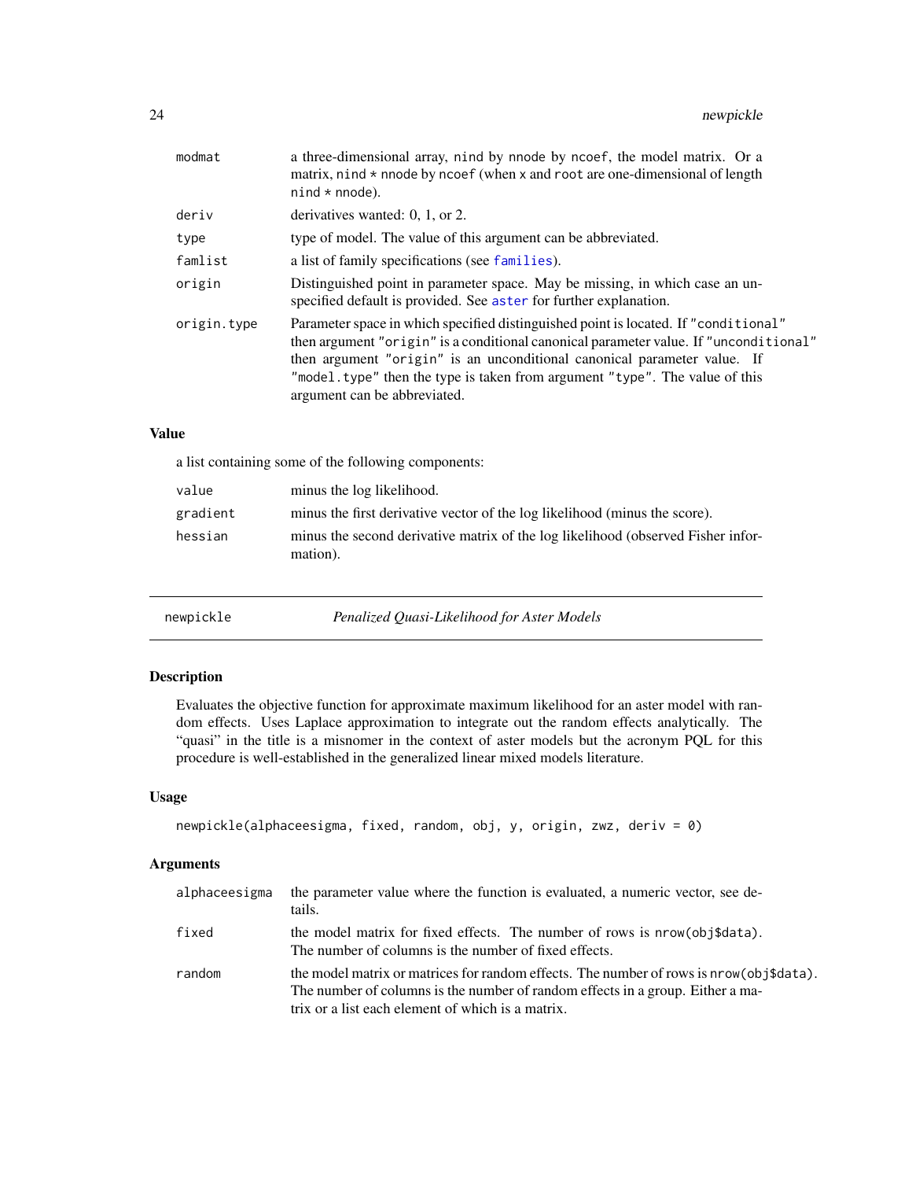| | |
|---|---|
| modmat | a three-dimensional array, nind by nnode by ncoef, the model matrix. Or a matrix, nind * nnode by ncoef (when x and root are one-dimensional of length nind * nnode). |
| deriv | derivatives wanted: 0, 1, or 2. |
| type | type of model. The value of this argument can be abbreviated. |
| famlist | a list of family specifications (see families). |
| origin | Distinguished point in parameter space. May be missing, in which case an unspecified default is provided. See aster for further explanation. |
| origin.type | Parameter space in which specified distinguished point is located. If "conditional" then argument "origin" is a conditional canonical parameter value. If "unconditional" then argument "origin" is an unconditional canonical parameter value. If "model.type" then the type is taken from argument "type". The value of this argument can be abbreviated. |

## Value

a list containing some of the following components:

| | |
|---|---|
| value | minus the log likelihood. |
| gradient | minus the first derivative vector of the log likelihood (minus the score). |
| hessian | minus the second derivative matrix of the log likelihood (observed Fisher information). |

---

# newpickle *Penalized Quasi-Likelihood for Aster Models*

## Description

Evaluates the objective function for approximate maximum likelihood for an aster model with random effects. Uses Laplace approximation to integrate out the random effects analytically. The "quasi" in the title is a misnomer in the context of aster models but the acronym PQL for this procedure is well-established in the generalized linear mixed models literature.

## Usage

```
newpickle(alphaceesigma, fixed, random, obj, y, origin, zwz, deriv = 0)
```

## Arguments

| | |
|---|---|
| alphaceesigma | the parameter value where the function is evaluated, a numeric vector, see details. |
| fixed | the model matrix for fixed effects. The number of rows is nrow(obj$data). The number of columns is the number of fixed effects. |
| random | the model matrix or matrices for random effects. The number of rows is nrow(obj$data). The number of columns is the number of random effects in a group. Either a matrix or a list each element of which is a matrix. |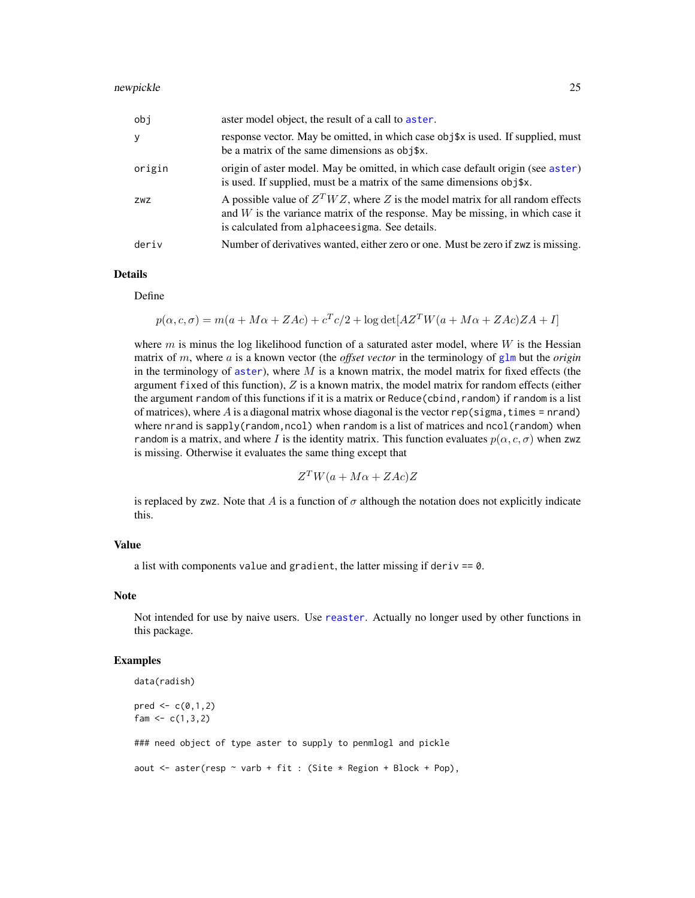| | |
|---|---|
| obj | aster model object, the result of a call to aster. |
| y | response vector. May be omitted, in which case obj$x is used. If supplied, must be a matrix of the same dimensions as obj$x. |
| origin | origin of aster model. May be omitted, in which case default origin (see aster) is used. If supplied, must be a matrix of the same dimensions obj$x. |
| zwz | A possible value of $Z^T W Z$, where $Z$ is the model matrix for all random effects and $W$ is the variance matrix of the response. May be missing, in which case it is calculated from alphaceesigma. See details. |
| deriv | Number of derivatives wanted, either zero or one. Must be zero if zwz is missing. |

## Details

Define

$$p(\alpha, c, \sigma) = m(a + M\alpha + ZAc) + c^T c/2 + \log\det[AZ^T W(a + M\alpha + ZAc)ZA + I]$$

where $m$ is minus the log likelihood function of a saturated aster model, where $W$ is the Hessian matrix of $m$, where $a$ is a known vector (the *offset vector* in the terminology of glm but the *origin* in the terminology of aster), where $M$ is a known matrix, the model matrix for fixed effects (the argument fixed of this function), $Z$ is a known matrix, the model matrix for random effects (either the argument random of this functions if it is a matrix or Reduce(cbind,random) if random is a list of matrices), where $A$ is a diagonal matrix whose diagonal is the vector rep(sigma,times = nrand) where nrand is sapply(random,ncol) when random is a list of matrices and ncol(random) when random is a matrix, and where $I$ is the identity matrix. This function evaluates $p(\alpha, c, \sigma)$ when zwz is missing. Otherwise it evaluates the same thing except that

$$Z^T W(a + M\alpha + ZAc)Z$$

is replaced by zwz. Note that $A$ is a function of $\sigma$ although the notation does not explicitly indicate this.

## Value

a list with components value and gradient, the latter missing if deriv == 0.

## Note

Not intended for use by naive users. Use reaster. Actually no longer used by other functions in this package.

## Examples

```
data(radish)

pred <- c(0,1,2)
fam <- c(1,3,2)

### need object of type aster to supply to penmlogl and pickle

aout <- aster(resp ~ varb + fit : (Site * Region + Block + Pop),
```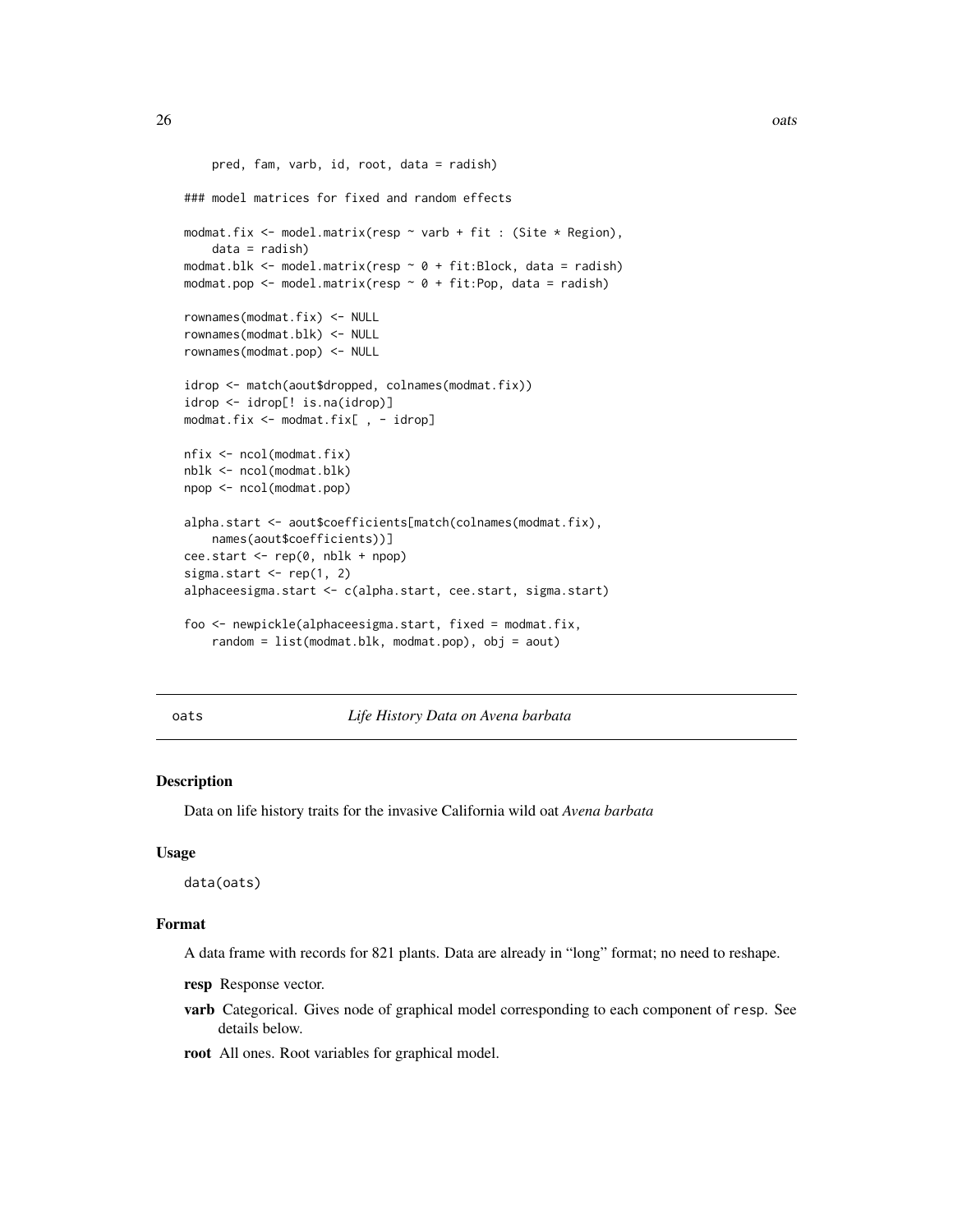```
    pred, fam, varb, id, root, data = radish)

### model matrices for fixed and random effects

modmat.fix <- model.matrix(resp ~ varb + fit : (Site * Region),
    data = radish)
modmat.blk <- model.matrix(resp ~ 0 + fit:Block, data = radish)
modmat.pop <- model.matrix(resp ~ 0 + fit:Pop, data = radish)

rownames(modmat.fix) <- NULL
rownames(modmat.blk) <- NULL
rownames(modmat.pop) <- NULL

idrop <- match(aout$dropped, colnames(modmat.fix))
idrop <- idrop[! is.na(idrop)]
modmat.fix <- modmat.fix[ , - idrop]

nfix <- ncol(modmat.fix)
nblk <- ncol(modmat.blk)
npop <- ncol(modmat.pop)

alpha.start <- aout$coefficients[match(colnames(modmat.fix),
    names(aout$coefficients))]
cee.start <- rep(0, nblk + npop)
sigma.start <- rep(1, 2)
alphaceesigma.start <- c(alpha.start, cee.start, sigma.start)

foo <- newpickle(alphaceesigma.start, fixed = modmat.fix,
    random = list(modmat.blk, modmat.pop), obj = aout)
```

---

## oats — *Life History Data on Avena barbata*

### Description

Data on life history traits for the invasive California wild oat *Avena barbata*

### Usage

```
data(oats)
```

### Format

A data frame with records for 821 plants. Data are already in "long" format; no need to reshape.

**resp** Response vector.

**varb** Categorical. Gives node of graphical model corresponding to each component of `resp`. See details below.

**root** All ones. Root variables for graphical model.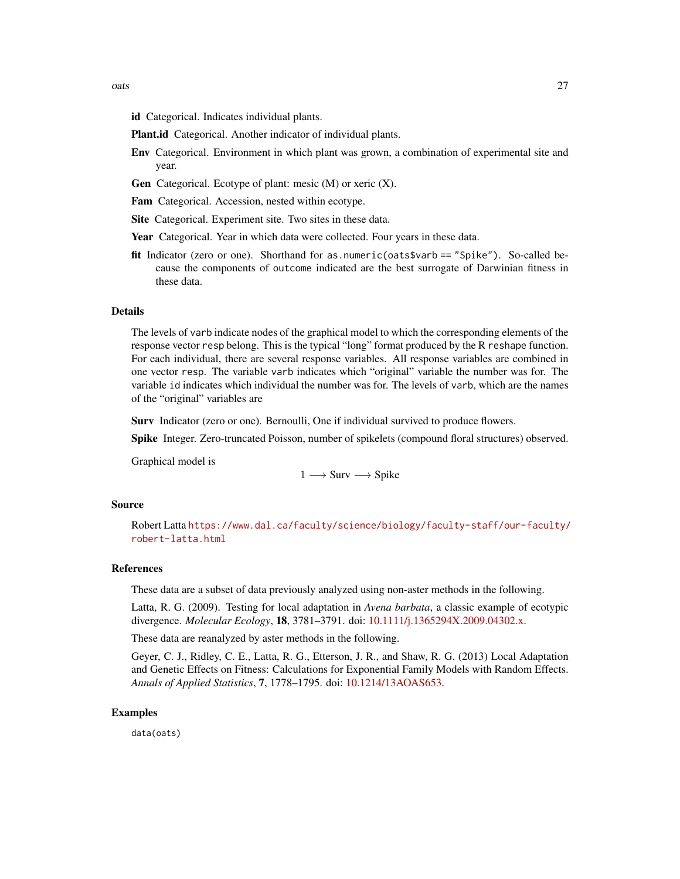**id** Categorical. Indicates individual plants.

**Plant.id** Categorical. Another indicator of individual plants.

**Env** Categorical. Environment in which plant was grown, a combination of experimental site and year.

**Gen** Categorical. Ecotype of plant: mesic (M) or xeric (X).

**Fam** Categorical. Accession, nested within ecotype.

**Site** Categorical. Experiment site. Two sites in these data.

**Year** Categorical. Year in which data were collected. Four years in these data.

**fit** Indicator (zero or one). Shorthand for `as.numeric(oats$varb == "Spike")`. So-called because the components of `outcome` indicated are the best surrogate of Darwinian fitness in these data.

## Details

The levels of `varb` indicate nodes of the graphical model to which the corresponding elements of the response vector `resp` belong. This is the typical "long" format produced by the R `reshape` function. For each individual, there are several response variables. All response variables are combined in one vector `resp`. The variable `varb` indicates which "original" variable the number was for. The variable `id` indicates which individual the number was for. The levels of `varb`, which are the names of the "original" variables are

**Surv** Indicator (zero or one). Bernoulli, One if individual survived to produce flowers.

**Spike** Integer. Zero-truncated Poisson, number of spikelets (compound floral structures) observed.

Graphical model is

$$1 \longrightarrow \text{Surv} \longrightarrow \text{Spike}$$

## Source

Robert Latta https://www.dal.ca/faculty/science/biology/faculty-staff/our-faculty/robert-latta.html

## References

These data are a subset of data previously analyzed using non-aster methods in the following.

Latta, R. G. (2009). Testing for local adaptation in *Avena barbata*, a classic example of ecotypic divergence. *Molecular Ecology*, **18**, 3781–3791. doi: 10.1111/j.1365294X.2009.04302.x.

These data are reanalyzed by aster methods in the following.

Geyer, C. J., Ridley, C. E., Latta, R. G., Etterson, J. R., and Shaw, R. G. (2013) Local Adaptation and Genetic Effects on Fitness: Calculations for Exponential Family Models with Random Effects. *Annals of Applied Statistics*, **7**, 1778–1795. doi: 10.1214/13AOAS653.

## Examples

```
data(oats)
```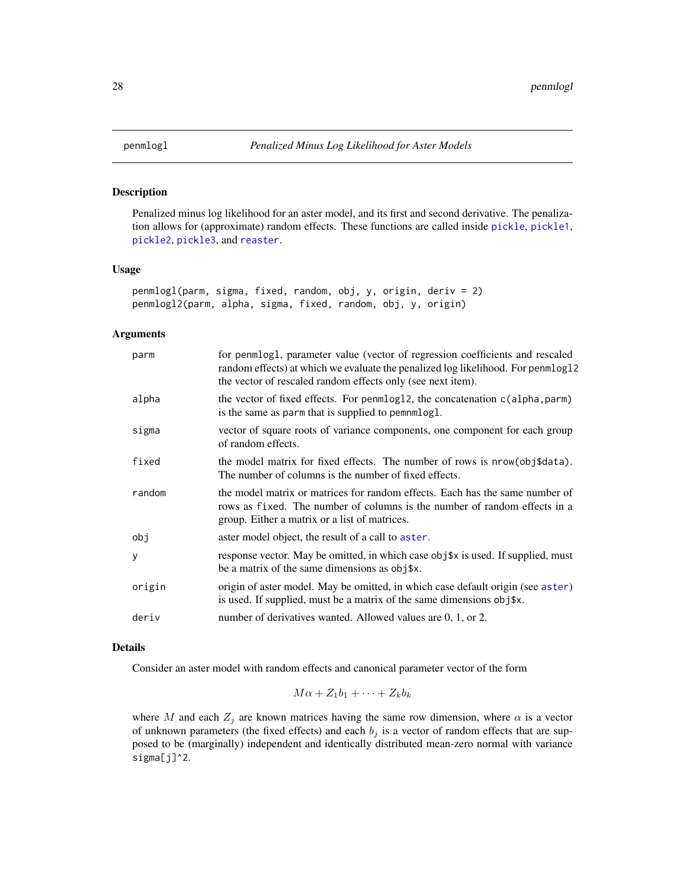## penmlogl — *Penalized Minus Log Likelihood for Aster Models*

### Description

Penalized minus log likelihood for an aster model, and its first and second derivative. The penalization allows for (approximate) random effects. These functions are called inside pickle, pickle1, pickle2, pickle3, and reaster.

### Usage

```
penmlogl(parm, sigma, fixed, random, obj, y, origin, deriv = 2)
penmlogl2(parm, alpha, sigma, fixed, random, obj, y, origin)
```

### Arguments

| | |
|---|---|
| parm | for penmlogl, parameter value (vector of regression coefficients and rescaled random effects) at which we evaluate the penalized log likelihood. For penmlogl2 the vector of rescaled random effects only (see next item). |
| alpha | the vector of fixed effects. For penmlogl2, the concatenation c(alpha,parm) is the same as parm that is supplied to pemnmlogl. |
| sigma | vector of square roots of variance components, one component for each group of random effects. |
| fixed | the model matrix for fixed effects. The number of rows is nrow(obj$data). The number of columns is the number of fixed effects. |
| random | the model matrix or matrices for random effects. Each has the same number of rows as fixed. The number of columns is the number of random effects in a group. Either a matrix or a list of matrices. |
| obj | aster model object, the result of a call to aster. |
| y | response vector. May be omitted, in which case obj$x is used. If supplied, must be a matrix of the same dimensions as obj$x. |
| origin | origin of aster model. May be omitted, in which case default origin (see aster) is used. If supplied, must be a matrix of the same dimensions obj$x. |
| deriv | number of derivatives wanted. Allowed values are 0, 1, or 2. |

### Details

Consider an aster model with random effects and canonical parameter vector of the form

$$M\alpha + Z_1 b_1 + \cdots + Z_k b_k$$

where $M$ and each $Z_j$ are known matrices having the same row dimension, where $\alpha$ is a vector of unknown parameters (the fixed effects) and each $b_j$ is a vector of random effects that are supposed to be (marginally) independent and identically distributed mean-zero normal with variance sigma[j]^2.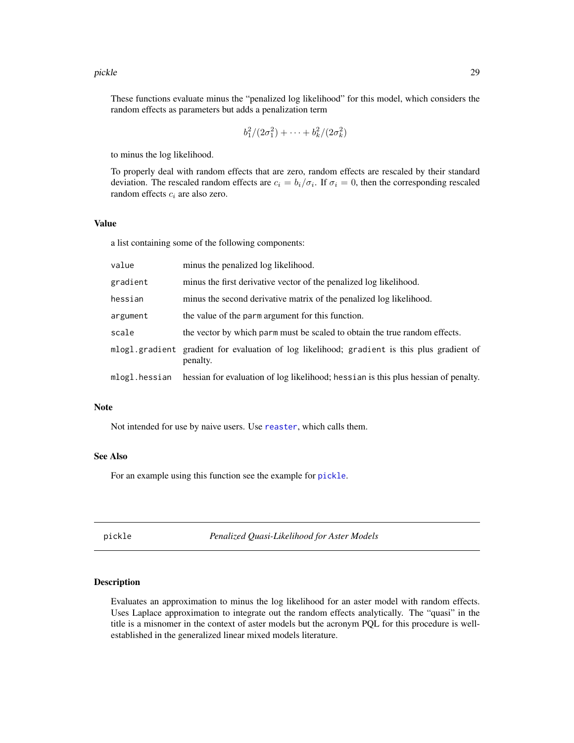These functions evaluate minus the "penalized log likelihood" for this model, which considers the random effects as parameters but adds a penalization term

$$b_1^2/(2\sigma_1^2) + \cdots + b_k^2/(2\sigma_k^2)$$

to minus the log likelihood.

To properly deal with random effects that are zero, random effects are rescaled by their standard deviation. The rescaled random effects are $c_i = b_i/\sigma_i$. If $\sigma_i = 0$, then the corresponding rescaled random effects $c_i$ are also zero.

### Value

a list containing some of the following components:

| | |
|---|---|
| `value` | minus the penalized log likelihood. |
| `gradient` | minus the first derivative vector of the penalized log likelihood. |
| `hessian` | minus the second derivative matrix of the penalized log likelihood. |
| `argument` | the value of the `parm` argument for this function. |
| `scale` | the vector by which `parm` must be scaled to obtain the true random effects. |
| `mlogl.gradient` | gradient for evaluation of log likelihood; `gradient` is this plus gradient of penalty. |
| `mlogl.hessian` | hessian for evaluation of log likelihood; `hessian` is this plus hessian of penalty. |

### Note

Not intended for use by naive users. Use `reaster`, which calls them.

### See Also

For an example using this function see the example for `pickle`.

---

## pickle — *Penalized Quasi-Likelihood for Aster Models*

### Description

Evaluates an approximation to minus the log likelihood for an aster model with random effects. Uses Laplace approximation to integrate out the random effects analytically. The "quasi" in the title is a misnomer in the context of aster models but the acronym PQL for this procedure is well-established in the generalized linear mixed models literature.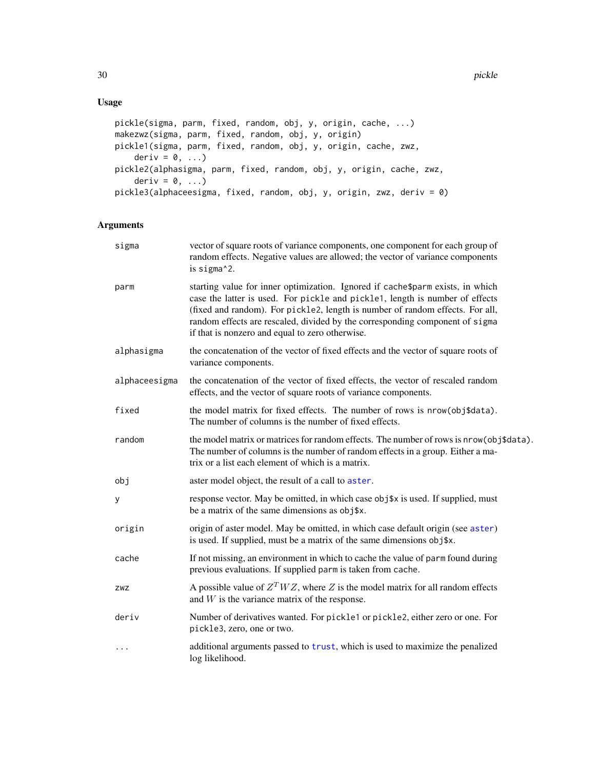## Usage

```
pickle(sigma, parm, fixed, random, obj, y, origin, cache, ...)
makezwz(sigma, parm, fixed, random, obj, y, origin)
pickle1(sigma, parm, fixed, random, obj, y, origin, cache, zwz,
    deriv = 0, ...)
pickle2(alphasigma, parm, fixed, random, obj, y, origin, cache, zwz,
    deriv = 0, ...)
pickle3(alphaceesigma, fixed, random, obj, y, origin, zwz, deriv = 0)
```

## Arguments

| | |
|---|---|
| `sigma` | vector of square roots of variance components, one component for each group of random effects. Negative values are allowed; the vector of variance components is `sigma^2`. |
| `parm` | starting value for inner optimization. Ignored if `cache$parm` exists, in which case the latter is used. For `pickle` and `pickle1`, length is number of effects (fixed and random). For `pickle2`, length is number of random effects. For all, random effects are rescaled, divided by the corresponding component of `sigma` if that is nonzero and equal to zero otherwise. |
| `alphasigma` | the concatenation of the vector of fixed effects and the vector of square roots of variance components. |
| `alphaceesigma` | the concatenation of the vector of fixed effects, the vector of rescaled random effects, and the vector of square roots of variance components. |
| `fixed` | the model matrix for fixed effects. The number of rows is `nrow(obj$data)`. The number of columns is the number of fixed effects. |
| `random` | the model matrix or matrices for random effects. The number of rows is `nrow(obj$data)`. The number of columns is the number of random effects in a group. Either a matrix or a list each element of which is a matrix. |
| `obj` | aster model object, the result of a call to `aster`. |
| `y` | response vector. May be omitted, in which case `obj$x` is used. If supplied, must be a matrix of the same dimensions as `obj$x`. |
| `origin` | origin of aster model. May be omitted, in which case default origin (see `aster`) is used. If supplied, must be a matrix of the same dimensions `obj$x`. |
| `cache` | If not missing, an environment in which to cache the value of `parm` found during previous evaluations. If supplied `parm` is taken from `cache`. |
| `zwz` | A possible value of $Z^T W Z$, where $Z$ is the model matrix for all random effects and $W$ is the variance matrix of the response. |
| `deriv` | Number of derivatives wanted. For `pickle1` or `pickle2`, either zero or one. For `pickle3`, zero, one or two. |
| `...` | additional arguments passed to `trust`, which is used to maximize the penalized log likelihood. |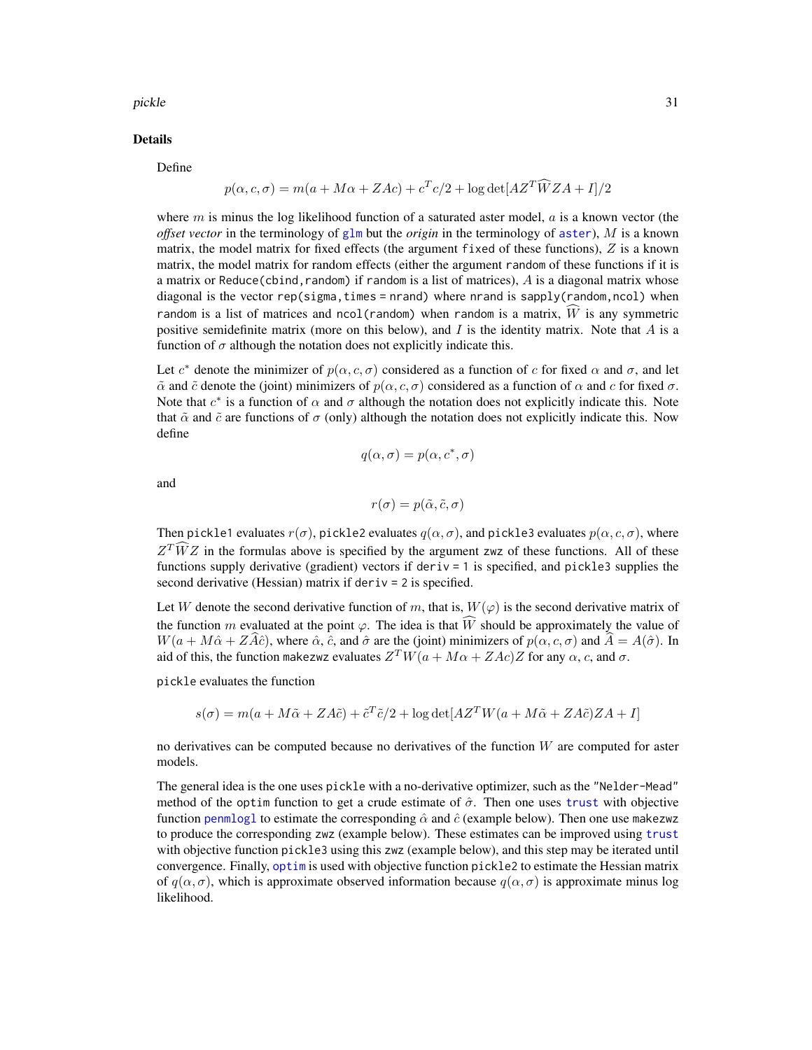## Details

Define

$$p(\alpha, c, \sigma) = m(a + M\alpha + ZAc) + c^T c/2 + \log\det[AZ^T \widehat{W} ZA + I]/2$$

where $m$ is minus the log likelihood function of a saturated aster model, $a$ is a known vector (the *offset vector* in the terminology of glm but the *origin* in the terminology of aster), $M$ is a known matrix, the model matrix for fixed effects (the argument `fixed` of these functions), $Z$ is a known matrix, the model matrix for random effects (either the argument `random` of these functions if it is a matrix or `Reduce(cbind,random)` if `random` is a list of matrices), $A$ is a diagonal matrix whose diagonal is the vector `rep(sigma,times = nrand)` where `nrand` is `sapply(random,ncol)` when `random` is a list of matrices and `ncol(random)` when `random` is a matrix, $\widehat{W}$ is any symmetric positive semidefinite matrix (more on this below), and $I$ is the identity matrix. Note that $A$ is a function of $\sigma$ although the notation does not explicitly indicate this.

Let $c^*$ denote the minimizer of $p(\alpha, c, \sigma)$ considered as a function of $c$ for fixed $\alpha$ and $\sigma$, and let $\tilde{\alpha}$ and $\tilde{c}$ denote the (joint) minimizers of $p(\alpha, c, \sigma)$ considered as a function of $\alpha$ and $c$ for fixed $\sigma$. Note that $c^*$ is a function of $\alpha$ and $\sigma$ although the notation does not explicitly indicate this. Note that $\tilde{\alpha}$ and $\tilde{c}$ are functions of $\sigma$ (only) although the notation does not explicitly indicate this. Now define

$$q(\alpha, \sigma) = p(\alpha, c^*, \sigma)$$

and

$$r(\sigma) = p(\tilde{\alpha}, \tilde{c}, \sigma)$$

Then `pickle1` evaluates $r(\sigma)$, `pickle2` evaluates $q(\alpha, \sigma)$, and `pickle3` evaluates $p(\alpha, c, \sigma)$, where $Z^T \widehat{W} Z$ in the formulas above is specified by the argument `zwz` of these functions. All of these functions supply derivative (gradient) vectors if `deriv = 1` is specified, and `pickle3` supplies the second derivative (Hessian) matrix if `deriv = 2` is specified.

Let $W$ denote the second derivative function of $m$, that is, $W(\varphi)$ is the second derivative matrix of the function $m$ evaluated at the point $\varphi$. The idea is that $\widehat{W}$ should be approximately the value of $W(a + M\hat{\alpha} + Z\widehat{A}\hat{c})$, where $\hat{\alpha}$, $\hat{c}$, and $\hat{\sigma}$ are the (joint) minimizers of $p(\alpha, c, \sigma)$ and $\widehat{A} = A(\hat{\sigma})$. In aid of this, the function `makezwz` evaluates $Z^T W(a + M\alpha + ZAc)Z$ for any $\alpha$, $c$, and $\sigma$.

`pickle` evaluates the function

$$s(\sigma) = m(a + M\tilde{\alpha} + ZA\tilde{c}) + \tilde{c}^T \tilde{c}/2 + \log\det[AZ^T W(a + M\tilde{\alpha} + ZA\tilde{c})ZA + I]$$

no derivatives can be computed because no derivatives of the function $W$ are computed for aster models.

The general idea is the one uses `pickle` with a no-derivative optimizer, such as the `"Nelder-Mead"` method of the `optim` function to get a crude estimate of $\hat{\sigma}$. Then one uses trust with objective function penmlogl to estimate the corresponding $\hat{\alpha}$ and $\hat{c}$ (example below). Then one use `makezwz` to produce the corresponding `zwz` (example below). These estimates can be improved using trust with objective function `pickle3` using this `zwz` (example below), and this step may be iterated until convergence. Finally, optim is used with objective function `pickle2` to estimate the Hessian matrix of $q(\alpha, \sigma)$, which is approximate observed information because $q(\alpha, \sigma)$ is approximate minus log likelihood.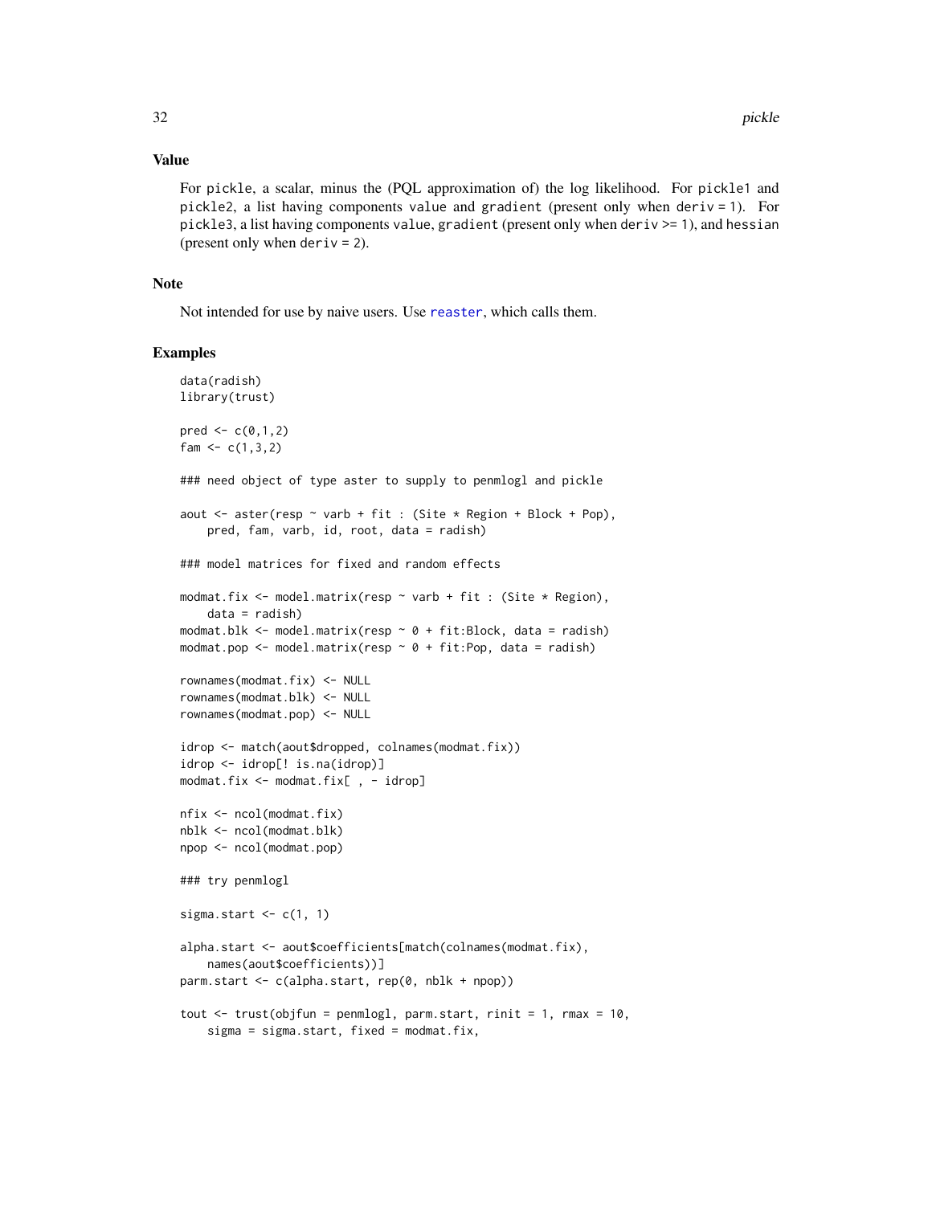## Value

For pickle, a scalar, minus the (PQL approximation of) the log likelihood. For pickle1 and pickle2, a list having components value and gradient (present only when deriv = 1). For pickle3, a list having components value, gradient (present only when deriv >= 1), and hessian (present only when deriv = 2).

## Note

Not intended for use by naive users. Use reaster, which calls them.

## Examples

```
data(radish)
library(trust)

pred <- c(0,1,2)
fam <- c(1,3,2)

### need object of type aster to supply to penmlogl and pickle

aout <- aster(resp ~ varb + fit : (Site * Region + Block + Pop),
    pred, fam, varb, id, root, data = radish)

### model matrices for fixed and random effects

modmat.fix <- model.matrix(resp ~ varb + fit : (Site * Region),
    data = radish)
modmat.blk <- model.matrix(resp ~ 0 + fit:Block, data = radish)
modmat.pop <- model.matrix(resp ~ 0 + fit:Pop, data = radish)

rownames(modmat.fix) <- NULL
rownames(modmat.blk) <- NULL
rownames(modmat.pop) <- NULL

idrop <- match(aout$dropped, colnames(modmat.fix))
idrop <- idrop[! is.na(idrop)]
modmat.fix <- modmat.fix[ , - idrop]

nfix <- ncol(modmat.fix)
nblk <- ncol(modmat.blk)
npop <- ncol(modmat.pop)

### try penmlogl

sigma.start <- c(1, 1)

alpha.start <- aout$coefficients[match(colnames(modmat.fix),
    names(aout$coefficients))]
parm.start <- c(alpha.start, rep(0, nblk + npop))

tout <- trust(objfun = penmlogl, parm.start, rinit = 1, rmax = 10,
    sigma = sigma.start, fixed = modmat.fix,
```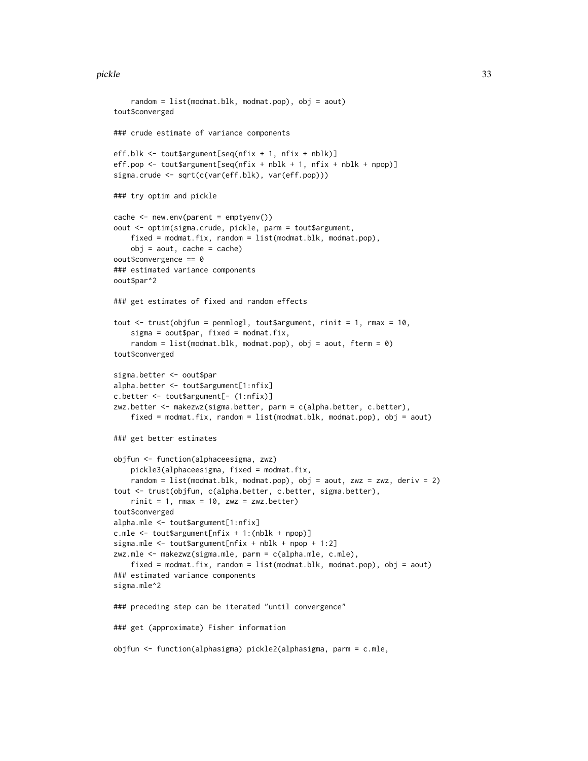```
    random = list(modmat.blk, modmat.pop), obj = aout)
tout$converged

### crude estimate of variance components

eff.blk <- tout$argument[seq(nfix + 1, nfix + nblk)]
eff.pop <- tout$argument[seq(nfix + nblk + 1, nfix + nblk + npop)]
sigma.crude <- sqrt(c(var(eff.blk), var(eff.pop)))

### try optim and pickle

cache <- new.env(parent = emptyenv())
oout <- optim(sigma.crude, pickle, parm = tout$argument,
    fixed = modmat.fix, random = list(modmat.blk, modmat.pop),
    obj = aout, cache = cache)
oout$convergence == 0
### estimated variance components
oout$par^2

### get estimates of fixed and random effects

tout <- trust(objfun = penmlogl, tout$argument, rinit = 1, rmax = 10,
    sigma = oout$par, fixed = modmat.fix,
    random = list(modmat.blk, modmat.pop), obj = aout, fterm = 0)
tout$converged

sigma.better <- oout$par
alpha.better <- tout$argument[1:nfix]
c.better <- tout$argument[- (1:nfix)]
zwz.better <- makezwz(sigma.better, parm = c(alpha.better, c.better),
    fixed = modmat.fix, random = list(modmat.blk, modmat.pop), obj = aout)

### get better estimates

objfun <- function(alphaceesigma, zwz)
    pickle3(alphaceesigma, fixed = modmat.fix,
    random = list(modmat.blk, modmat.pop), obj = aout, zwz = zwz, deriv = 2)
tout <- trust(objfun, c(alpha.better, c.better, sigma.better),
    rinit = 1, rmax = 10, zwz = zwz.better)
tout$converged
alpha.mle <- tout$argument[1:nfix]
c.mle <- tout$argument[nfix + 1:(nblk + npop)]
sigma.mle <- tout$argument[nfix + nblk + npop + 1:2]
zwz.mle <- makezwz(sigma.mle, parm = c(alpha.mle, c.mle),
    fixed = modmat.fix, random = list(modmat.blk, modmat.pop), obj = aout)
### estimated variance components
sigma.mle^2

### preceding step can be iterated "until convergence"

### get (approximate) Fisher information

objfun <- function(alphasigma) pickle2(alphasigma, parm = c.mle,
```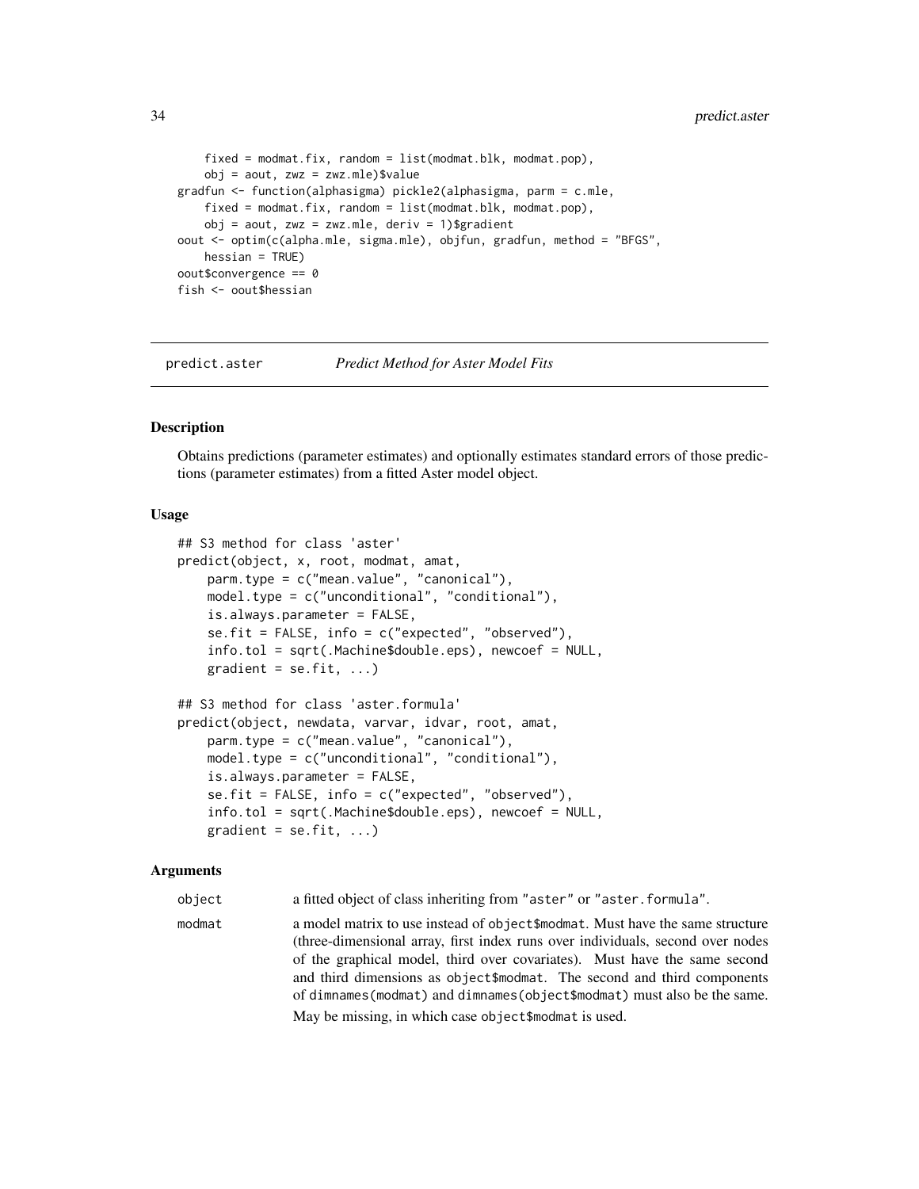```
    fixed = modmat.fix, random = list(modmat.blk, modmat.pop),
    obj = aout, zwz = zwz.mle)$value
gradfun <- function(alphasigma) pickle2(alphasigma, parm = c.mle,
    fixed = modmat.fix, random = list(modmat.blk, modmat.pop),
    obj = aout, zwz = zwz.mle, deriv = 1)$gradient
oout <- optim(c(alpha.mle, sigma.mle), objfun, gradfun, method = "BFGS",
    hessian = TRUE)
oout$convergence == 0
fish <- oout$hessian
```

# predict.aster — *Predict Method for Aster Model Fits*

## Description

Obtains predictions (parameter estimates) and optionally estimates standard errors of those predictions (parameter estimates) from a fitted Aster model object.

## Usage

```
## S3 method for class 'aster'
predict(object, x, root, modmat, amat,
    parm.type = c("mean.value", "canonical"),
    model.type = c("unconditional", "conditional"),
    is.always.parameter = FALSE,
    se.fit = FALSE, info = c("expected", "observed"),
    info.tol = sqrt(.Machine$double.eps), newcoef = NULL,
    gradient = se.fit, ...)

## S3 method for class 'aster.formula'
predict(object, newdata, varvar, idvar, root, amat,
    parm.type = c("mean.value", "canonical"),
    model.type = c("unconditional", "conditional"),
    is.always.parameter = FALSE,
    se.fit = FALSE, info = c("expected", "observed"),
    info.tol = sqrt(.Machine$double.eps), newcoef = NULL,
    gradient = se.fit, ...)
```

## Arguments

`object` a fitted object of class inheriting from "aster" or "aster.formula".

`modmat` a model matrix to use instead of `object$modmat`. Must have the same structure (three-dimensional array, first index runs over individuals, second over nodes of the graphical model, third over covariates). Must have the same second and third dimensions as `object$modmat`. The second and third components of `dimnames(modmat)` and `dimnames(object$modmat)` must also be the same.

May be missing, in which case `object$modmat` is used.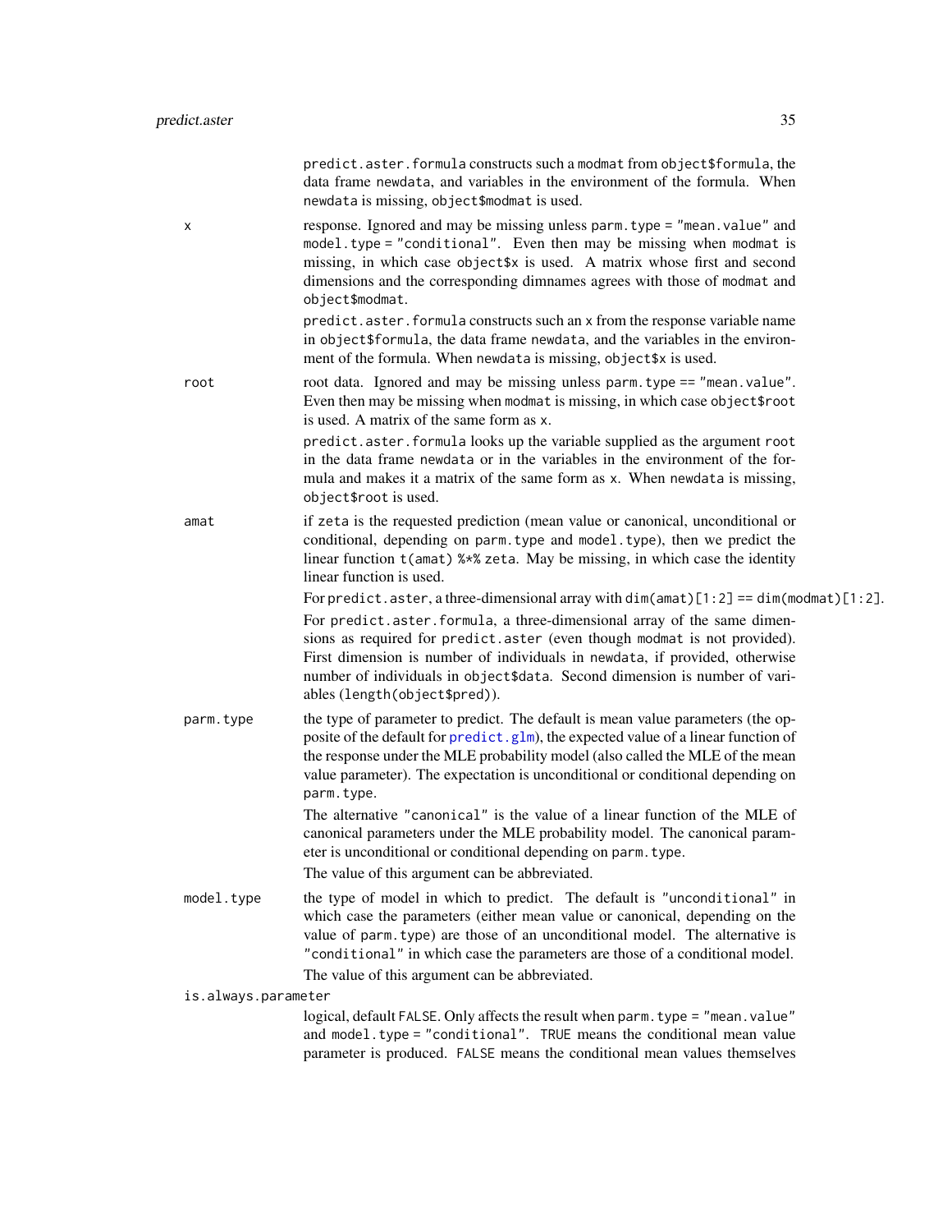predict.aster.formula constructs such a modmat from object$formula, the data frame newdata, and variables in the environment of the formula. When newdata is missing, object$modmat is used.

**x**
: response. Ignored and may be missing unless parm.type = "mean.value" and model.type = "conditional". Even then may be missing when modmat is missing, in which case object$x is used. A matrix whose first and second dimensions and the corresponding dimnames agrees with those of modmat and object$modmat.

  predict.aster.formula constructs such an x from the response variable name in object$formula, the data frame newdata, and the variables in the environment of the formula. When newdata is missing, object$x is used.

**root**
: root data. Ignored and may be missing unless parm.type == "mean.value". Even then may be missing when modmat is missing, in which case object$root is used. A matrix of the same form as x.

  predict.aster.formula looks up the variable supplied as the argument root in the data frame newdata or in the variables in the environment of the formula and makes it a matrix of the same form as x. When newdata is missing, object$root is used.

**amat**
: if zeta is the requested prediction (mean value or canonical, unconditional or conditional, depending on parm.type and model.type), then we predict the linear function t(amat) %*% zeta. May be missing, in which case the identity linear function is used.

  For predict.aster, a three-dimensional array with dim(amat)[1:2] == dim(modmat)[1:2].

  For predict.aster.formula, a three-dimensional array of the same dimensions as required for predict.aster (even though modmat is not provided). First dimension is number of individuals in newdata, if provided, otherwise number of individuals in object$data. Second dimension is number of variables (length(object$pred)).

**parm.type**
: the type of parameter to predict. The default is mean value parameters (the opposite of the default for predict.glm), the expected value of a linear function of the response under the MLE probability model (also called the MLE of the mean value parameter). The expectation is unconditional or conditional depending on parm.type.

  The alternative "canonical" is the value of a linear function of the MLE of canonical parameters under the MLE probability model. The canonical parameter is unconditional or conditional depending on parm.type.

  The value of this argument can be abbreviated.

**model.type**
: the type of model in which to predict. The default is "unconditional" in which case the parameters (either mean value or canonical, depending on the value of parm.type) are those of an unconditional model. The alternative is "conditional" in which case the parameters are those of a conditional model.

  The value of this argument can be abbreviated.

**is.always.parameter**
: logical, default FALSE. Only affects the result when parm.type = "mean.value" and model.type = "conditional". TRUE means the conditional mean value parameter is produced. FALSE means the conditional mean values themselves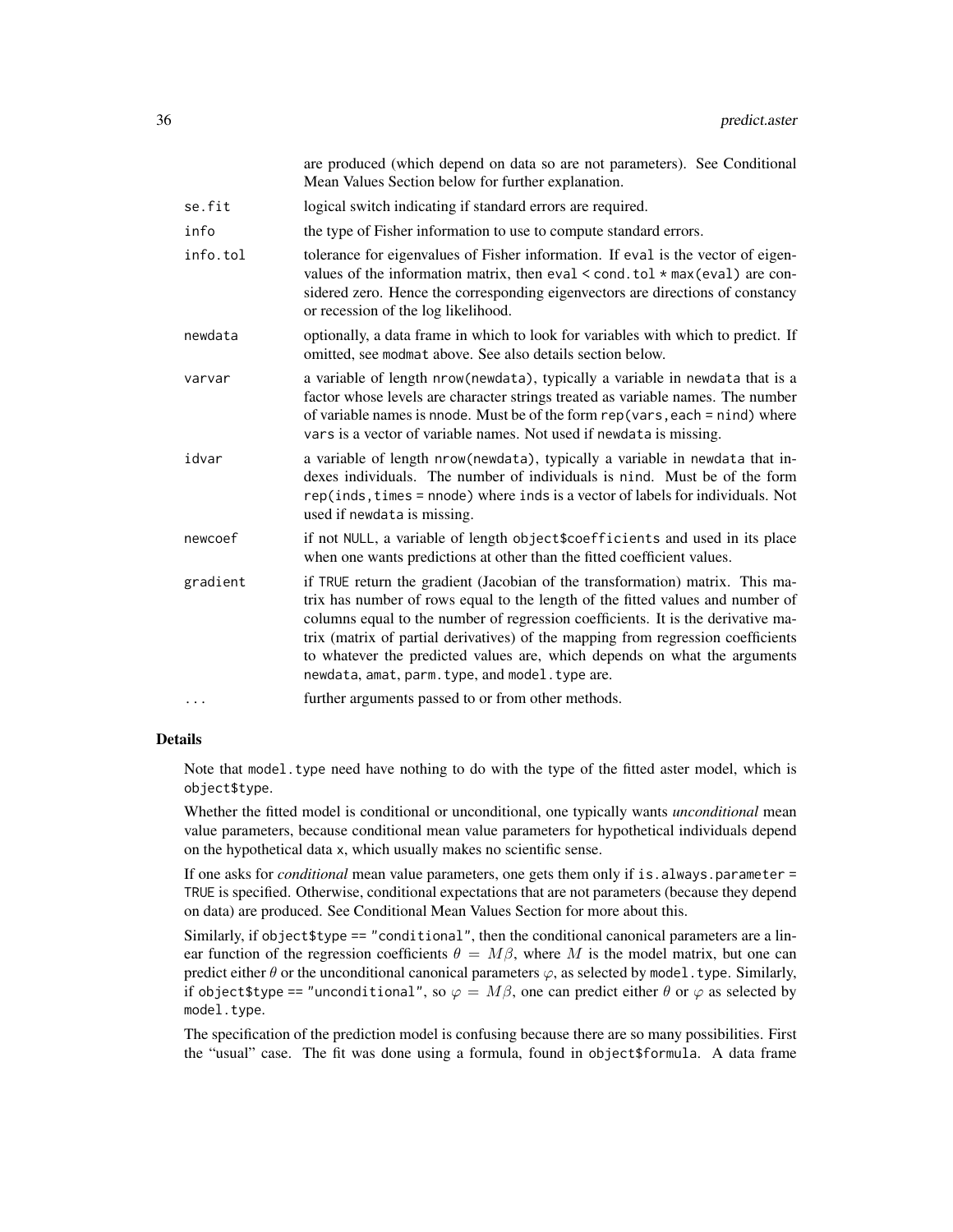are produced (which depend on data so are not parameters). See Conditional Mean Values Section below for further explanation.

`se.fit` logical switch indicating if standard errors are required.

`info` the type of Fisher information to use to compute standard errors.

`info.tol` tolerance for eigenvalues of Fisher information. If `eval` is the vector of eigenvalues of the information matrix, then `eval < cond.tol * max(eval)` are considered zero. Hence the corresponding eigenvectors are directions of constancy or recession of the log likelihood.

`newdata` optionally, a data frame in which to look for variables with which to predict. If omitted, see `modmat` above. See also details section below.

`varvar` a variable of length `nrow(newdata)`, typically a variable in `newdata` that is a factor whose levels are character strings treated as variable names. The number of variable names is `nnode`. Must be of the form `rep(vars,each = nind)` where `vars` is a vector of variable names. Not used if `newdata` is missing.

`idvar` a variable of length `nrow(newdata)`, typically a variable in `newdata` that indexes individuals. The number of individuals is `nind`. Must be of the form `rep(inds,times = nnode)` where `inds` is a vector of labels for individuals. Not used if `newdata` is missing.

`newcoef` if not `NULL`, a variable of length `object$coefficients` and used in its place when one wants predictions at other than the fitted coefficient values.

`gradient` if `TRUE` return the gradient (Jacobian of the transformation) matrix. This matrix has number of rows equal to the length of the fitted values and number of columns equal to the number of regression coefficients. It is the derivative matrix (matrix of partial derivatives) of the mapping from regression coefficients to whatever the predicted values are, which depends on what the arguments `newdata`, `amat`, `parm.type`, and `model.type` are.

`...` further arguments passed to or from other methods.

## Details

Note that `model.type` need have nothing to do with the type of the fitted aster model, which is `object$type`.

Whether the fitted model is conditional or unconditional, one typically wants *unconditional* mean value parameters, because conditional mean value parameters for hypothetical individuals depend on the hypothetical data x, which usually makes no scientific sense.

If one asks for *conditional* mean value parameters, one gets them only if `is.always.parameter = TRUE` is specified. Otherwise, conditional expectations that are not parameters (because they depend on data) are produced. See Conditional Mean Values Section for more about this.

Similarly, if `object$type == "conditional"`, then the conditional canonical parameters are a linear function of the regression coefficients $\theta = M\beta$, where $M$ is the model matrix, but one can predict either $\theta$ or the unconditional canonical parameters $\varphi$, as selected by `model.type`. Similarly, if `object$type == "unconditional"`, so $\varphi = M\beta$, one can predict either $\theta$ or $\varphi$ as selected by `model.type`.

The specification of the prediction model is confusing because there are so many possibilities. First the "usual" case. The fit was done using a formula, found in `object$formula`. A data frame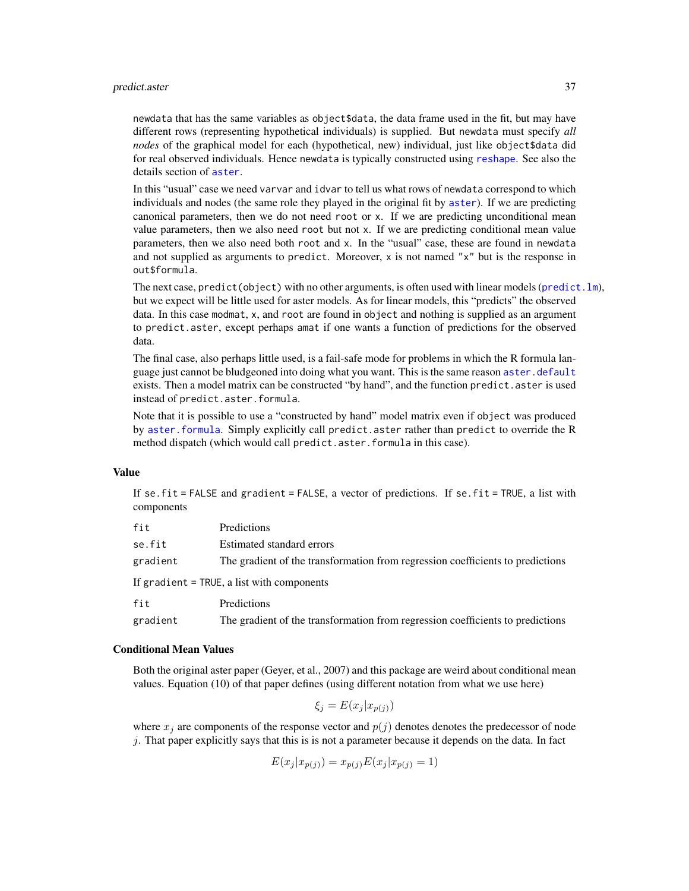newdata that has the same variables as object$data, the data frame used in the fit, but may have different rows (representing hypothetical individuals) is supplied. But newdata must specify *all nodes* of the graphical model for each (hypothetical, new) individual, just like object$data did for real observed individuals. Hence newdata is typically constructed using reshape. See also the details section of aster.

In this "usual" case we need varvar and idvar to tell us what rows of newdata correspond to which individuals and nodes (the same role they played in the original fit by aster). If we are predicting canonical parameters, then we do not need root or x. If we are predicting unconditional mean value parameters, then we also need root but not x. If we are predicting conditional mean value parameters, then we also need both root and x. In the "usual" case, these are found in newdata and not supplied as arguments to predict. Moreover, x is not named "x" but is the response in out$formula.

The next case, predict(object) with no other arguments, is often used with linear models (predict.lm), but we expect will be little used for aster models. As for linear models, this "predicts" the observed data. In this case modmat, x, and root are found in object and nothing is supplied as an argument to predict.aster, except perhaps amat if one wants a function of predictions for the observed data.

The final case, also perhaps little used, is a fail-safe mode for problems in which the R formula language just cannot be bludgeoned into doing what you want. This is the same reason aster.default exists. Then a model matrix can be constructed "by hand", and the function predict.aster is used instead of predict.aster.formula.

Note that it is possible to use a "constructed by hand" model matrix even if object was produced by aster.formula. Simply explicitly call predict.aster rather than predict to override the R method dispatch (which would call predict.aster.formula in this case).

## Value

If se.fit = FALSE and gradient = FALSE, a vector of predictions. If se.fit = TRUE, a list with components

| | |
|---|---|
| fit | Predictions |
| se.fit | Estimated standard errors |
| gradient | The gradient of the transformation from regression coefficients to predictions |

If gradient = TRUE, a list with components

| | |
|---|---|
| fit | Predictions |
| gradient | The gradient of the transformation from regression coefficients to predictions |

## Conditional Mean Values

Both the original aster paper (Geyer, et al., 2007) and this package are weird about conditional mean values. Equation (10) of that paper defines (using different notation from what we use here)

$$\xi_j = E(x_j | x_{p(j)})$$

where $x_j$ are components of the response vector and $p(j)$ denotes denotes the predecessor of node $j$. That paper explicitly says that this is is not a parameter because it depends on the data. In fact

$$E(x_j | x_{p(j)}) = x_{p(j)} E(x_j | x_{p(j)} = 1)$$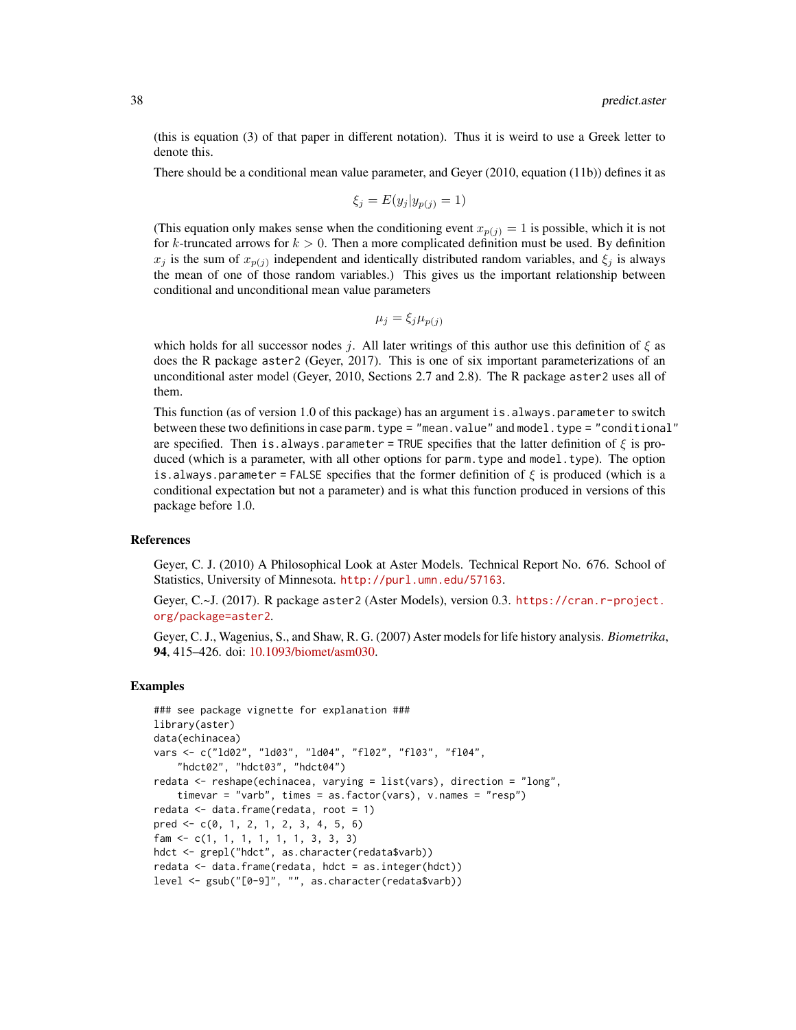(this is equation (3) of that paper in different notation). Thus it is weird to use a Greek letter to denote this.

There should be a conditional mean value parameter, and Geyer (2010, equation (11b)) defines it as

$$\xi_j = E(y_j | y_{p(j)} = 1)$$

(This equation only makes sense when the conditioning event $x_{p(j)} = 1$ is possible, which it is not for $k$-truncated arrows for $k > 0$. Then a more complicated definition must be used. By definition $x_j$ is the sum of $x_{p(j)}$ independent and identically distributed random variables, and $\xi_j$ is always the mean of one of those random variables.) This gives us the important relationship between conditional and unconditional mean value parameters

$$\mu_j = \xi_j \mu_{p(j)}$$

which holds for all successor nodes $j$. All later writings of this author use this definition of $\xi$ as does the R package `aster2` (Geyer, 2017). This is one of six important parameterizations of an unconditional aster model (Geyer, 2010, Sections 2.7 and 2.8). The R package `aster2` uses all of them.

This function (as of version 1.0 of this package) has an argument `is.always.parameter` to switch between these two definitions in case `parm.type = "mean.value"` and `model.type = "conditional"` are specified. Then `is.always.parameter = TRUE` specifies that the latter definition of $\xi$ is produced (which is a parameter, with all other options for `parm.type` and `model.type`). The option `is.always.parameter = FALSE` specifies that the former definition of $\xi$ is produced (which is a conditional expectation but not a parameter) and is what this function produced in versions of this package before 1.0.

## References

Geyer, C. J. (2010) A Philosophical Look at Aster Models. Technical Report No. 676. School of Statistics, University of Minnesota. http://purl.umn.edu/57163.

Geyer, C.~J. (2017). R package `aster2` (Aster Models), version 0.3. https://cran.r-project.org/package=aster2.

Geyer, C. J., Wagenius, S., and Shaw, R. G. (2007) Aster models for life history analysis. *Biometrika*, **94**, 415–426. doi: 10.1093/biomet/asm030.

## Examples

```
### see package vignette for explanation ###
library(aster)
data(echinacea)
vars <- c("ld02", "ld03", "ld04", "fl02", "fl03", "fl04",
    "hdct02", "hdct03", "hdct04")
redata <- reshape(echinacea, varying = list(vars), direction = "long",
    timevar = "varb", times = as.factor(vars), v.names = "resp")
redata <- data.frame(redata, root = 1)
pred <- c(0, 1, 2, 1, 2, 3, 4, 5, 6)
fam <- c(1, 1, 1, 1, 1, 1, 3, 3, 3)
hdct <- grepl("hdct", as.character(redata$varb))
redata <- data.frame(redata, hdct = as.integer(hdct))
level <- gsub("[0-9]", "", as.character(redata$varb))
```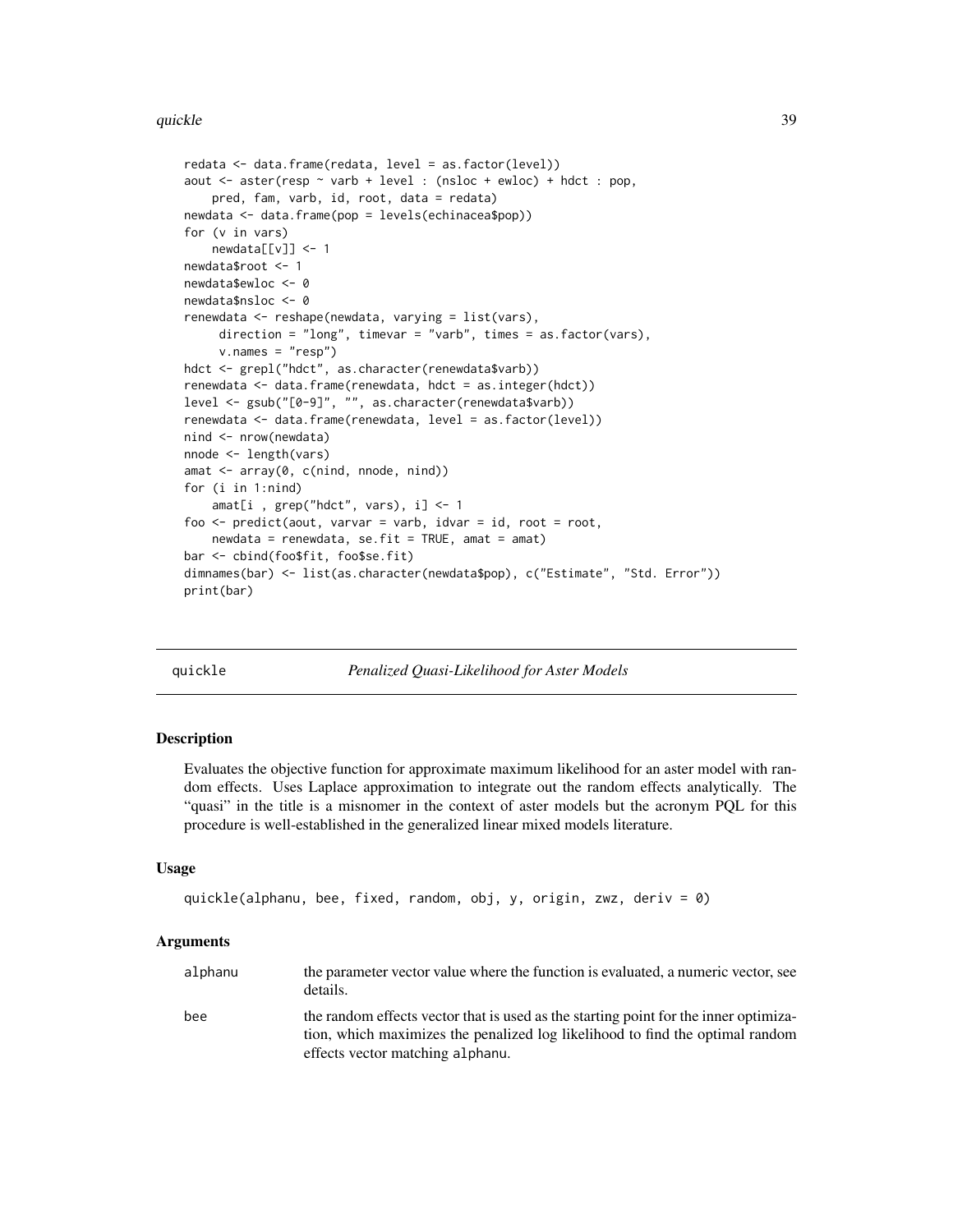```
redata <- data.frame(redata, level = as.factor(level))
aout <- aster(resp ~ varb + level : (nsloc + ewloc) + hdct : pop,
    pred, fam, varb, id, root, data = redata)
newdata <- data.frame(pop = levels(echinacea$pop))
for (v in vars)
    newdata[[v]] <- 1
newdata$root <- 1
newdata$ewloc <- 0
newdata$nsloc <- 0
renewdata <- reshape(newdata, varying = list(vars),
     direction = "long", timevar = "varb", times = as.factor(vars),
     v.names = "resp")
hdct <- grepl("hdct", as.character(renewdata$varb))
renewdata <- data.frame(renewdata, hdct = as.integer(hdct))
level <- gsub("[0-9]", "", as.character(renewdata$varb))
renewdata <- data.frame(renewdata, level = as.factor(level))
nind <- nrow(newdata)
nnode <- length(vars)
amat <- array(0, c(nind, nnode, nind))
for (i in 1:nind)
    amat[i , grep("hdct", vars), i] <- 1
foo <- predict(aout, varvar = varb, idvar = id, root = root,
    newdata = renewdata, se.fit = TRUE, amat = amat)
bar <- cbind(foo$fit, foo$se.fit)
dimnames(bar) <- list(as.character(newdata$pop), c("Estimate", "Std. Error"))
print(bar)
```

---

## quickle — *Penalized Quasi-Likelihood for Aster Models*

---

### Description

Evaluates the objective function for approximate maximum likelihood for an aster model with random effects. Uses Laplace approximation to integrate out the random effects analytically. The "quasi" in the title is a misnomer in the context of aster models but the acronym PQL for this procedure is well-established in the generalized linear mixed models literature.

### Usage

```
quickle(alphanu, bee, fixed, random, obj, y, origin, zwz, deriv = 0)
```

### Arguments

| | |
|---|---|
| alphanu | the parameter vector value where the function is evaluated, a numeric vector, see details. |
| bee | the random effects vector that is used as the starting point for the inner optimization, which maximizes the penalized log likelihood to find the optimal random effects vector matching alphanu. |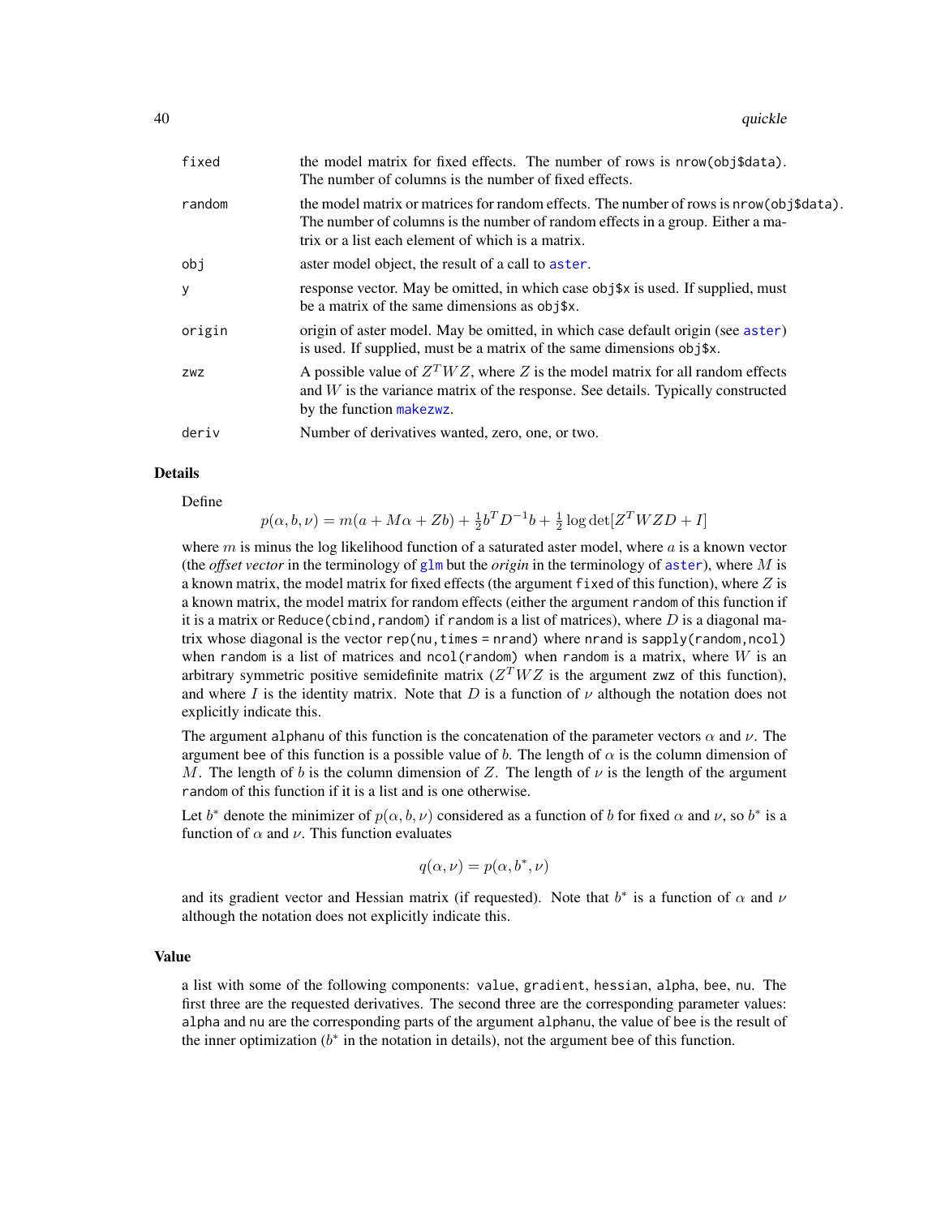| | |
|---|---|
| `fixed` | the model matrix for fixed effects. The number of rows is `nrow(obj$data)`. The number of columns is the number of fixed effects. |
| `random` | the model matrix or matrices for random effects. The number of rows is `nrow(obj$data)`. The number of columns is the number of random effects in a group. Either a matrix or a list each element of which is a matrix. |
| `obj` | aster model object, the result of a call to `aster`. |
| `y` | response vector. May be omitted, in which case `obj$x` is used. If supplied, must be a matrix of the same dimensions as `obj$x`. |
| `origin` | origin of aster model. May be omitted, in which case default origin (see `aster`) is used. If supplied, must be a matrix of the same dimensions `obj$x`. |
| `zwz` | A possible value of $Z^T W Z$, where $Z$ is the model matrix for all random effects and $W$ is the variance matrix of the response. See details. Typically constructed by the function `makezwz`. |
| `deriv` | Number of derivatives wanted, zero, one, or two. |

## Details

Define

$$p(\alpha, b, \nu) = m(a + M\alpha + Zb) + \tfrac{1}{2} b^T D^{-1} b + \tfrac{1}{2} \log \det[Z^T W Z D + I]$$

where $m$ is minus the log likelihood function of a saturated aster model, where $a$ is a known vector (the *offset vector* in the terminology of `glm` but the *origin* in the terminology of `aster`), where $M$ is a known matrix, the model matrix for fixed effects (the argument `fixed` of this function), where $Z$ is a known matrix, the model matrix for random effects (either the argument `random` of this function if it is a matrix or `Reduce(cbind,random)` if `random` is a list of matrices), where $D$ is a diagonal matrix whose diagonal is the vector `rep(nu,times = nrand)` where `nrand` is `sapply(random,ncol)` when `random` is a list of matrices and `ncol(random)` when `random` is a matrix, where $W$ is an arbitrary symmetric positive semidefinite matrix ($Z^T W Z$ is the argument `zwz` of this function), and where $I$ is the identity matrix. Note that $D$ is a function of $\nu$ although the notation does not explicitly indicate this.

The argument `alphanu` of this function is the concatenation of the parameter vectors $\alpha$ and $\nu$. The argument `bee` of this function is a possible value of $b$. The length of $\alpha$ is the column dimension of $M$. The length of $b$ is the column dimension of $Z$. The length of $\nu$ is the length of the argument `random` of this function if it is a list and is one otherwise.

Let $b^*$ denote the minimizer of $p(\alpha, b, \nu)$ considered as a function of $b$ for fixed $\alpha$ and $\nu$, so $b^*$ is a function of $\alpha$ and $\nu$. This function evaluates

$$q(\alpha, \nu) = p(\alpha, b^*, \nu)$$

and its gradient vector and Hessian matrix (if requested). Note that $b^*$ is a function of $\alpha$ and $\nu$ although the notation does not explicitly indicate this.

## Value

a list with some of the following components: `value`, `gradient`, `hessian`, `alpha`, `bee`, `nu`. The first three are the requested derivatives. The second three are the corresponding parameter values: `alpha` and `nu` are the corresponding parts of the argument `alphanu`, the value of `bee` is the result of the inner optimization ($b^*$ in the notation in details), not the argument `bee` of this function.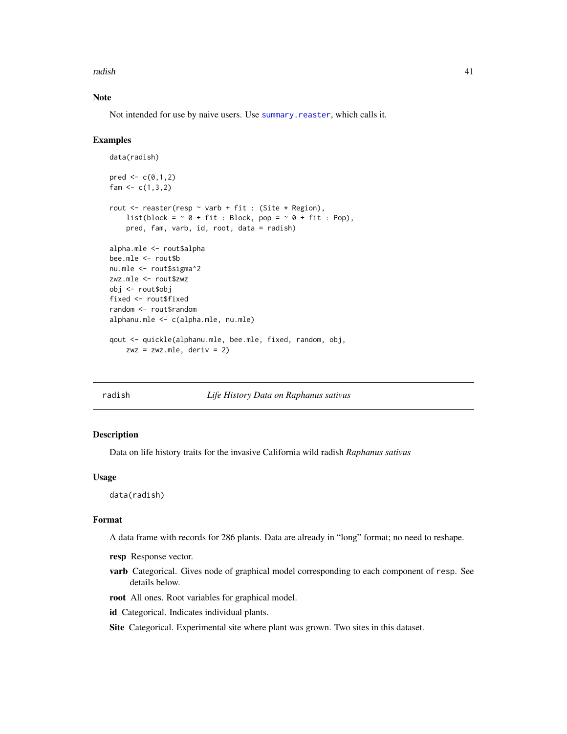## Note

Not intended for use by naive users. Use summary.reaster, which calls it.

## Examples

```
data(radish)

pred <- c(0,1,2)
fam <- c(1,3,2)

rout <- reaster(resp ~ varb + fit : (Site * Region),
    list(block = ~ 0 + fit : Block, pop = ~ 0 + fit : Pop),
    pred, fam, varb, id, root, data = radish)

alpha.mle <- rout$alpha
bee.mle <- rout$b
nu.mle <- rout$sigma^2
zwz.mle <- rout$zwz
obj <- rout$obj
fixed <- rout$fixed
random <- rout$random
alphanu.mle <- c(alpha.mle, nu.mle)

qout <- quickle(alphanu.mle, bee.mle, fixed, random, obj,
    zwz = zwz.mle, deriv = 2)
```

---

# radish — *Life History Data on Raphanus sativus*

## Description

Data on life history traits for the invasive California wild radish *Raphanus sativus*

## Usage

```
data(radish)
```

## Format

A data frame with records for 286 plants. Data are already in "long" format; no need to reshape.

**resp** Response vector.

**varb** Categorical. Gives node of graphical model corresponding to each component of resp. See details below.

**root** All ones. Root variables for graphical model.

**id** Categorical. Indicates individual plants.

**Site** Categorical. Experimental site where plant was grown. Two sites in this dataset.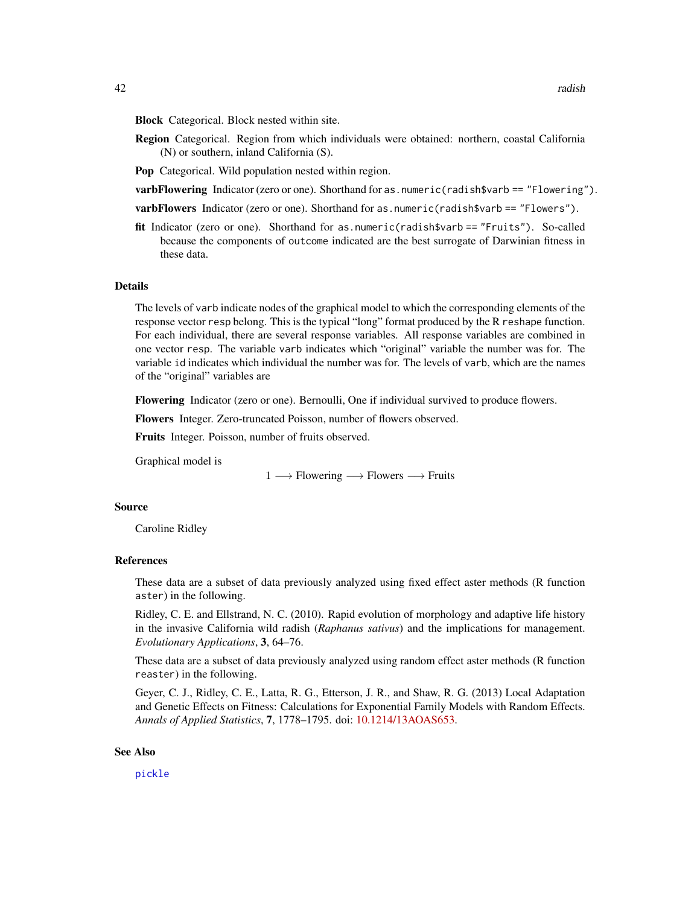**Block** Categorical. Block nested within site.

**Region** Categorical. Region from which individuals were obtained: northern, coastal California (N) or southern, inland California (S).

**Pop** Categorical. Wild population nested within region.

**varbFlowering** Indicator (zero or one). Shorthand for `as.numeric(radish$varb == "Flowering")`.

**varbFlowers** Indicator (zero or one). Shorthand for `as.numeric(radish$varb == "Flowers")`.

**fit** Indicator (zero or one). Shorthand for `as.numeric(radish$varb == "Fruits")`. So-called because the components of `outcome` indicated are the best surrogate of Darwinian fitness in these data.

## Details

The levels of `varb` indicate nodes of the graphical model to which the corresponding elements of the response vector `resp` belong. This is the typical "long" format produced by the R `reshape` function. For each individual, there are several response variables. All response variables are combined in one vector `resp`. The variable `varb` indicates which "original" variable the number was for. The variable `id` indicates which individual the number was for. The levels of `varb`, which are the names of the "original" variables are

**Flowering** Indicator (zero or one). Bernoulli, One if individual survived to produce flowers.

**Flowers** Integer. Zero-truncated Poisson, number of flowers observed.

**Fruits** Integer. Poisson, number of fruits observed.

Graphical model is

$$1 \longrightarrow \text{Flowering} \longrightarrow \text{Flowers} \longrightarrow \text{Fruits}$$

## Source

Caroline Ridley

## References

These data are a subset of data previously analyzed using fixed effect aster methods (R function `aster`) in the following.

Ridley, C. E. and Ellstrand, N. C. (2010). Rapid evolution of morphology and adaptive life history in the invasive California wild radish (*Raphanus sativus*) and the implications for management. *Evolutionary Applications*, **3**, 64–76.

These data are a subset of data previously analyzed using random effect aster methods (R function `reaster`) in the following.

Geyer, C. J., Ridley, C. E., Latta, R. G., Etterson, J. R., and Shaw, R. G. (2013) Local Adaptation and Genetic Effects on Fitness: Calculations for Exponential Family Models with Random Effects. *Annals of Applied Statistics*, **7**, 1778–1795. doi: 10.1214/13AOAS653.

## See Also

`pickle`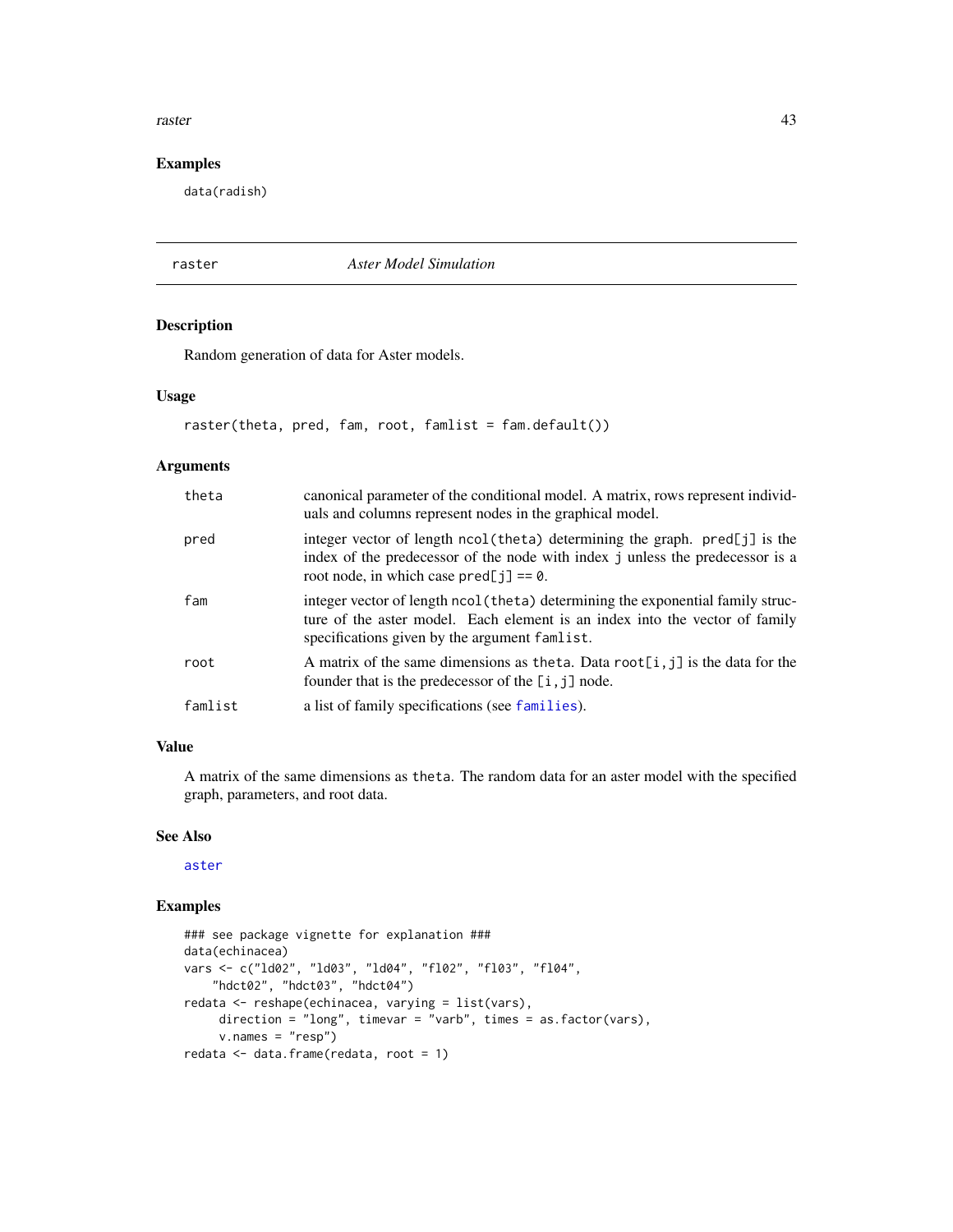### Examples

```
data(radish)
```

---

## raster — *Aster Model Simulation*

### Description

Random generation of data for Aster models.

### Usage

```
raster(theta, pred, fam, root, famlist = fam.default())
```

### Arguments

| | |
|---|---|
| `theta` | canonical parameter of the conditional model. A matrix, rows represent individuals and columns represent nodes in the graphical model. |
| `pred` | integer vector of length `ncol(theta)` determining the graph. `pred[j]` is the index of the predecessor of the node with index `j` unless the predecessor is a root node, in which case `pred[j] == 0`. |
| `fam` | integer vector of length `ncol(theta)` determining the exponential family structure of the aster model. Each element is an index into the vector of family specifications given by the argument `famlist`. |
| `root` | A matrix of the same dimensions as `theta`. Data `root[i,j]` is the data for the founder that is the predecessor of the `[i,j]` node. |
| `famlist` | a list of family specifications (see `families`). |

### Value

A matrix of the same dimensions as `theta`. The random data for an aster model with the specified graph, parameters, and root data.

### See Also

`aster`

### Examples

```
### see package vignette for explanation ###
data(echinacea)
vars <- c("ld02", "ld03", "ld04", "fl02", "fl03", "fl04",
    "hdct02", "hdct03", "hdct04")
redata <- reshape(echinacea, varying = list(vars),
     direction = "long", timevar = "varb", times = as.factor(vars),
     v.names = "resp")
redata <- data.frame(redata, root = 1)
```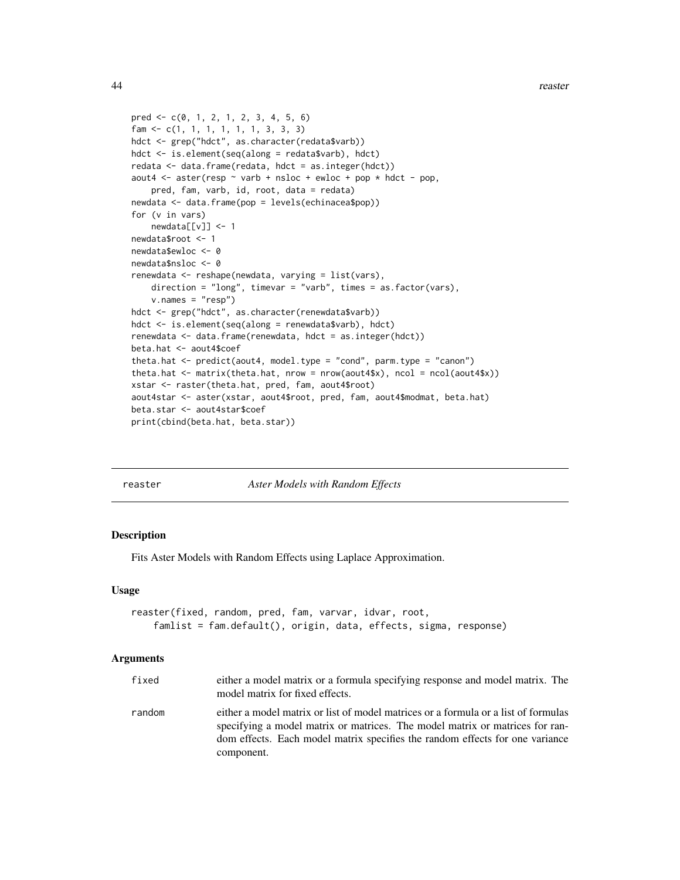```
pred <- c(0, 1, 2, 1, 2, 3, 4, 5, 6)
fam <- c(1, 1, 1, 1, 1, 1, 3, 3, 3)
hdct <- grep("hdct", as.character(redata$varb))
hdct <- is.element(seq(along = redata$varb), hdct)
redata <- data.frame(redata, hdct = as.integer(hdct))
aout4 <- aster(resp ~ varb + nsloc + ewloc + pop * hdct - pop,
    pred, fam, varb, id, root, data = redata)
newdata <- data.frame(pop = levels(echinacea$pop))
for (v in vars)
    newdata[[v]] <- 1
newdata$root <- 1
newdata$ewloc <- 0
newdata$nsloc <- 0
renewdata <- reshape(newdata, varying = list(vars),
    direction = "long", timevar = "varb", times = as.factor(vars),
    v.names = "resp")
hdct <- grep("hdct", as.character(renewdata$varb))
hdct <- is.element(seq(along = renewdata$varb), hdct)
renewdata <- data.frame(renewdata, hdct = as.integer(hdct))
beta.hat <- aout4$coef
theta.hat <- predict(aout4, model.type = "cond", parm.type = "canon")
theta.hat <- matrix(theta.hat, nrow = nrow(aout4$x), ncol = ncol(aout4$x))
xstar <- raster(theta.hat, pred, fam, aout4$root)
aout4star <- aster(xstar, aout4$root, pred, fam, aout4$modmat, beta.hat)
beta.star <- aout4star$coef
print(cbind(beta.hat, beta.star))
```

---

## reaster — *Aster Models with Random Effects*

### Description

Fits Aster Models with Random Effects using Laplace Approximation.

### Usage

```
reaster(fixed, random, pred, fam, varvar, idvar, root,
     famlist = fam.default(), origin, data, effects, sigma, response)
```

### Arguments

| | |
|---|---|
| fixed | either a model matrix or a formula specifying response and model matrix. The model matrix for fixed effects. |
| random | either a model matrix or list of model matrices or a formula or a list of formulas specifying a model matrix or matrices. The model matrix or matrices for random effects. Each model matrix specifies the random effects for one variance component. |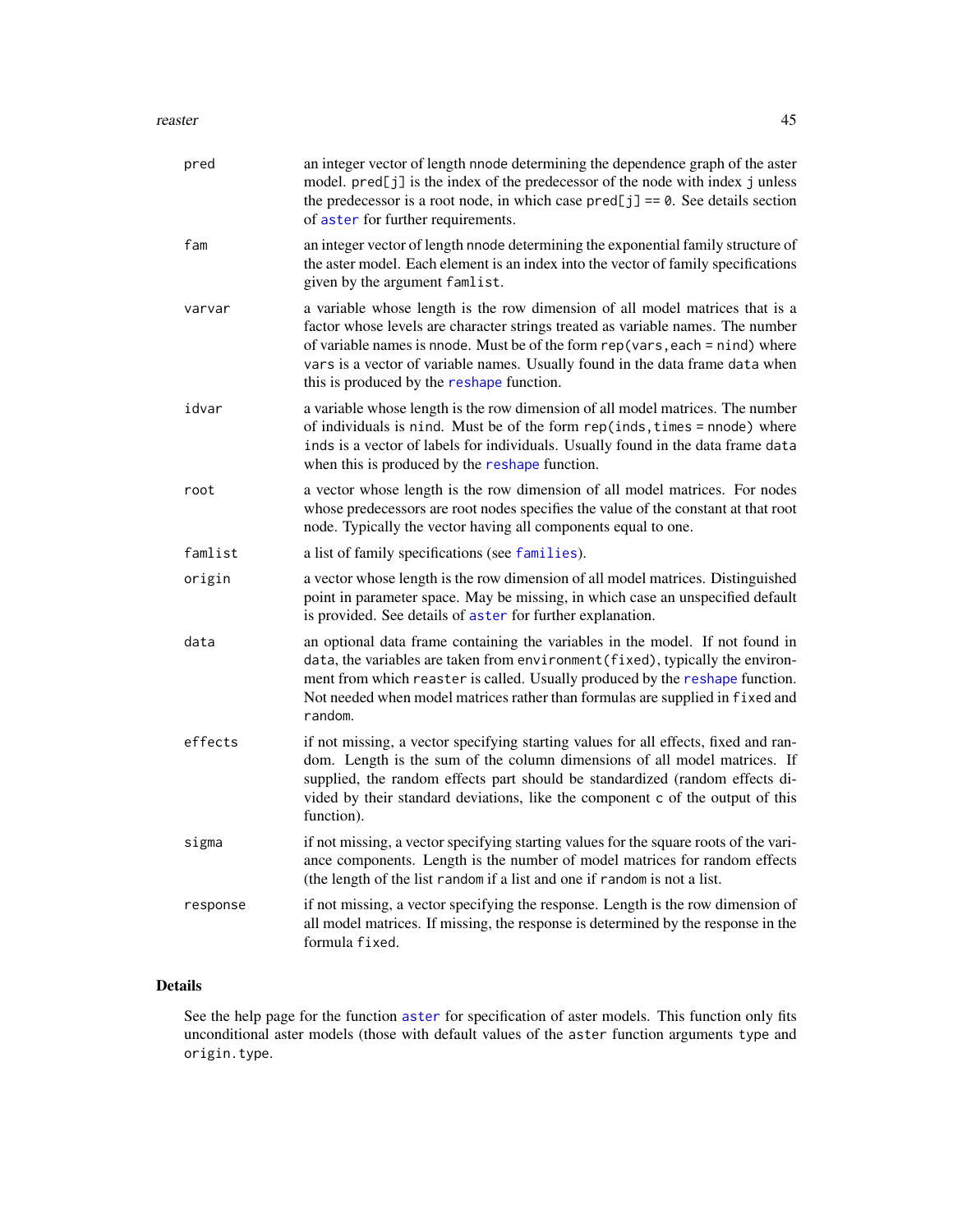| | |
|---|---|
| `pred` | an integer vector of length `nnode` determining the dependence graph of the aster model. `pred[j]` is the index of the predecessor of the node with index `j` unless the predecessor is a root node, in which case `pred[j] == 0`. See details section of `aster` for further requirements. |
| `fam` | an integer vector of length `nnode` determining the exponential family structure of the aster model. Each element is an index into the vector of family specifications given by the argument `famlist`. |
| `varvar` | a variable whose length is the row dimension of all model matrices that is a factor whose levels are character strings treated as variable names. The number of variable names is `nnode`. Must be of the form `rep(vars,each = nind)` where `vars` is a vector of variable names. Usually found in the data frame `data` when this is produced by the `reshape` function. |
| `idvar` | a variable whose length is the row dimension of all model matrices. The number of individuals is `nind`. Must be of the form `rep(inds,times = nnode)` where `inds` is a vector of labels for individuals. Usually found in the data frame `data` when this is produced by the `reshape` function. |
| `root` | a vector whose length is the row dimension of all model matrices. For nodes whose predecessors are root nodes specifies the value of the constant at that root node. Typically the vector having all components equal to one. |
| `famlist` | a list of family specifications (see `families`). |
| `origin` | a vector whose length is the row dimension of all model matrices. Distinguished point in parameter space. May be missing, in which case an unspecified default is provided. See details of `aster` for further explanation. |
| `data` | an optional data frame containing the variables in the model. If not found in `data`, the variables are taken from `environment(fixed)`, typically the environment from which `reaster` is called. Usually produced by the `reshape` function. Not needed when model matrices rather than formulas are supplied in `fixed` and `random`. |
| `effects` | if not missing, a vector specifying starting values for all effects, fixed and random. Length is the sum of the column dimensions of all model matrices. If supplied, the random effects part should be standardized (random effects divided by their standard deviations, like the component `c` of the output of this function). |
| `sigma` | if not missing, a vector specifying starting values for the square roots of the variance components. Length is the number of model matrices for random effects (the length of the list `random` if a list and one if `random` is not a list. |
| `response` | if not missing, a vector specifying the response. Length is the row dimension of all model matrices. If missing, the response is determined by the response in the formula `fixed`. |

## Details

See the help page for the function `aster` for specification of aster models. This function only fits unconditional aster models (those with default values of the `aster` function arguments `type` and `origin.type`.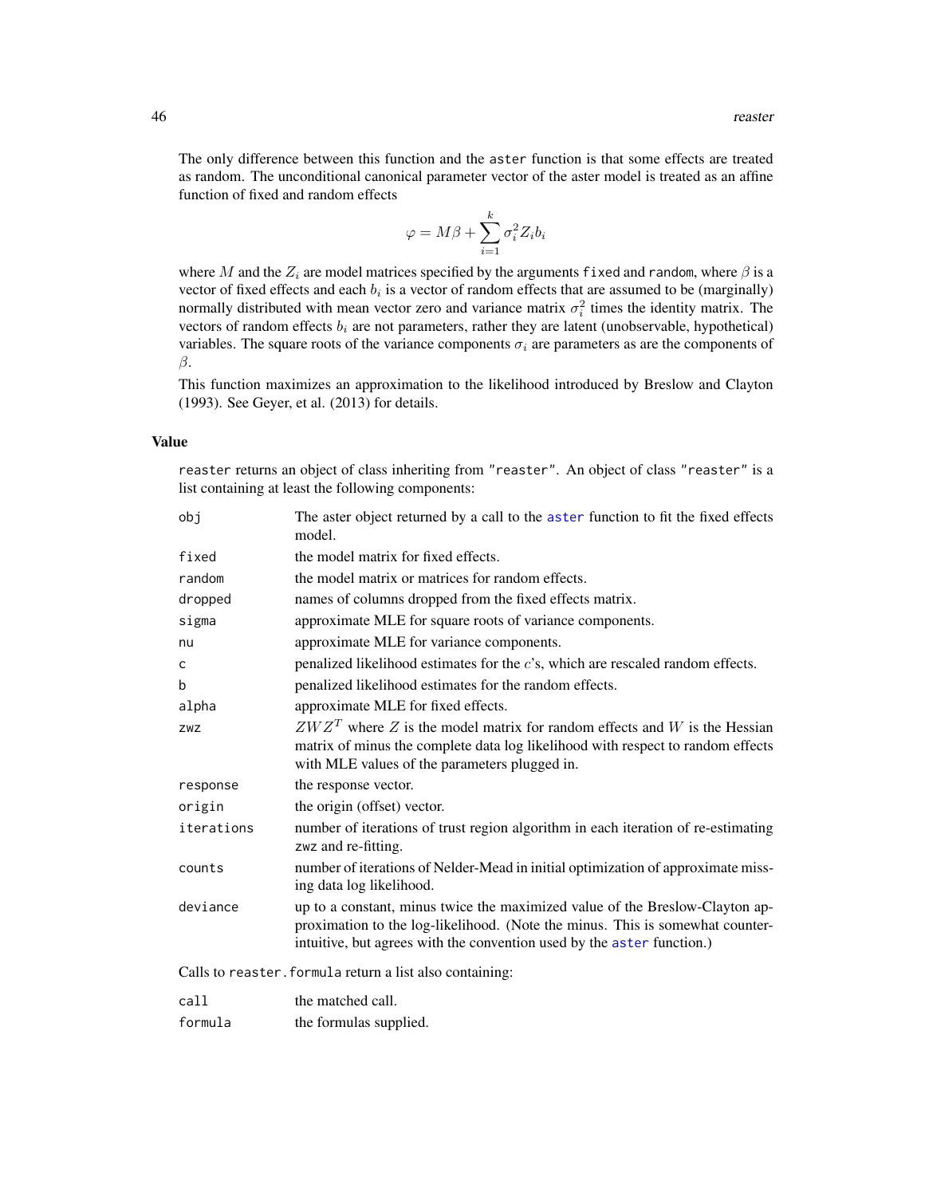The only difference between this function and the `aster` function is that some effects are treated as random. The unconditional canonical parameter vector of the aster model is treated as an affine function of fixed and random effects

$$\varphi = M\beta + \sum_{i=1}^{k} \sigma_i^2 Z_i b_i$$

where $M$ and the $Z_i$ are model matrices specified by the arguments `fixed` and `random`, where $\beta$ is a vector of fixed effects and each $b_i$ is a vector of random effects that are assumed to be (marginally) normally distributed with mean vector zero and variance matrix $\sigma_i^2$ times the identity matrix. The vectors of random effects $b_i$ are not parameters, rather they are latent (unobservable, hypothetical) variables. The square roots of the variance components $\sigma_i$ are parameters as are the components of $\beta$.

This function maximizes an approximation to the likelihood introduced by Breslow and Clayton (1993). See Geyer, et al. (2013) for details.

## Value

`reaster` returns an object of class inheriting from `"reaster"`. An object of class `"reaster"` is a list containing at least the following components:

| | |
|---|---|
| `obj` | The aster object returned by a call to the `aster` function to fit the fixed effects model. |
| `fixed` | the model matrix for fixed effects. |
| `random` | the model matrix or matrices for random effects. |
| `dropped` | names of columns dropped from the fixed effects matrix. |
| `sigma` | approximate MLE for square roots of variance components. |
| `nu` | approximate MLE for variance components. |
| `c` | penalized likelihood estimates for the $c$'s, which are rescaled random effects. |
| `b` | penalized likelihood estimates for the random effects. |
| `alpha` | approximate MLE for fixed effects. |
| `zwz` | $ZWZ^T$ where $Z$ is the model matrix for random effects and $W$ is the Hessian matrix of minus the complete data log likelihood with respect to random effects with MLE values of the parameters plugged in. |
| `response` | the response vector. |
| `origin` | the origin (offset) vector. |
| `iterations` | number of iterations of trust region algorithm in each iteration of re-estimating `zwz` and re-fitting. |
| `counts` | number of iterations of Nelder-Mead in initial optimization of approximate missing data log likelihood. |
| `deviance` | up to a constant, minus twice the maximized value of the Breslow-Clayton approximation to the log-likelihood. (Note the minus. This is somewhat counter-intuitive, but agrees with the convention used by the `aster` function.) |

Calls to `reaster.formula` return a list also containing:

| | |
|---|---|
| `call` | the matched call. |
| `formula` | the formulas supplied. |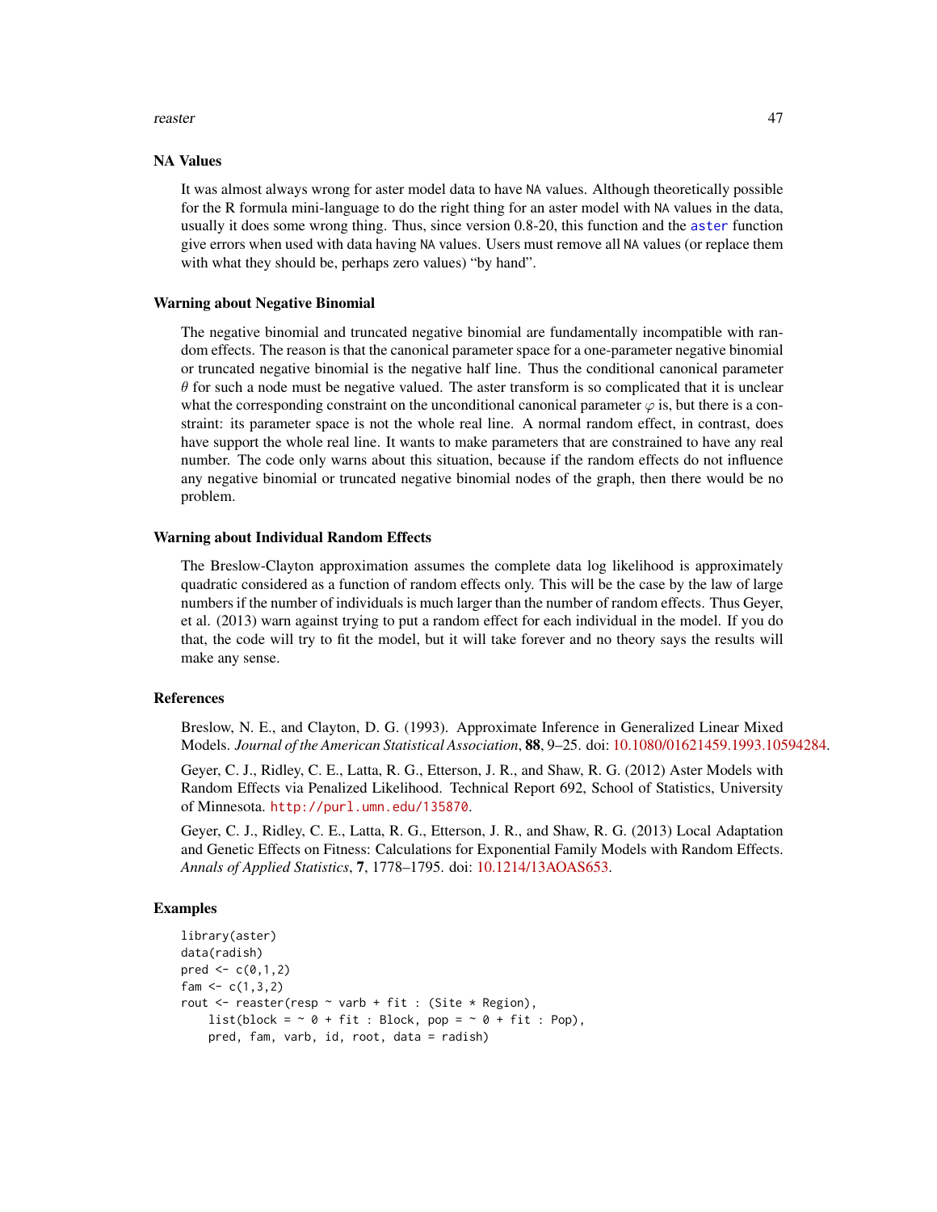## NA Values

It was almost always wrong for aster model data to have NA values. Although theoretically possible for the R formula mini-language to do the right thing for an aster model with NA values in the data, usually it does some wrong thing. Thus, since version 0.8-20, this function and the aster function give errors when used with data having NA values. Users must remove all NA values (or replace them with what they should be, perhaps zero values) "by hand".

## Warning about Negative Binomial

The negative binomial and truncated negative binomial are fundamentally incompatible with random effects. The reason is that the canonical parameter space for a one-parameter negative binomial or truncated negative binomial is the negative half line. Thus the conditional canonical parameter $\theta$ for such a node must be negative valued. The aster transform is so complicated that it is unclear what the corresponding constraint on the unconditional canonical parameter $\varphi$ is, but there is a constraint: its parameter space is not the whole real line. A normal random effect, in contrast, does have support the whole real line. It wants to make parameters that are constrained to have any real number. The code only warns about this situation, because if the random effects do not influence any negative binomial or truncated negative binomial nodes of the graph, then there would be no problem.

## Warning about Individual Random Effects

The Breslow-Clayton approximation assumes the complete data log likelihood is approximately quadratic considered as a function of random effects only. This will be the case by the law of large numbers if the number of individuals is much larger than the number of random effects. Thus Geyer, et al. (2013) warn against trying to put a random effect for each individual in the model. If you do that, the code will try to fit the model, but it will take forever and no theory says the results will make any sense.

## References

Breslow, N. E., and Clayton, D. G. (1993). Approximate Inference in Generalized Linear Mixed Models. *Journal of the American Statistical Association*, **88**, 9–25. doi: 10.1080/01621459.1993.10594284.

Geyer, C. J., Ridley, C. E., Latta, R. G., Etterson, J. R., and Shaw, R. G. (2012) Aster Models with Random Effects via Penalized Likelihood. Technical Report 692, School of Statistics, University of Minnesota. http://purl.umn.edu/135870.

Geyer, C. J., Ridley, C. E., Latta, R. G., Etterson, J. R., and Shaw, R. G. (2013) Local Adaptation and Genetic Effects on Fitness: Calculations for Exponential Family Models with Random Effects. *Annals of Applied Statistics*, **7**, 1778–1795. doi: 10.1214/13AOAS653.

## Examples

```
library(aster)
data(radish)
pred <- c(0,1,2)
fam <- c(1,3,2)
rout <- reaster(resp ~ varb + fit : (Site * Region),
    list(block = ~ 0 + fit : Block, pop = ~ 0 + fit : Pop),
    pred, fam, varb, id, root, data = radish)
```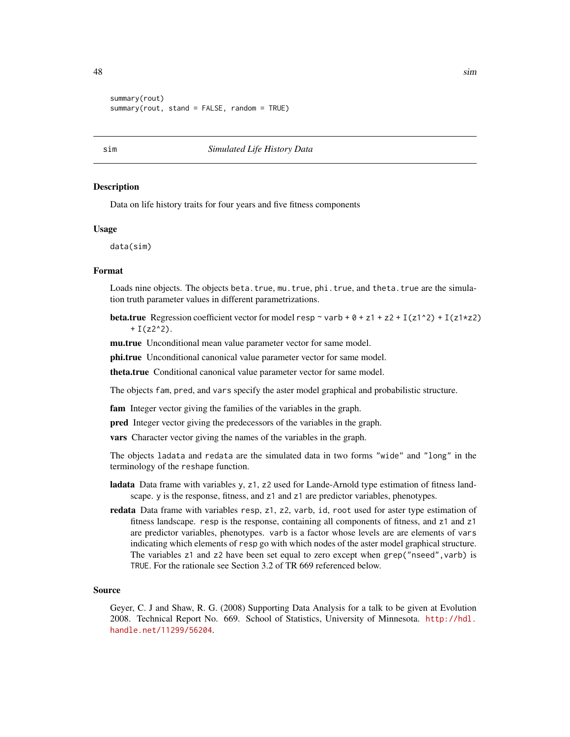```
summary(rout)
summary(rout, stand = FALSE, random = TRUE)
```

---

## sim — *Simulated Life History Data*

### Description

Data on life history traits for four years and five fitness components

### Usage

```
data(sim)
```

### Format

Loads nine objects. The objects `beta.true`, `mu.true`, `phi.true`, and `theta.true` are the simulation truth parameter values in different parametrizations.

**beta.true** Regression coefficient vector for model `resp ~ varb + 0 + z1 + z2 + I(z1^2) + I(z1*z2) + I(z2^2)`.

**mu.true** Unconditional mean value parameter vector for same model.

**phi.true** Unconditional canonical value parameter vector for same model.

**theta.true** Conditional canonical value parameter vector for same model.

The objects `fam`, `pred`, and `vars` specify the aster model graphical and probabilistic structure.

**fam** Integer vector giving the families of the variables in the graph.

**pred** Integer vector giving the predecessors of the variables in the graph.

**vars** Character vector giving the names of the variables in the graph.

The objects `ladata` and `redata` are the simulated data in two forms `"wide"` and `"long"` in the terminology of the `reshape` function.

**ladata** Data frame with variables `y`, `z1`, `z2` used for Lande-Arnold type estimation of fitness landscape. `y` is the response, fitness, and `z1` and `z1` are predictor variables, phenotypes.

**redata** Data frame with variables `resp`, `z1`, `z2`, `varb`, `id`, `root` used for aster type estimation of fitness landscape. `resp` is the response, containing all components of fitness, and `z1` and `z1` are predictor variables, phenotypes. `varb` is a factor whose levels are are elements of `vars` indicating which elements of `resp` go with which nodes of the aster model graphical structure. The variables `z1` and `z2` have been set equal to zero except when `grep("nseed",varb)` is `TRUE`. For the rationale see Section 3.2 of TR 669 referenced below.

### Source

Geyer, C. J and Shaw, R. G. (2008) Supporting Data Analysis for a talk to be given at Evolution 2008. Technical Report No. 669. School of Statistics, University of Minnesota. http://hdl.handle.net/11299/56204.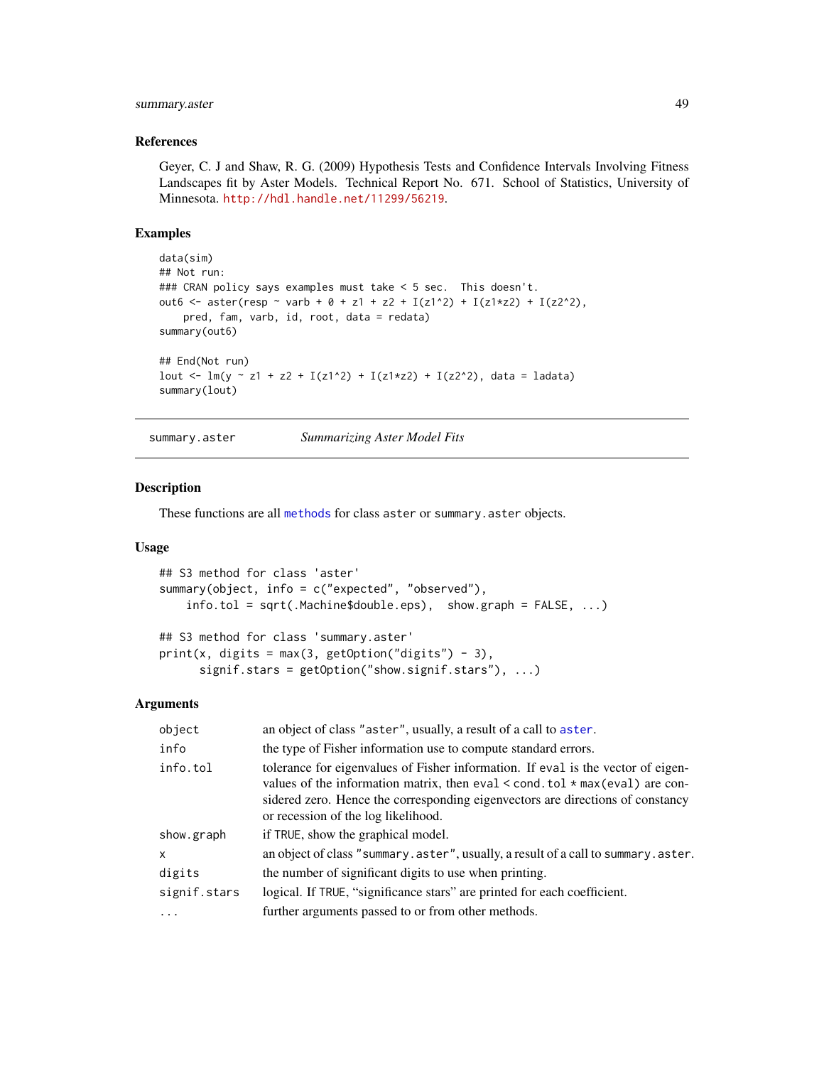### References

Geyer, C. J and Shaw, R. G. (2009) Hypothesis Tests and Confidence Intervals Involving Fitness Landscapes fit by Aster Models. Technical Report No. 671. School of Statistics, University of Minnesota. http://hdl.handle.net/11299/56219.

### Examples

```
data(sim)
## Not run:
### CRAN policy says examples must take < 5 sec.  This doesn't.
out6 <- aster(resp ~ varb + 0 + z1 + z2 + I(z1^2) + I(z1*z2) + I(z2^2),
    pred, fam, varb, id, root, data = redata)
summary(out6)

## End(Not run)
lout <- lm(y ~ z1 + z2 + I(z1^2) + I(z1*z2) + I(z2^2), data = ladata)
summary(lout)
```

---

## summary.aster — *Summarizing Aster Model Fits*

### Description

These functions are all methods for class aster or summary.aster objects.

### Usage

```
## S3 method for class 'aster'
summary(object, info = c("expected", "observed"),
    info.tol = sqrt(.Machine$double.eps),  show.graph = FALSE, ...)

## S3 method for class 'summary.aster'
print(x, digits = max(3, getOption("digits") - 3),
      signif.stars = getOption("show.signif.stars"), ...)
```

### Arguments

| | |
|---|---|
| `object` | an object of class "aster", usually, a result of a call to aster. |
| `info` | the type of Fisher information use to compute standard errors. |
| `info.tol` | tolerance for eigenvalues of Fisher information. If eval is the vector of eigenvalues of the information matrix, then eval < cond.tol * max(eval) are considered zero. Hence the corresponding eigenvectors are directions of constancy or recession of the log likelihood. |
| `show.graph` | if TRUE, show the graphical model. |
| `x` | an object of class "summary.aster", usually, a result of a call to summary.aster. |
| `digits` | the number of significant digits to use when printing. |
| `signif.stars` | logical. If TRUE, "significance stars" are printed for each coefficient. |
| `...` | further arguments passed to or from other methods. |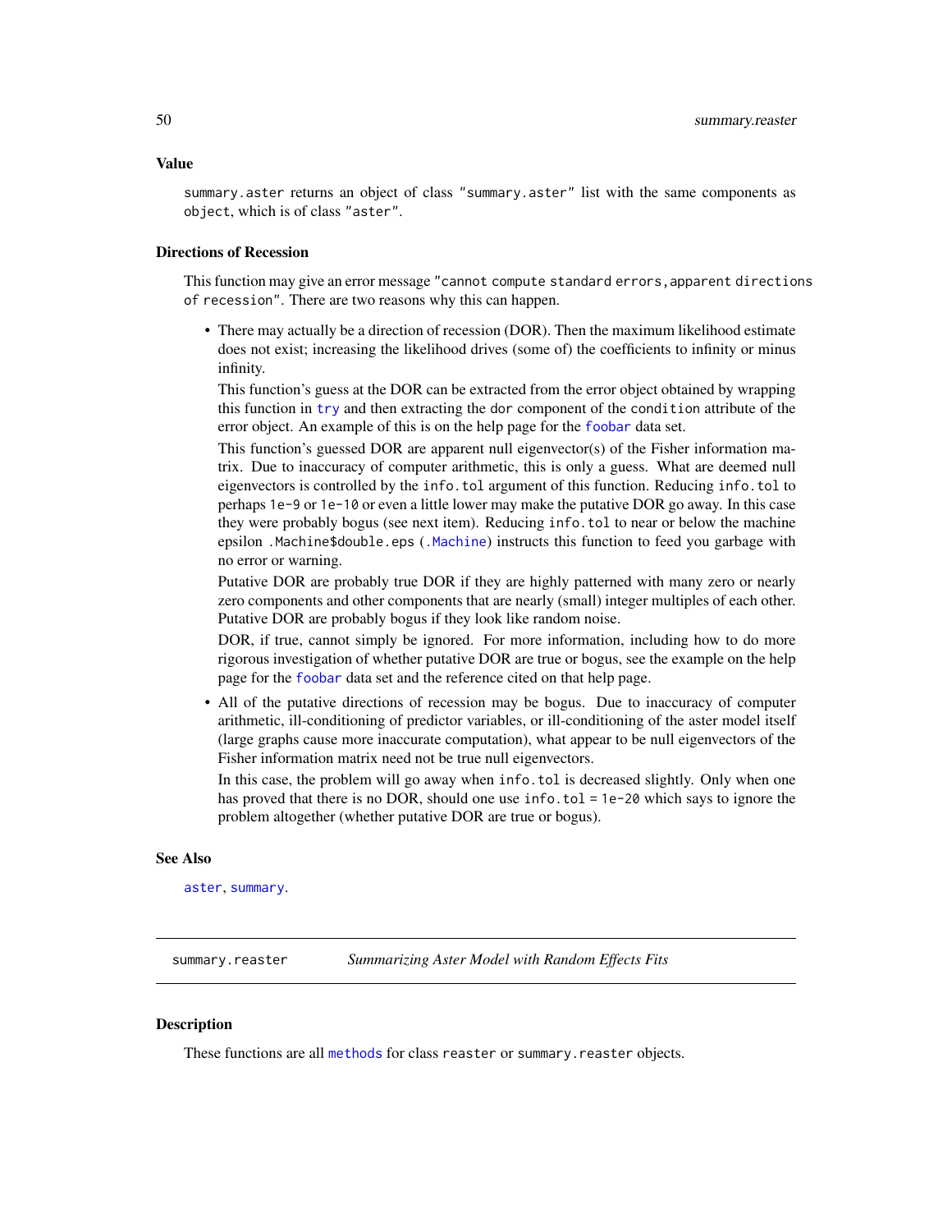## Value

`summary.aster` returns an object of class `"summary.aster"` list with the same components as `object`, which is of class `"aster"`.

## Directions of Recession

This function may give an error message `"cannot compute standard errors, apparent directions of recession"`. There are two reasons why this can happen.

- There may actually be a direction of recession (DOR). Then the maximum likelihood estimate does not exist; increasing the likelihood drives (some of) the coefficients to infinity or minus infinity.

  This function's guess at the DOR can be extracted from the error object obtained by wrapping this function in `try` and then extracting the `dor` component of the `condition` attribute of the error object. An example of this is on the help page for the `foobar` data set.

  This function's guessed DOR are apparent null eigenvector(s) of the Fisher information matrix. Due to inaccuracy of computer arithmetic, this is only a guess. What are deemed null eigenvectors is controlled by the `info.tol` argument of this function. Reducing `info.tol` to perhaps `1e-9` or `1e-10` or even a little lower may make the putative DOR go away. In this case they were probably bogus (see next item). Reducing `info.tol` to near or below the machine epsilon `.Machine$double.eps` (`.Machine`) instructs this function to feed you garbage with no error or warning.

  Putative DOR are probably true DOR if they are highly patterned with many zero or nearly zero components and other components that are nearly (small) integer multiples of each other. Putative DOR are probably bogus if they look like random noise.

  DOR, if true, cannot simply be ignored. For more information, including how to do more rigorous investigation of whether putative DOR are true or bogus, see the example on the help page for the `foobar` data set and the reference cited on that help page.

- All of the putative directions of recession may be bogus. Due to inaccuracy of computer arithmetic, ill-conditioning of predictor variables, or ill-conditioning of the aster model itself (large graphs cause more inaccurate computation), what appear to be null eigenvectors of the Fisher information matrix need not be true null eigenvectors.

  In this case, the problem will go away when `info.tol` is decreased slightly. Only when one has proved that there is no DOR, should one use `info.tol = 1e-20` which says to ignore the problem altogether (whether putative DOR are true or bogus).

## See Also

`aster`, `summary`.

---

# summary.reaster — *Summarizing Aster Model with Random Effects Fits*

## Description

These functions are all `methods` for class `reaster` or `summary.reaster` objects.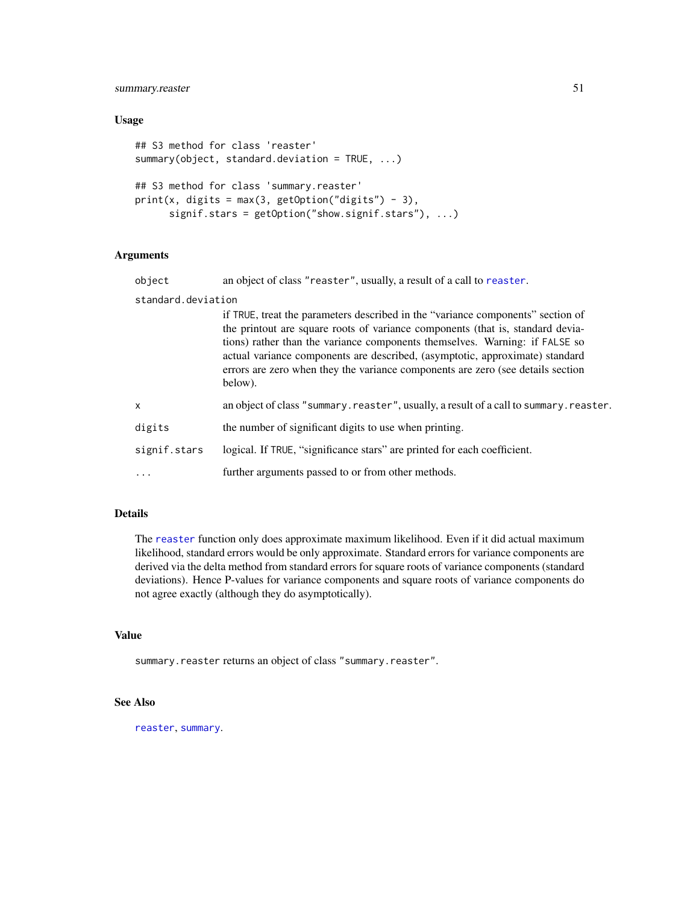## Usage

```
## S3 method for class 'reaster'
summary(object, standard.deviation = TRUE, ...)

## S3 method for class 'summary.reaster'
print(x, digits = max(3, getOption("digits") - 3),
      signif.stars = getOption("show.signif.stars"), ...)
```

## Arguments

| | |
|---|---|
| `object` | an object of class `"reaster"`, usually, a result of a call to `reaster`. |
| `standard.deviation` | if `TRUE`, treat the parameters described in the "variance components" section of the printout are square roots of variance components (that is, standard deviations) rather than the variance components themselves. Warning: if `FALSE` so actual variance components are described, (asymptotic, approximate) standard errors are zero when they the variance components are zero (see details section below). |
| `x` | an object of class `"summary.reaster"`, usually, a result of a call to `summary.reaster`. |
| `digits` | the number of significant digits to use when printing. |
| `signif.stars` | logical. If `TRUE`, "significance stars" are printed for each coefficient. |
| `...` | further arguments passed to or from other methods. |

## Details

The `reaster` function only does approximate maximum likelihood. Even if it did actual maximum likelihood, standard errors would be only approximate. Standard errors for variance components are derived via the delta method from standard errors for square roots of variance components (standard deviations). Hence P-values for variance components and square roots of variance components do not agree exactly (although they do asymptotically).

## Value

`summary.reaster` returns an object of class `"summary.reaster"`.

## See Also

`reaster`, `summary`.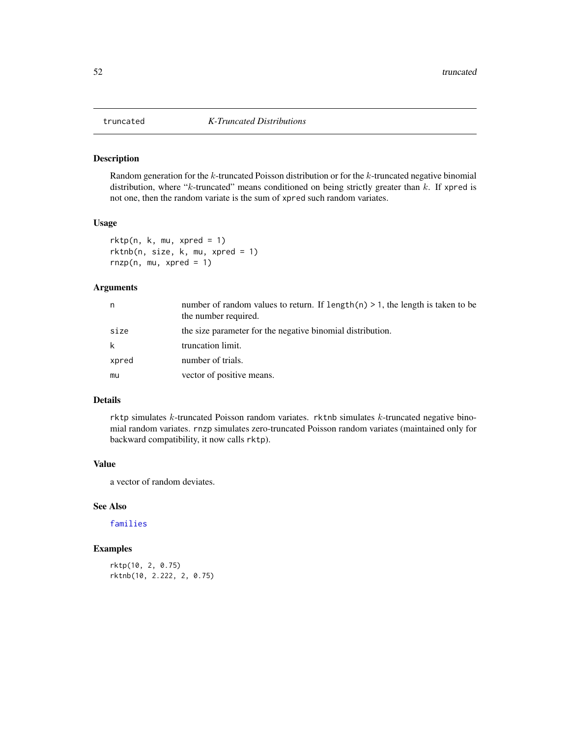truncated *K-Truncated Distributions*

## Description

Random generation for the $k$-truncated Poisson distribution or for the $k$-truncated negative binomial distribution, where "$k$-truncated" means conditioned on being strictly greater than $k$. If `xpred` is not one, then the random variate is the sum of `xpred` such random variates.

## Usage

```
rktp(n, k, mu, xpred = 1)
rktnb(n, size, k, mu, xpred = 1)
rnzp(n, mu, xpred = 1)
```

## Arguments

| | |
|---|---|
| `n` | number of random values to return. If `length(n) > 1`, the length is taken to be the number required. |
| `size` | the size parameter for the negative binomial distribution. |
| `k` | truncation limit. |
| `xpred` | number of trials. |
| `mu` | vector of positive means. |

## Details

`rktp` simulates $k$-truncated Poisson random variates. `rktnb` simulates $k$-truncated negative binomial random variates. `rnzp` simulates zero-truncated Poisson random variates (maintained only for backward compatibility, it now calls `rktp`).

## Value

a vector of random deviates.

## See Also

`families`

## Examples

```
rktp(10, 2, 0.75)
rktnb(10, 2.222, 2, 0.75)
```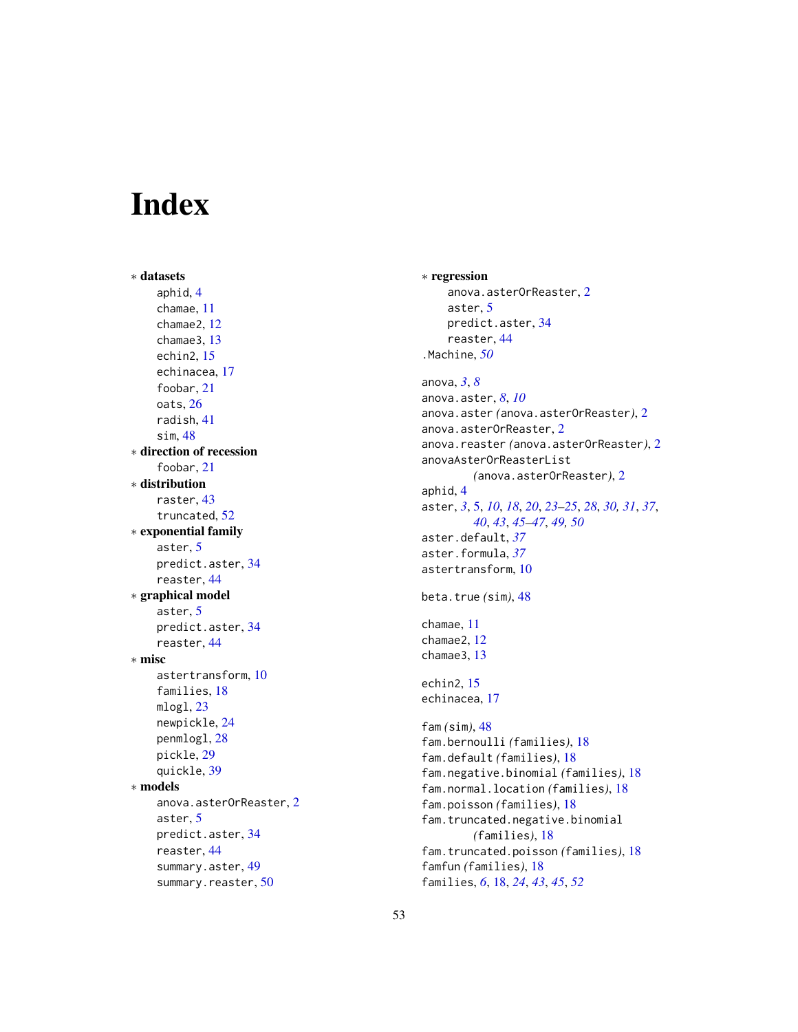# Index

∗ **datasets**
- aphid, 4
- chamae, 11
- chamae2, 12
- chamae3, 13
- echin2, 15
- echinacea, 17
- foobar, 21
- oats, 26
- radish, 41
- sim, 48

∗ **direction of recession**
- foobar, 21

∗ **distribution**
- raster, 43
- truncated, 52

∗ **exponential family**
- aster, 5
- predict.aster, 34
- reaster, 44

∗ **graphical model**
- aster, 5
- predict.aster, 34
- reaster, 44

∗ **misc**
- astertransform, 10
- families, 18
- mlogl, 23
- newpickle, 24
- penmlogl, 28
- pickle, 29
- quickle, 39

∗ **models**
- anova.asterOrReaster, 2
- aster, 5
- predict.aster, 34
- reaster, 44
- summary.aster, 49
- summary.reaster, 50

∗ **regression**
- anova.asterOrReaster, 2
- aster, 5
- predict.aster, 34
- reaster, 44

.Machine, *50*

anova, *3*, *8*
anova.aster, *8*, *10*
anova.aster *(anova.asterOrReaster)*, 2
anova.asterOrReaster, 2
anova.reaster *(anova.asterOrReaster)*, 2
anovaAsterOrReasterList *(anova.asterOrReaster)*, 2
aphid, 4
aster, *3*, 5, *10*, *18*, *20*, *23–25*, *28*, *30, 31*, *37*, *40*, *43*, *45–47*, *49, 50*
aster.default, *37*
aster.formula, *37*
astertransform, 10

beta.true *(sim)*, 48

chamae, 11
chamae2, 12
chamae3, 13

echin2, 15
echinacea, 17

fam *(sim)*, 48
fam.bernoulli *(families)*, 18
fam.default *(families)*, 18
fam.negative.binomial *(families)*, 18
fam.normal.location *(families)*, 18
fam.poisson *(families)*, 18
fam.truncated.negative.binomial *(families)*, 18
fam.truncated.poisson *(families)*, 18
famfun *(families)*, 18
families, *6*, 18, *24*, *43*, *45*, *52*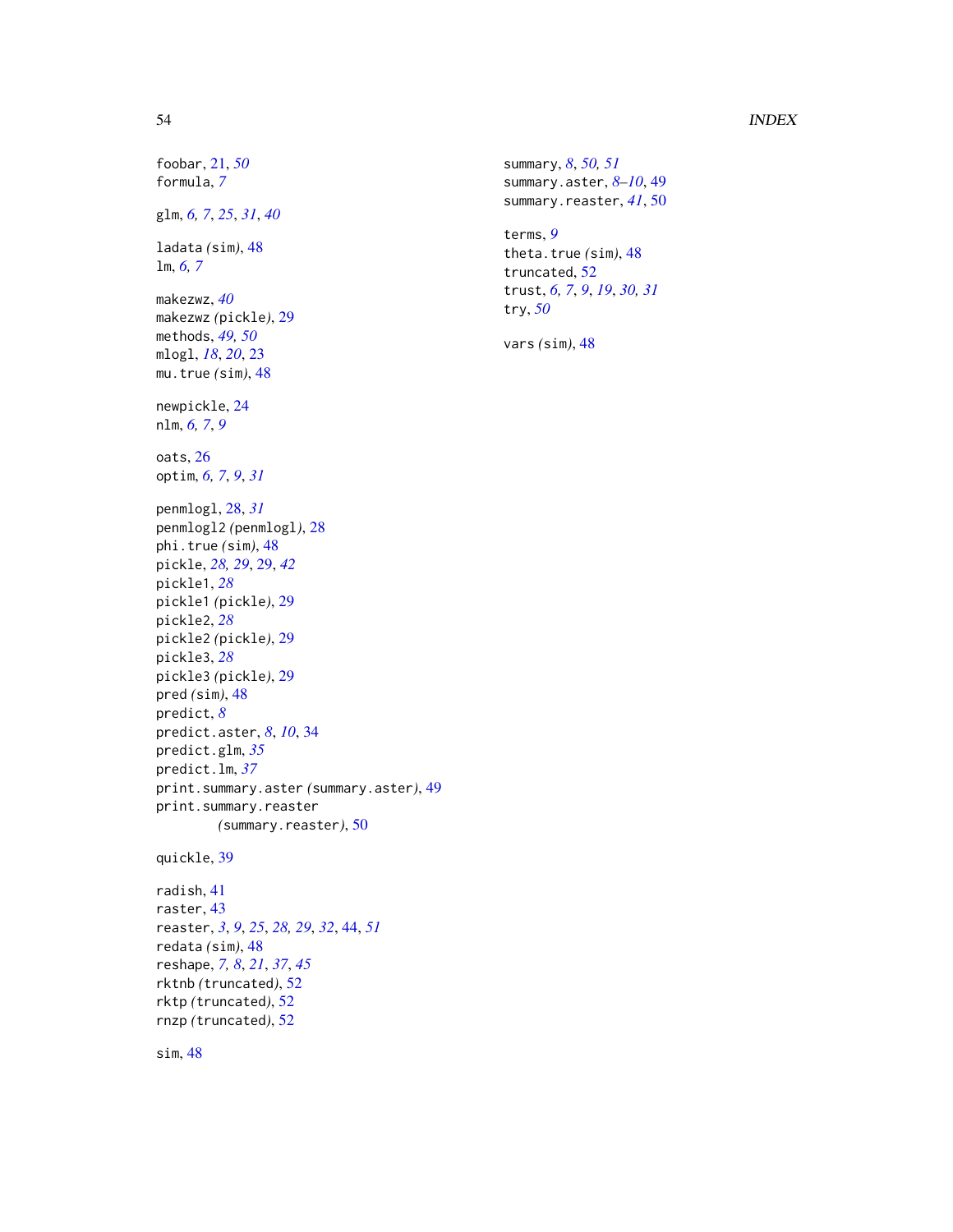foobar, 21, *50*
formula, *7*

glm, *6, 7*, *25*, *31*, *40*

ladata *(*sim*)*, 48
lm, *6, 7*

makezwz, *40*
makezwz *(*pickle*)*, 29
methods, *49, 50*
mlogl, *18*, *20*, 23
mu.true *(*sim*)*, 48

newpickle, 24
nlm, *6, 7*, *9*

oats, 26
optim, *6, 7*, *9*, *31*

penmlogl, 28, *31*
penmlogl2 *(*penmlogl*)*, 28
phi.true *(*sim*)*, 48
pickle, *28, 29*, 29, *42*
pickle1, *28*
pickle1 *(*pickle*)*, 29
pickle2, *28*
pickle2 *(*pickle*)*, 29
pickle3, *28*
pickle3 *(*pickle*)*, 29
pred *(*sim*)*, 48
predict, *8*
predict.aster, *8*, *10*, 34
predict.glm, *35*
predict.lm, *37*
print.summary.aster *(*summary.aster*)*, 49
print.summary.reaster
*(*summary.reaster*)*, 50

quickle, 39

radish, 41
raster, 43
reaster, *3*, *9*, *25*, *28, 29*, *32*, 44, *51*
redata *(*sim*)*, 48
reshape, *7, 8*, *21*, *37*, *45*
rktnb *(*truncated*)*, 52
rktp *(*truncated*)*, 52
rnzp *(*truncated*)*, 52

sim, 48
summary, *8*, *50, 51*
summary.aster, *8–10*, 49
summary.reaster, *41*, 50

terms, *9*
theta.true *(*sim*)*, 48
truncated, 52
trust, *6, 7*, *9*, *19*, *30, 31*
try, *50*

vars *(*sim*)*, 48